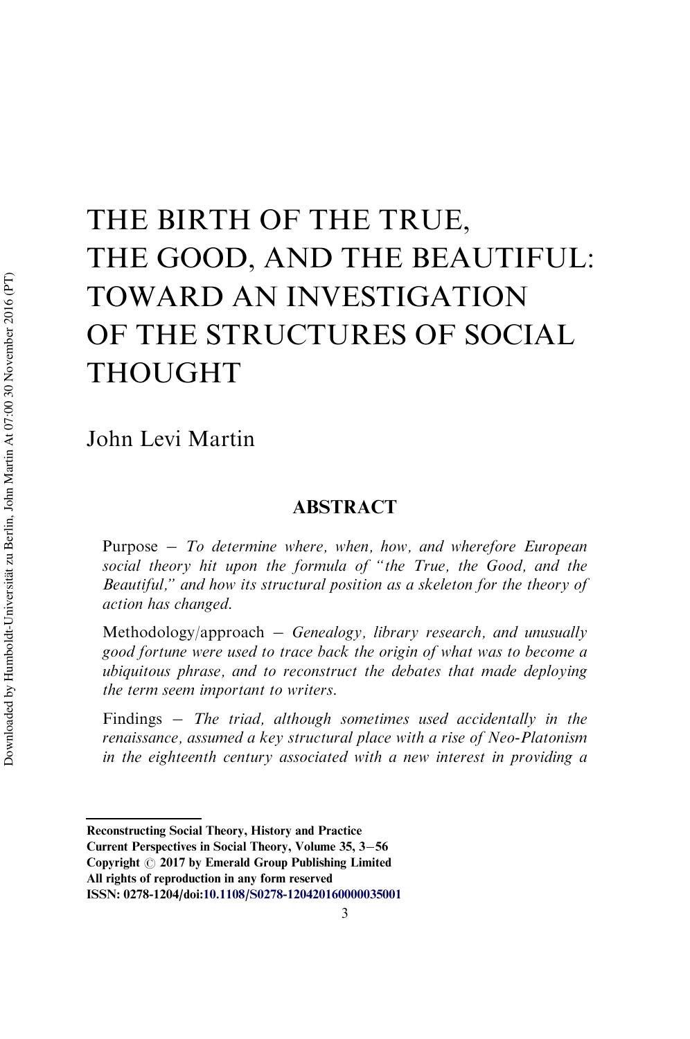# THE BIRTH OF THE TRUE, THE GOOD, AND THE BEAUTIFUL: TOWARD AN INVESTIGATION OF THE STRUCTURES OF SOCIAL THOUGHT

John Levi Martin

## ABSTRACT

Purpose – *To determine where, when, how, and wherefore European social theory hit upon the formula of "the True, the Good, and the Beautiful," and how its structural position as a skeleton for the theory of action has changed.*

Methodology/approach – *Genealogy, library research, and unusually good fortune were used to trace back the origin of what was to become a ubiquitous phrase, and to reconstruct the debates that made deploying the term seem important to writers.*

Findings – *The triad, although sometimes used accidentally in the renaissance, assumed a key structural place with a rise of Neo-Platonism in the eighteenth century associated with a new interest in providing a*

---

**Reconstructing Social Theory, History and Practice**
**Current Perspectives in Social Theory, Volume 35, 3–56**
**Copyright © 2017 by Emerald Group Publishing Limited**
**All rights of reproduction in any form reserved**
**ISSN: 0278-1204/doi:10.1108/S0278-120420160000035001**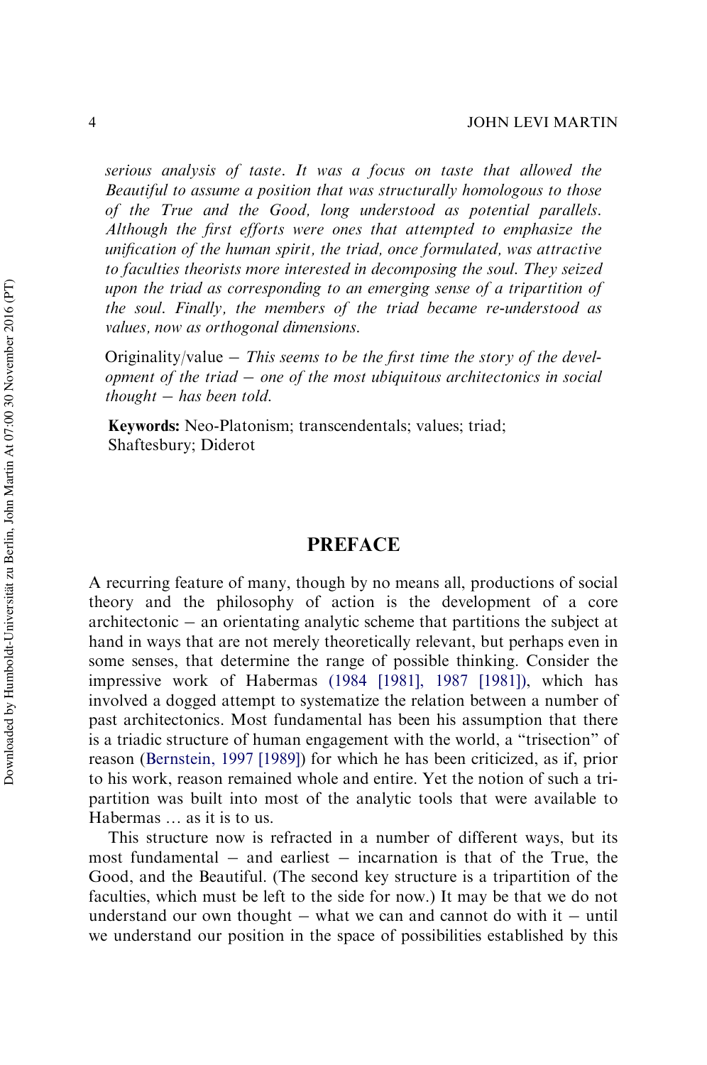*serious analysis of taste. It was a focus on taste that allowed the Beautiful to assume a position that was structurally homologous to those of the True and the Good, long understood as potential parallels. Although the first efforts were ones that attempted to emphasize the unification of the human spirit, the triad, once formulated, was attractive to faculties theorists more interested in decomposing the soul. They seized upon the triad as corresponding to an emerging sense of a tripartition of the soul. Finally, the members of the triad became re-understood as values, now as orthogonal dimensions.*

Originality/value – *This seems to be the first time the story of the development of the triad – one of the most ubiquitous architectonics in social thought – has been told.*

**Keywords:** Neo-Platonism; transcendentals; values; triad; Shaftesbury; Diderot

## PREFACE

A recurring feature of many, though by no means all, productions of social theory and the philosophy of action is the development of a core architectonic – an orientating analytic scheme that partitions the subject at hand in ways that are not merely theoretically relevant, but perhaps even in some senses, that determine the range of possible thinking. Consider the impressive work of Habermas (1984 [1981], 1987 [1981]), which has involved a dogged attempt to systematize the relation between a number of past architectonics. Most fundamental has been his assumption that there is a triadic structure of human engagement with the world, a "trisection" of reason (Bernstein, 1997 [1989]) for which he has been criticized, as if, prior to his work, reason remained whole and entire. Yet the notion of such a tripartition was built into most of the analytic tools that were available to Habermas … as it is to us.

This structure now is refracted in a number of different ways, but its most fundamental – and earliest – incarnation is that of the True, the Good, and the Beautiful. (The second key structure is a tripartition of the faculties, which must be left to the side for now.) It may be that we do not understand our own thought – what we can and cannot do with it – until we understand our position in the space of possibilities established by this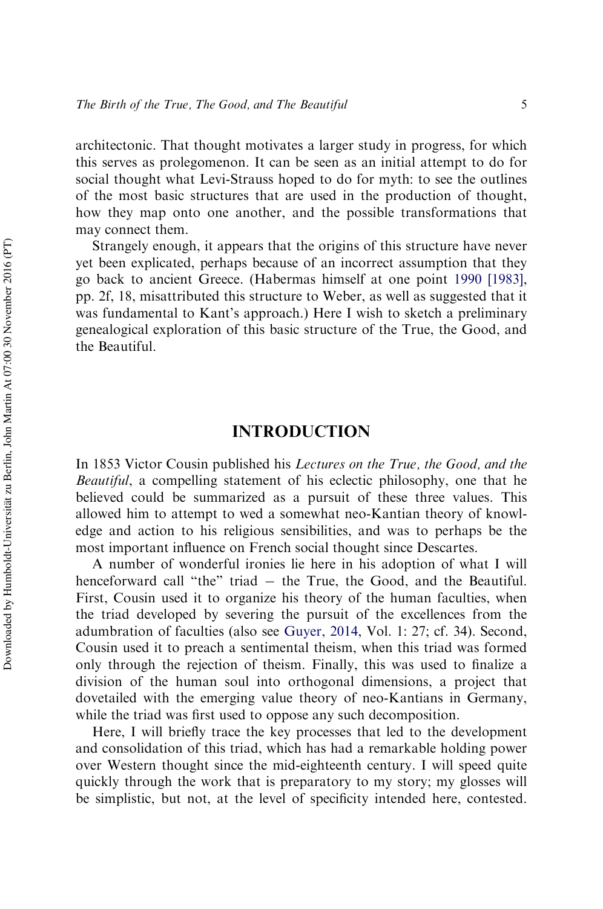architectonic. That thought motivates a larger study in progress, for which this serves as prolegomenon. It can be seen as an initial attempt to do for social thought what Levi-Strauss hoped to do for myth: to see the outlines of the most basic structures that are used in the production of thought, how they map onto one another, and the possible transformations that may connect them.

Strangely enough, it appears that the origins of this structure have never yet been explicated, perhaps because of an incorrect assumption that they go back to ancient Greece. (Habermas himself at one point 1990 [1983], pp. 2f, 18, misattributed this structure to Weber, as well as suggested that it was fundamental to Kant's approach.) Here I wish to sketch a preliminary genealogical exploration of this basic structure of the True, the Good, and the Beautiful.

## INTRODUCTION

In 1853 Victor Cousin published his *Lectures on the True, the Good, and the Beautiful*, a compelling statement of his eclectic philosophy, one that he believed could be summarized as a pursuit of these three values. This allowed him to attempt to wed a somewhat neo-Kantian theory of knowledge and action to his religious sensibilities, and was to perhaps be the most important influence on French social thought since Descartes.

A number of wonderful ironies lie here in his adoption of what I will henceforward call "the" triad – the True, the Good, and the Beautiful. First, Cousin used it to organize his theory of the human faculties, when the triad developed by severing the pursuit of the excellences from the adumbration of faculties (also see Guyer, 2014, Vol. 1: 27; cf. 34). Second, Cousin used it to preach a sentimental theism, when this triad was formed only through the rejection of theism. Finally, this was used to finalize a division of the human soul into orthogonal dimensions, a project that dovetailed with the emerging value theory of neo-Kantians in Germany, while the triad was first used to oppose any such decomposition.

Here, I will briefly trace the key processes that led to the development and consolidation of this triad, which has had a remarkable holding power over Western thought since the mid-eighteenth century. I will speed quite quickly through the work that is preparatory to my story; my glosses will be simplistic, but not, at the level of specificity intended here, contested.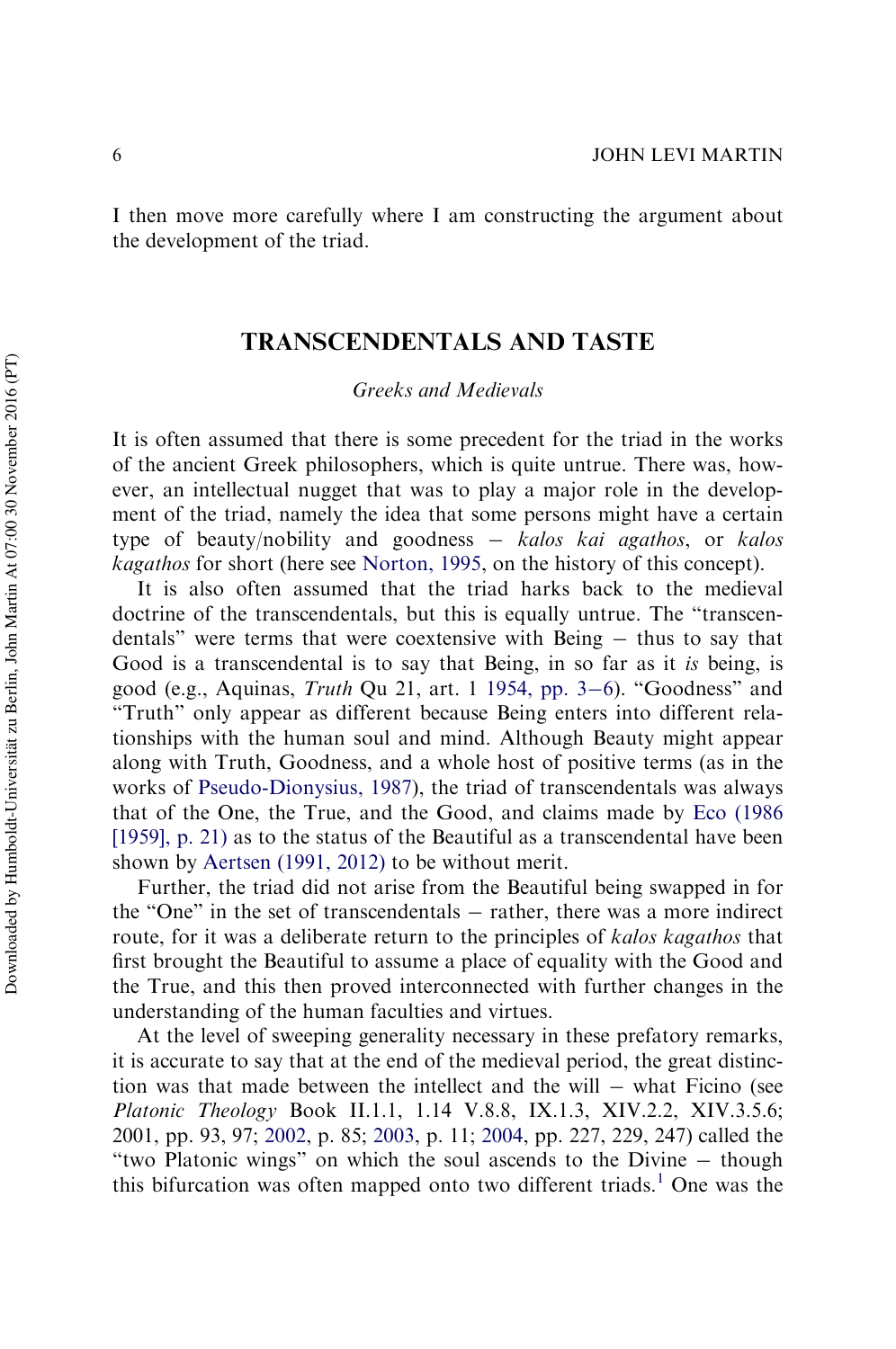I then move more carefully where I am constructing the argument about the development of the triad.

## TRANSCENDENTALS AND TASTE

### *Greeks and Medievals*

It is often assumed that there is some precedent for the triad in the works of the ancient Greek philosophers, which is quite untrue. There was, however, an intellectual nugget that was to play a major role in the development of the triad, namely the idea that some persons might have a certain type of beauty/nobility and goodness – *kalos kai agathos*, or *kalos kagathos* for short (here see Norton, 1995, on the history of this concept).

It is also often assumed that the triad harks back to the medieval doctrine of the transcendentals, but this is equally untrue. The "transcendentals" were terms that were coextensive with Being – thus to say that Good is a transcendental is to say that Being, in so far as it *is* being, is good (e.g., Aquinas, *Truth* Qu 21, art. 1 1954, pp. 3–6). "Goodness" and "Truth" only appear as different because Being enters into different relationships with the human soul and mind. Although Beauty might appear along with Truth, Goodness, and a whole host of positive terms (as in the works of Pseudo-Dionysius, 1987), the triad of transcendentals was always that of the One, the True, and the Good, and claims made by Eco (1986 [1959], p. 21) as to the status of the Beautiful as a transcendental have been shown by Aertsen (1991, 2012) to be without merit.

Further, the triad did not arise from the Beautiful being swapped in for the "One" in the set of transcendentals – rather, there was a more indirect route, for it was a deliberate return to the principles of *kalos kagathos* that first brought the Beautiful to assume a place of equality with the Good and the True, and this then proved interconnected with further changes in the understanding of the human faculties and virtues.

At the level of sweeping generality necessary in these prefatory remarks, it is accurate to say that at the end of the medieval period, the great distinction was that made between the intellect and the will – what Ficino (see *Platonic Theology* Book II.1.1, 1.14 V.8.8, IX.1.3, XIV.2.2, XIV.3.5.6; 2001, pp. 93, 97; 2002, p. 85; 2003, p. 11; 2004, pp. 227, 229, 247) called the "two Platonic wings" on which the soul ascends to the Divine – though this bifurcation was often mapped onto two different triads.[1] One was the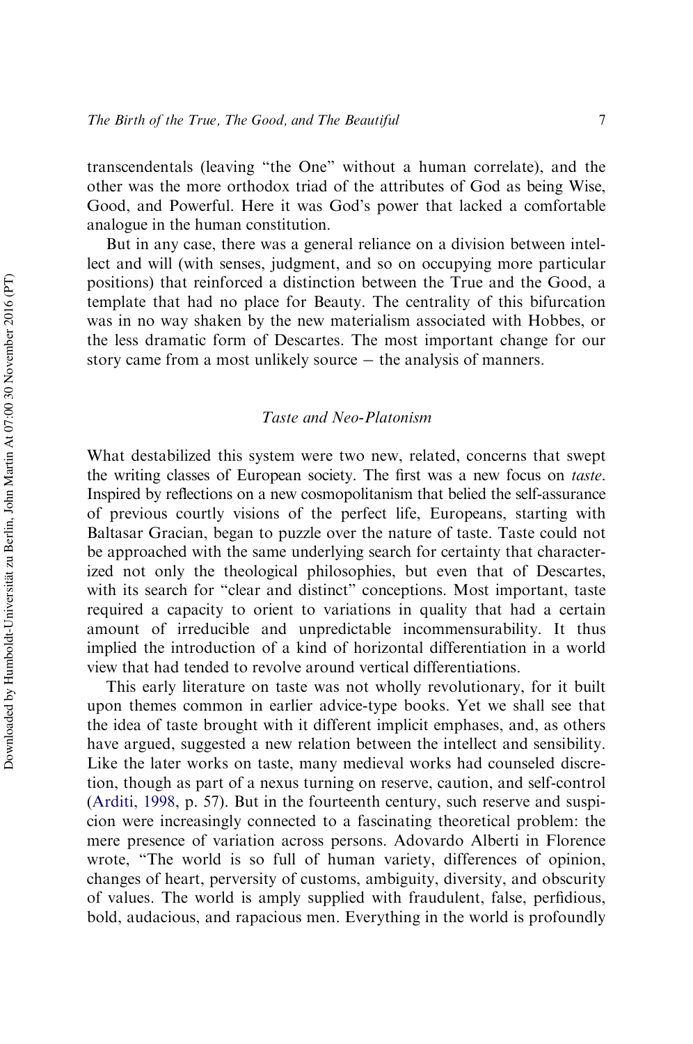transcendentals (leaving "the One" without a human correlate), and the other was the more orthodox triad of the attributes of God as being Wise, Good, and Powerful. Here it was God's power that lacked a comfortable analogue in the human constitution.

But in any case, there was a general reliance on a division between intellect and will (with senses, judgment, and so on occupying more particular positions) that reinforced a distinction between the True and the Good, a template that had no place for Beauty. The centrality of this bifurcation was in no way shaken by the new materialism associated with Hobbes, or the less dramatic form of Descartes. The most important change for our story came from a most unlikely source – the analysis of manners.

### *Taste and Neo-Platonism*

What destabilized this system were two new, related, concerns that swept the writing classes of European society. The first was a new focus on *taste*. Inspired by reflections on a new cosmopolitanism that belied the self-assurance of previous courtly visions of the perfect life, Europeans, starting with Baltasar Gracian, began to puzzle over the nature of taste. Taste could not be approached with the same underlying search for certainty that characterized not only the theological philosophies, but even that of Descartes, with its search for "clear and distinct" conceptions. Most important, taste required a capacity to orient to variations in quality that had a certain amount of irreducible and unpredictable incommensurability. It thus implied the introduction of a kind of horizontal differentiation in a world view that had tended to revolve around vertical differentiations.

This early literature on taste was not wholly revolutionary, for it built upon themes common in earlier advice-type books. Yet we shall see that the idea of taste brought with it different implicit emphases, and, as others have argued, suggested a new relation between the intellect and sensibility. Like the later works on taste, many medieval works had counseled discretion, though as part of a nexus turning on reserve, caution, and self-control (Arditi, 1998, p. 57). But in the fourteenth century, such reserve and suspicion were increasingly connected to a fascinating theoretical problem: the mere presence of variation across persons. Adovardo Alberti in Florence wrote, "The world is so full of human variety, differences of opinion, changes of heart, perversity of customs, ambiguity, diversity, and obscurity of values. The world is amply supplied with fraudulent, false, perfidious, bold, audacious, and rapacious men. Everything in the world is profoundly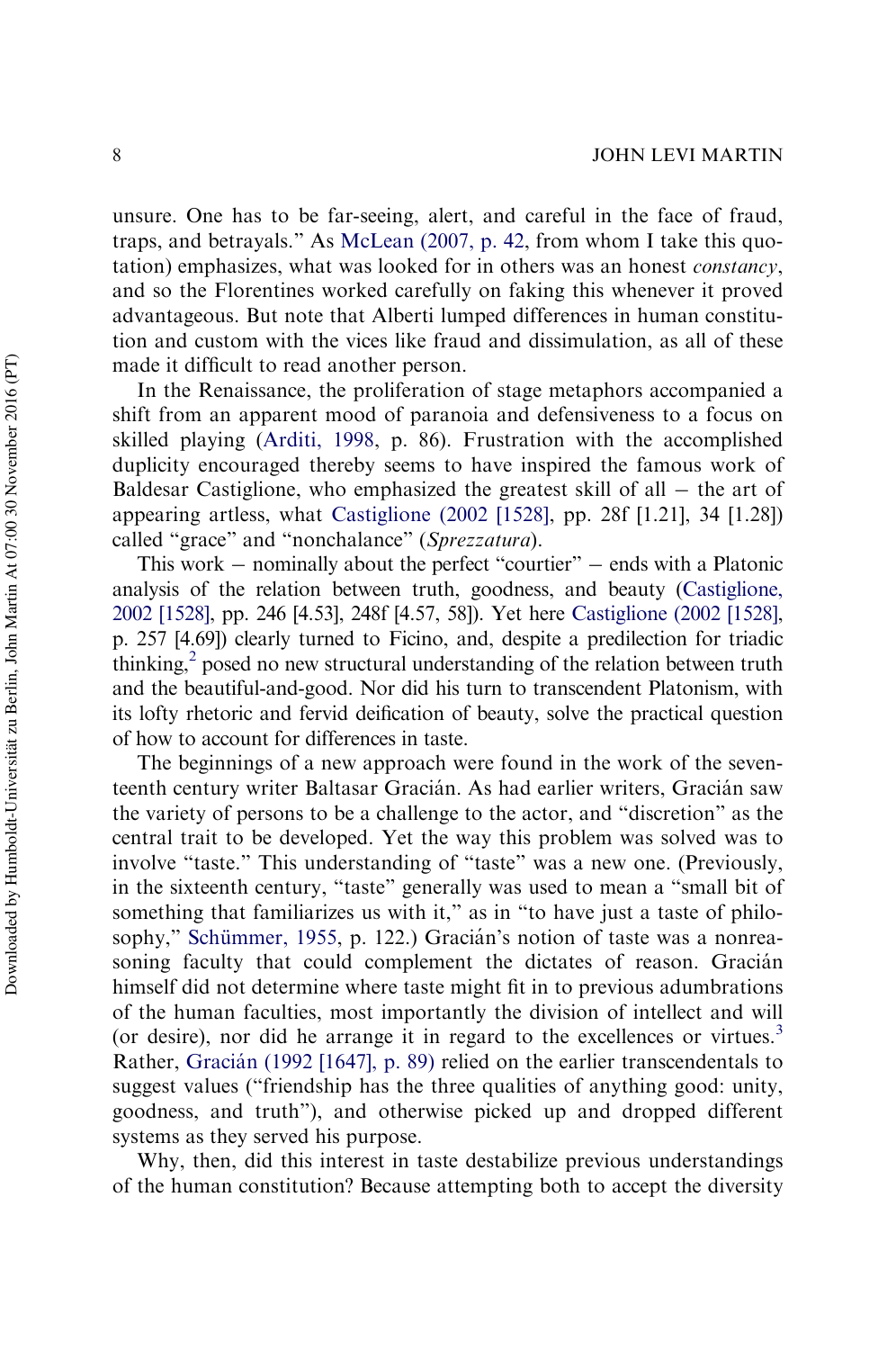unsure. One has to be far-seeing, alert, and careful in the face of fraud, traps, and betrayals." As McLean (2007, p. 42, from whom I take this quotation) emphasizes, what was looked for in others was an honest *constancy*, and so the Florentines worked carefully on faking this whenever it proved advantageous. But note that Alberti lumped differences in human constitution and custom with the vices like fraud and dissimulation, as all of these made it difficult to read another person.

In the Renaissance, the proliferation of stage metaphors accompanied a shift from an apparent mood of paranoia and defensiveness to a focus on skilled playing (Arditi, 1998, p. 86). Frustration with the accomplished duplicity encouraged thereby seems to have inspired the famous work of Baldesar Castiglione, who emphasized the greatest skill of all – the art of appearing artless, what Castiglione (2002 [1528], pp. 28f [1.21], 34 [1.28]) called "grace" and "nonchalance" (*Sprezzatura*).

This work – nominally about the perfect "courtier" – ends with a Platonic analysis of the relation between truth, goodness, and beauty (Castiglione, 2002 [1528], pp. 246 [4.53], 248f [4.57, 58]). Yet here Castiglione (2002 [1528], p. 257 [4.69]) clearly turned to Ficino, and, despite a predilection for triadic thinking,[2] posed no new structural understanding of the relation between truth and the beautiful-and-good. Nor did his turn to transcendent Platonism, with its lofty rhetoric and fervid deification of beauty, solve the practical question of how to account for differences in taste.

The beginnings of a new approach were found in the work of the seventeenth century writer Baltasar Gracián. As had earlier writers, Gracián saw the variety of persons to be a challenge to the actor, and "discretion" as the central trait to be developed. Yet the way this problem was solved was to involve "taste." This understanding of "taste" was a new one. (Previously, in the sixteenth century, "taste" generally was used to mean a "small bit of something that familiarizes us with it," as in "to have just a taste of philosophy," Schümmer, 1955, p. 122.) Gracián's notion of taste was a nonreasoning faculty that could complement the dictates of reason. Gracián himself did not determine where taste might fit in to previous adumbrations of the human faculties, most importantly the division of intellect and will (or desire), nor did he arrange it in regard to the excellences or virtues.[3] Rather, Gracián (1992 [1647], p. 89) relied on the earlier transcendentals to suggest values ("friendship has the three qualities of anything good: unity, goodness, and truth"), and otherwise picked up and dropped different systems as they served his purpose.

Why, then, did this interest in taste destabilize previous understandings of the human constitution? Because attempting both to accept the diversity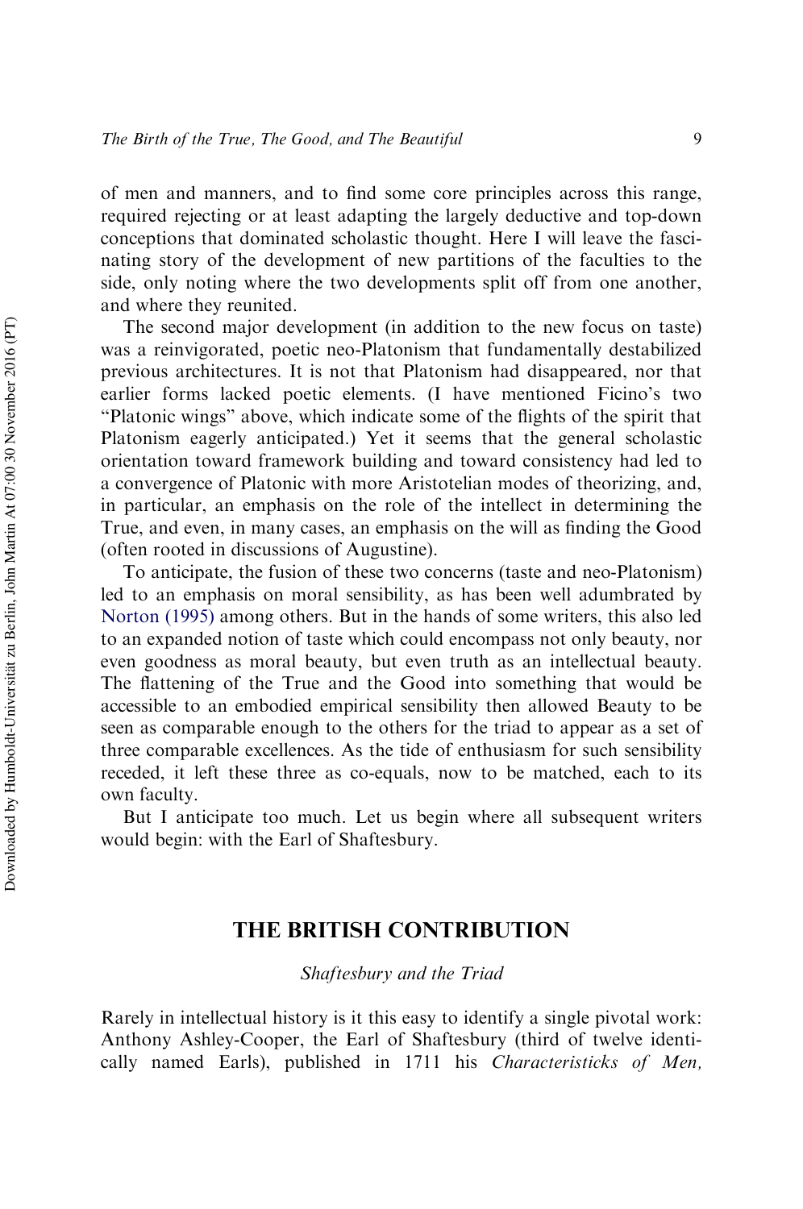of men and manners, and to find some core principles across this range, required rejecting or at least adapting the largely deductive and top-down conceptions that dominated scholastic thought. Here I will leave the fascinating story of the development of new partitions of the faculties to the side, only noting where the two developments split off from one another, and where they reunited.

The second major development (in addition to the new focus on taste) was a reinvigorated, poetic neo-Platonism that fundamentally destabilized previous architectures. It is not that Platonism had disappeared, nor that earlier forms lacked poetic elements. (I have mentioned Ficino's two "Platonic wings" above, which indicate some of the flights of the spirit that Platonism eagerly anticipated.) Yet it seems that the general scholastic orientation toward framework building and toward consistency had led to a convergence of Platonic with more Aristotelian modes of theorizing, and, in particular, an emphasis on the role of the intellect in determining the True, and even, in many cases, an emphasis on the will as finding the Good (often rooted in discussions of Augustine).

To anticipate, the fusion of these two concerns (taste and neo-Platonism) led to an emphasis on moral sensibility, as has been well adumbrated by Norton (1995) among others. But in the hands of some writers, this also led to an expanded notion of taste which could encompass not only beauty, nor even goodness as moral beauty, but even truth as an intellectual beauty. The flattening of the True and the Good into something that would be accessible to an embodied empirical sensibility then allowed Beauty to be seen as comparable enough to the others for the triad to appear as a set of three comparable excellences. As the tide of enthusiasm for such sensibility receded, it left these three as co-equals, now to be matched, each to its own faculty.

But I anticipate too much. Let us begin where all subsequent writers would begin: with the Earl of Shaftesbury.

## THE BRITISH CONTRIBUTION

### *Shaftesbury and the Triad*

Rarely in intellectual history is it this easy to identify a single pivotal work: Anthony Ashley-Cooper, the Earl of Shaftesbury (third of twelve identically named Earls), published in 1711 his *Characteristicks of Men,*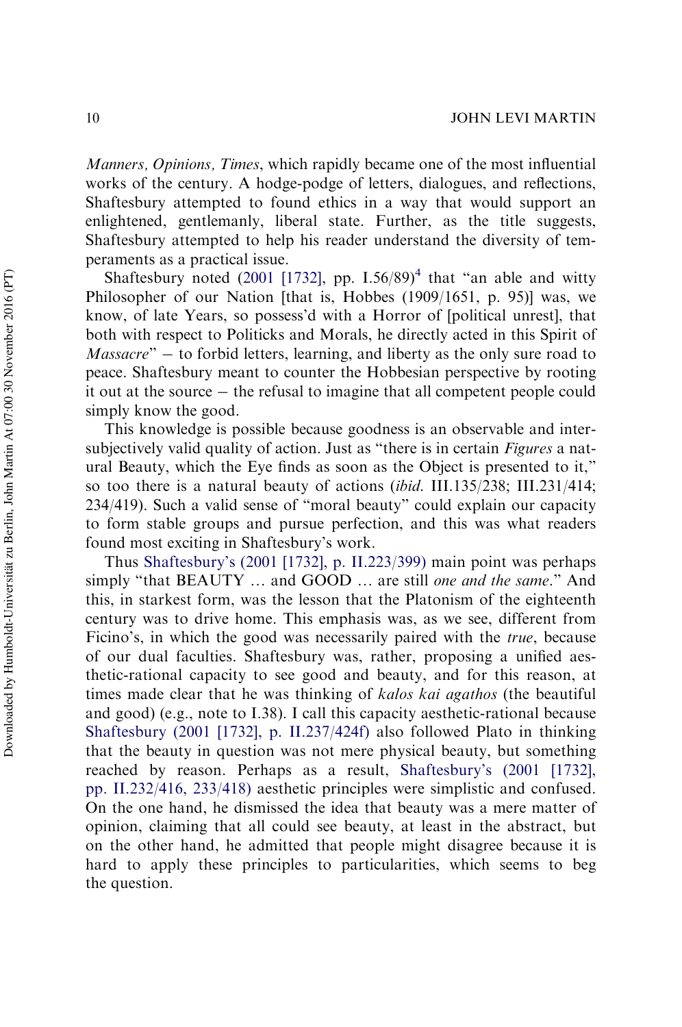*Manners, Opinions, Times*, which rapidly became one of the most influential works of the century. A hodge-podge of letters, dialogues, and reflections, Shaftesbury attempted to found ethics in a way that would support an enlightened, gentlemanly, liberal state. Further, as the title suggests, Shaftesbury attempted to help his reader understand the diversity of temperaments as a practical issue.

Shaftesbury noted (2001 [1732], pp. I.56/89)[4] that "an able and witty Philosopher of our Nation [that is, Hobbes (1909/1651, p. 95)] was, we know, of late Years, so possess'd with a Horror of [political unrest], that both with respect to Politicks and Morals, he directly acted in this Spirit of *Massacre*" – to forbid letters, learning, and liberty as the only sure road to peace. Shaftesbury meant to counter the Hobbesian perspective by rooting it out at the source – the refusal to imagine that all competent people could simply know the good.

This knowledge is possible because goodness is an observable and intersubjectively valid quality of action. Just as "there is in certain *Figures* a natural Beauty, which the Eye finds as soon as the Object is presented to it," so too there is a natural beauty of actions (*ibid*. III.135/238; III.231/414; 234/419). Such a valid sense of "moral beauty" could explain our capacity to form stable groups and pursue perfection, and this was what readers found most exciting in Shaftesbury's work.

Thus Shaftesbury's (2001 [1732], p. II.223/399) main point was perhaps simply "that BEAUTY … and GOOD … are still *one and the same*." And this, in starkest form, was the lesson that the Platonism of the eighteenth century was to drive home. This emphasis was, as we see, different from Ficino's, in which the good was necessarily paired with the *true*, because of our dual faculties. Shaftesbury was, rather, proposing a unified aesthetic-rational capacity to see good and beauty, and for this reason, at times made clear that he was thinking of *kalos kai agathos* (the beautiful and good) (e.g., note to I.38). I call this capacity aesthetic-rational because Shaftesbury (2001 [1732], p. II.237/424f) also followed Plato in thinking that the beauty in question was not mere physical beauty, but something reached by reason. Perhaps as a result, Shaftesbury's (2001 [1732], pp. II.232/416, 233/418) aesthetic principles were simplistic and confused. On the one hand, he dismissed the idea that beauty was a mere matter of opinion, claiming that all could see beauty, at least in the abstract, but on the other hand, he admitted that people might disagree because it is hard to apply these principles to particularities, which seems to beg the question.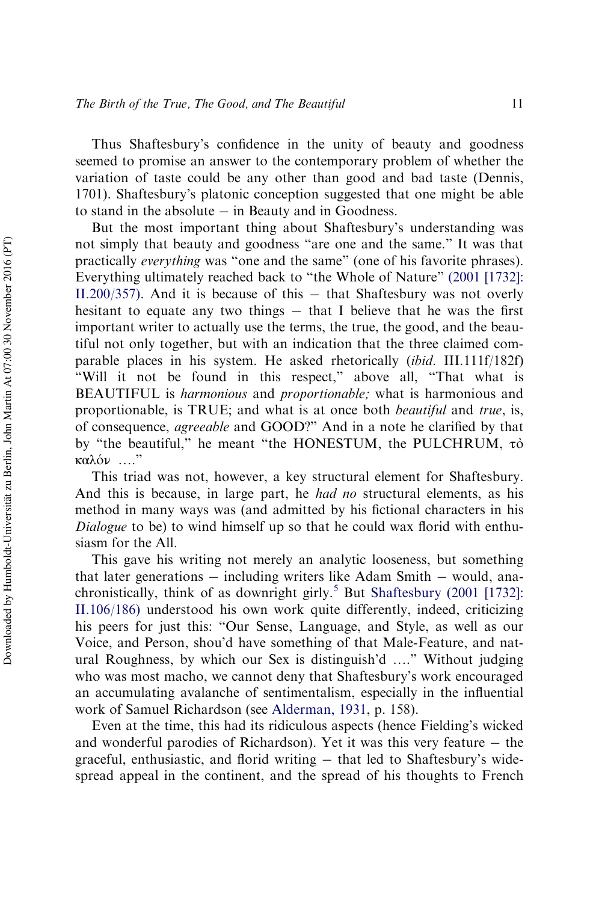Thus Shaftesbury's confidence in the unity of beauty and goodness seemed to promise an answer to the contemporary problem of whether the variation of taste could be any other than good and bad taste (Dennis, 1701). Shaftesbury's platonic conception suggested that one might be able to stand in the absolute – in Beauty and in Goodness.

But the most important thing about Shaftesbury's understanding was not simply that beauty and goodness "are one and the same." It was that practically *everything* was "one and the same" (one of his favorite phrases). Everything ultimately reached back to "the Whole of Nature" (2001 [1732]: II.200/357). And it is because of this – that Shaftesbury was not overly hesitant to equate any two things – that I believe that he was the first important writer to actually use the terms, the true, the good, and the beautiful not only together, but with an indication that the three claimed comparable places in his system. He asked rhetorically (*ibid.* III.111f/182f) "Will it not be found in this respect," above all, "That what is BEAUTIFUL is *harmonious* and *proportionable;* what is harmonious and proportionable, is TRUE; and what is at once both *beautiful* and *true*, is, of consequence, *agreeable* and GOOD?" And in a note he clarified by that by "the beautiful," he meant "the HONESTUM, the PULCHRUM, τὸ καλὸν ...."

This triad was not, however, a key structural element for Shaftesbury. And this is because, in large part, he *had no* structural elements, as his method in many ways was (and admitted by his fictional characters in his *Dialogue* to be) to wind himself up so that he could wax florid with enthusiasm for the All.

This gave his writing not merely an analytic looseness, but something that later generations – including writers like Adam Smith – would, anachronistically, think of as downright girly.[5] But Shaftesbury (2001 [1732]: II.106/186) understood his own work quite differently, indeed, criticizing his peers for just this: "Our Sense, Language, and Style, as well as our Voice, and Person, shou'd have something of that Male-Feature, and natural Roughness, by which our Sex is distinguish'd ...." Without judging who was most macho, we cannot deny that Shaftesbury's work encouraged an accumulating avalanche of sentimentalism, especially in the influential work of Samuel Richardson (see Alderman, 1931, p. 158).

Even at the time, this had its ridiculous aspects (hence Fielding's wicked and wonderful parodies of Richardson). Yet it was this very feature – the graceful, enthusiastic, and florid writing – that led to Shaftesbury's widespread appeal in the continent, and the spread of his thoughts to French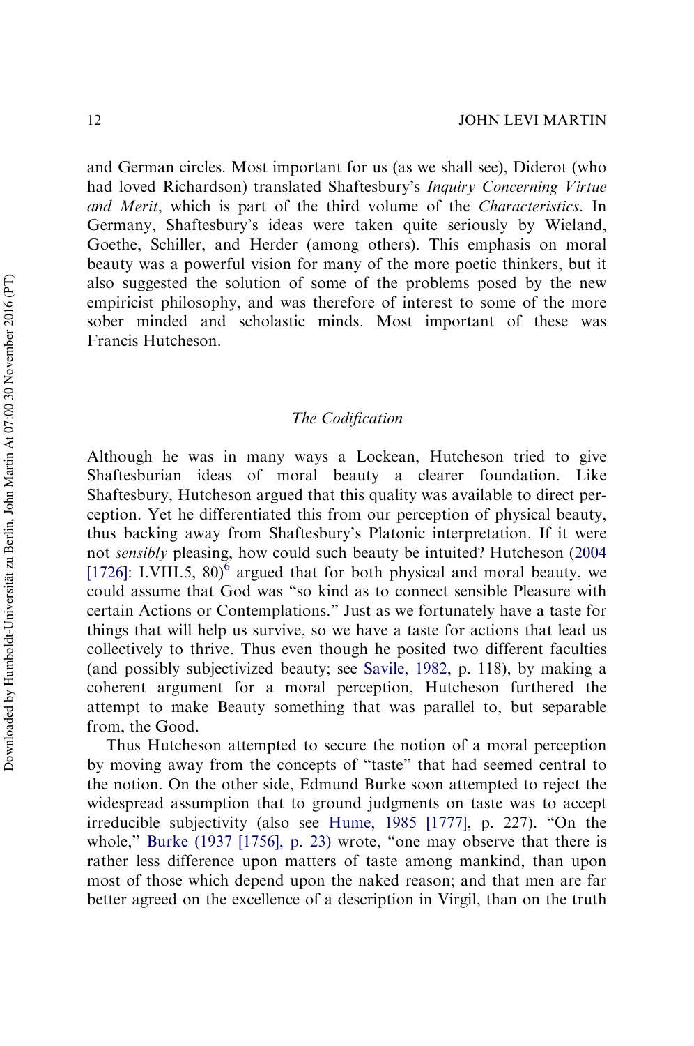and German circles. Most important for us (as we shall see), Diderot (who had loved Richardson) translated Shaftesbury's *Inquiry Concerning Virtue and Merit*, which is part of the third volume of the *Characteristics*. In Germany, Shaftesbury's ideas were taken quite seriously by Wieland, Goethe, Schiller, and Herder (among others). This emphasis on moral beauty was a powerful vision for many of the more poetic thinkers, but it also suggested the solution of some of the problems posed by the new empiricist philosophy, and was therefore of interest to some of the more sober minded and scholastic minds. Most important of these was Francis Hutcheson.

### *The Codification*

Although he was in many ways a Lockean, Hutcheson tried to give Shaftesburian ideas of moral beauty a clearer foundation. Like Shaftesbury, Hutcheson argued that this quality was available to direct perception. Yet he differentiated this from our perception of physical beauty, thus backing away from Shaftesbury's Platonic interpretation. If it were not *sensibly* pleasing, how could such beauty be intuited? Hutcheson (2004 [1726]: I.VIII.5, 80)[6] argued that for both physical and moral beauty, we could assume that God was "so kind as to connect sensible Pleasure with certain Actions or Contemplations." Just as we fortunately have a taste for things that will help us survive, so we have a taste for actions that lead us collectively to thrive. Thus even though he posited two different faculties (and possibly subjectivized beauty; see Savile, 1982, p. 118), by making a coherent argument for a moral perception, Hutcheson furthered the attempt to make Beauty something that was parallel to, but separable from, the Good.

Thus Hutcheson attempted to secure the notion of a moral perception by moving away from the concepts of "taste" that had seemed central to the notion. On the other side, Edmund Burke soon attempted to reject the widespread assumption that to ground judgments on taste was to accept irreducible subjectivity (also see Hume, 1985 [1777], p. 227). "On the whole," Burke (1937 [1756], p. 23) wrote, "one may observe that there is rather less difference upon matters of taste among mankind, than upon most of those which depend upon the naked reason; and that men are far better agreed on the excellence of a description in Virgil, than on the truth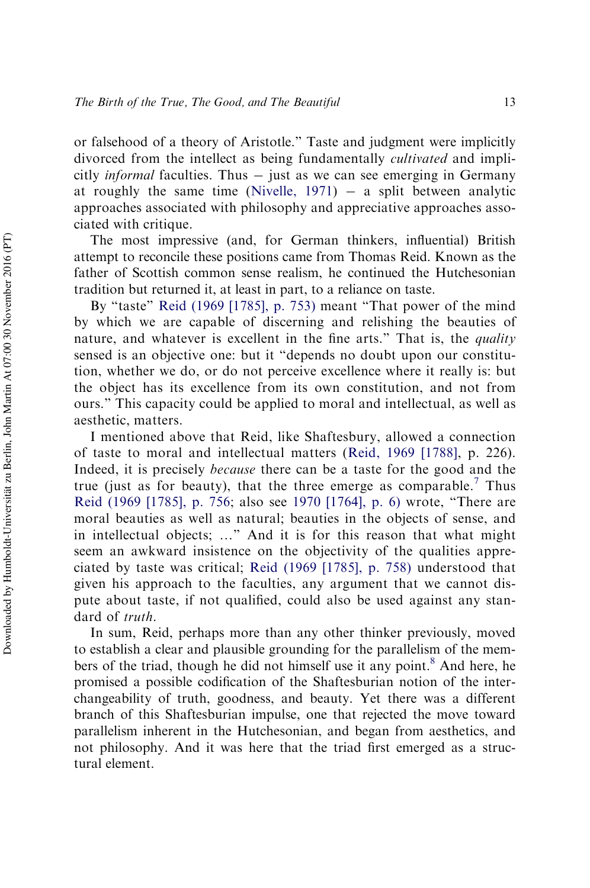or falsehood of a theory of Aristotle." Taste and judgment were implicitly divorced from the intellect as being fundamentally *cultivated* and implicitly *informal* faculties. Thus – just as we can see emerging in Germany at roughly the same time (Nivelle, 1971) – a split between analytic approaches associated with philosophy and appreciative approaches associated with critique.

The most impressive (and, for German thinkers, influential) British attempt to reconcile these positions came from Thomas Reid. Known as the father of Scottish common sense realism, he continued the Hutchesonian tradition but returned it, at least in part, to a reliance on taste.

By "taste" Reid (1969 [1785], p. 753) meant "That power of the mind by which we are capable of discerning and relishing the beauties of nature, and whatever is excellent in the fine arts." That is, the *quality* sensed is an objective one: but it "depends no doubt upon our constitution, whether we do, or do not perceive excellence where it really is: but the object has its excellence from its own constitution, and not from ours." This capacity could be applied to moral and intellectual, as well as aesthetic, matters.

I mentioned above that Reid, like Shaftesbury, allowed a connection of taste to moral and intellectual matters (Reid, 1969 [1788], p. 226). Indeed, it is precisely *because* there can be a taste for the good and the true (just as for beauty), that the three emerge as comparable.[7] Thus Reid (1969 [1785], p. 756; also see 1970 [1764], p. 6) wrote, "There are moral beauties as well as natural; beauties in the objects of sense, and in intellectual objects; …" And it is for this reason that what might seem an awkward insistence on the objectivity of the qualities appreciated by taste was critical; Reid (1969 [1785], p. 758) understood that given his approach to the faculties, any argument that we cannot dispute about taste, if not qualified, could also be used against any standard of *truth*.

In sum, Reid, perhaps more than any other thinker previously, moved to establish a clear and plausible grounding for the parallelism of the members of the triad, though he did not himself use it any point.[8] And here, he promised a possible codification of the Shaftesburian notion of the interchangeability of truth, goodness, and beauty. Yet there was a different branch of this Shaftesburian impulse, one that rejected the move toward parallelism inherent in the Hutchesonian, and began from aesthetics, and not philosophy. And it was here that the triad first emerged as a structural element.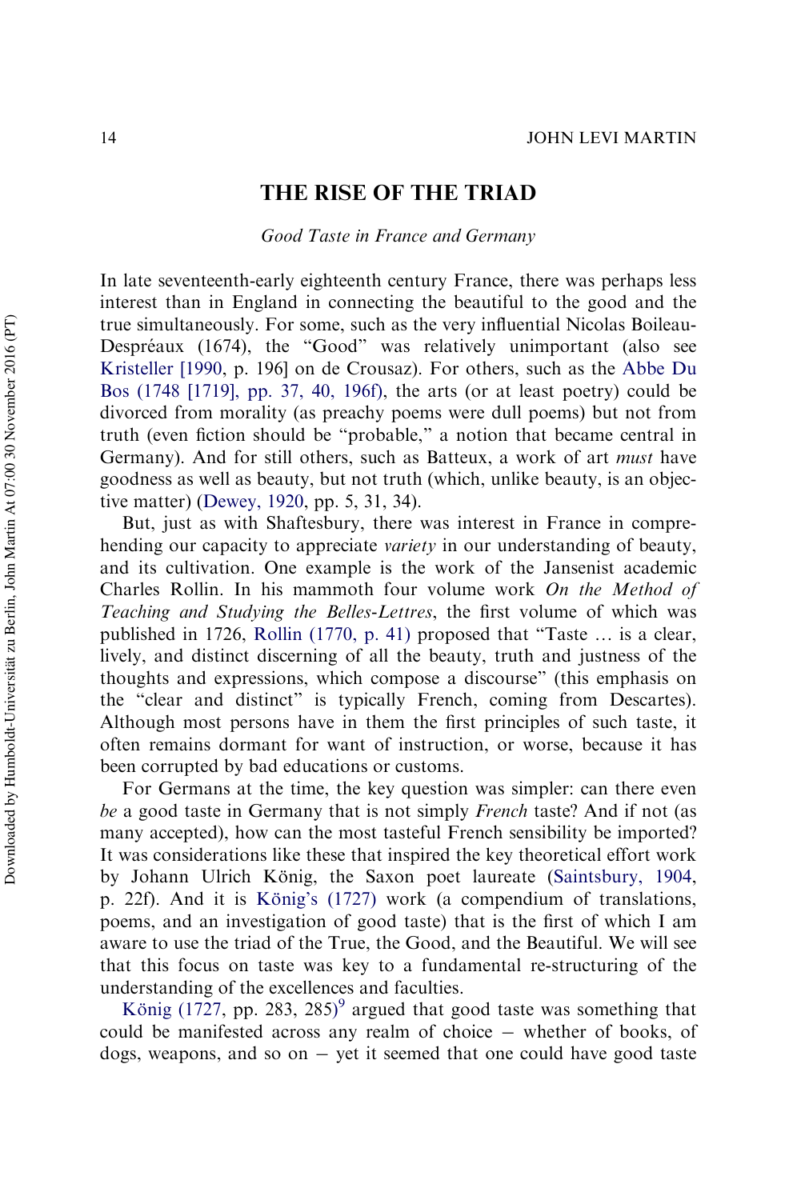## THE RISE OF THE TRIAD

### *Good Taste in France and Germany*

In late seventeenth-early eighteenth century France, there was perhaps less interest than in England in connecting the beautiful to the good and the true simultaneously. For some, such as the very influential Nicolas Boileau-Despréaux (1674), the "Good" was relatively unimportant (also see Kristeller [1990, p. 196] on de Crousaz). For others, such as the Abbe Du Bos (1748 [1719], pp. 37, 40, 196f), the arts (or at least poetry) could be divorced from morality (as preachy poems were dull poems) but not from truth (even fiction should be "probable," a notion that became central in Germany). And for still others, such as Batteux, a work of art *must* have goodness as well as beauty, but not truth (which, unlike beauty, is an objective matter) (Dewey, 1920, pp. 5, 31, 34).

But, just as with Shaftesbury, there was interest in France in comprehending our capacity to appreciate *variety* in our understanding of beauty, and its cultivation. One example is the work of the Jansenist academic Charles Rollin. In his mammoth four volume work *On the Method of Teaching and Studying the Belles-Lettres*, the first volume of which was published in 1726, Rollin (1770, p. 41) proposed that "Taste … is a clear, lively, and distinct discerning of all the beauty, truth and justness of the thoughts and expressions, which compose a discourse" (this emphasis on the "clear and distinct" is typically French, coming from Descartes). Although most persons have in them the first principles of such taste, it often remains dormant for want of instruction, or worse, because it has been corrupted by bad educations or customs.

For Germans at the time, the key question was simpler: can there even *be* a good taste in Germany that is not simply *French* taste? And if not (as many accepted), how can the most tasteful French sensibility be imported? It was considerations like these that inspired the key theoretical effort work by Johann Ulrich König, the Saxon poet laureate (Saintsbury, 1904, p. 22f). And it is König's (1727) work (a compendium of translations, poems, and an investigation of good taste) that is the first of which I am aware to use the triad of the True, the Good, and the Beautiful. We will see that this focus on taste was key to a fundamental re-structuring of the understanding of the excellences and faculties.

König (1727, pp. 283, 285)[9] argued that good taste was something that could be manifested across any realm of choice – whether of books, of dogs, weapons, and so on – yet it seemed that one could have good taste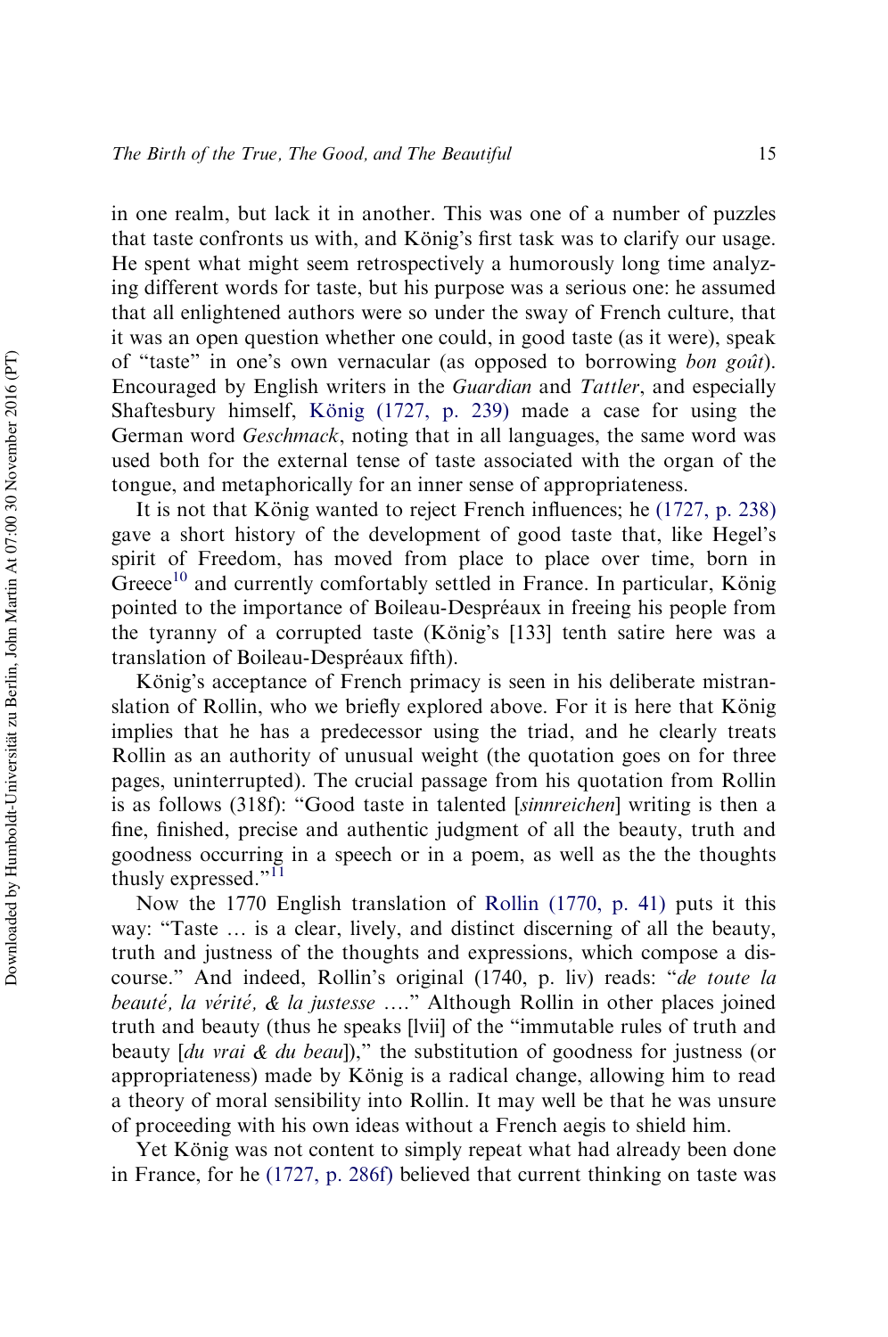in one realm, but lack it in another. This was one of a number of puzzles that taste confronts us with, and König's first task was to clarify our usage. He spent what might seem retrospectively a humorously long time analyzing different words for taste, but his purpose was a serious one: he assumed that all enlightened authors were so under the sway of French culture, that it was an open question whether one could, in good taste (as it were), speak of "taste" in one's own vernacular (as opposed to borrowing *bon goût*). Encouraged by English writers in the *Guardian* and *Tattler*, and especially Shaftesbury himself, König (1727, p. 239) made a case for using the German word *Geschmack*, noting that in all languages, the same word was used both for the external tense of taste associated with the organ of the tongue, and metaphorically for an inner sense of appropriateness.

It is not that König wanted to reject French influences; he (1727, p. 238) gave a short history of the development of good taste that, like Hegel's spirit of Freedom, has moved from place to place over time, born in Greece[10] and currently comfortably settled in France. In particular, König pointed to the importance of Boileau-Despréaux in freeing his people from the tyranny of a corrupted taste (König's [133] tenth satire here was a translation of Boileau-Despréaux fifth).

König's acceptance of French primacy is seen in his deliberate mistranslation of Rollin, who we briefly explored above. For it is here that König implies that he has a predecessor using the triad, and he clearly treats Rollin as an authority of unusual weight (the quotation goes on for three pages, uninterrupted). The crucial passage from his quotation from Rollin is as follows (318f): "Good taste in talented [*sinnreichen*] writing is then a fine, finished, precise and authentic judgment of all the beauty, truth and goodness occurring in a speech or in a poem, as well as the the thoughts thusly expressed."[11]

Now the 1770 English translation of Rollin (1770, p. 41) puts it this way: "Taste … is a clear, lively, and distinct discerning of all the beauty, truth and justness of the thoughts and expressions, which compose a discourse." And indeed, Rollin's original (1740, p. liv) reads: "*de toute la beauté, la vérité, & la justesse* …." Although Rollin in other places joined truth and beauty (thus he speaks [lvii] of the "immutable rules of truth and beauty [*du vrai & du beau*])," the substitution of goodness for justness (or appropriateness) made by König is a radical change, allowing him to read a theory of moral sensibility into Rollin. It may well be that he was unsure of proceeding with his own ideas without a French aegis to shield him.

Yet König was not content to simply repeat what had already been done in France, for he (1727, p. 286f) believed that current thinking on taste was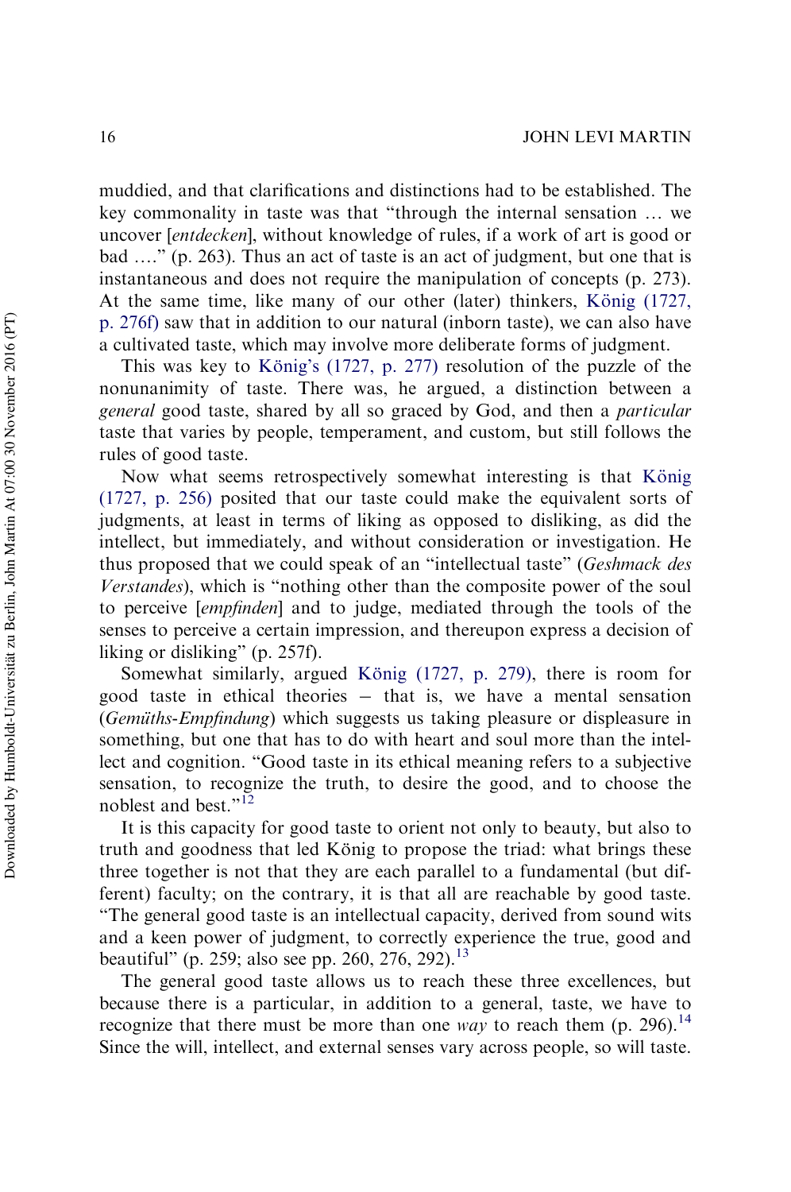muddied, and that clarifications and distinctions had to be established. The key commonality in taste was that "through the internal sensation … we uncover [*entdecken*], without knowledge of rules, if a work of art is good or bad …." (p. 263). Thus an act of taste is an act of judgment, but one that is instantaneous and does not require the manipulation of concepts (p. 273). At the same time, like many of our other (later) thinkers, König (1727, p. 276f) saw that in addition to our natural (inborn taste), we can also have a cultivated taste, which may involve more deliberate forms of judgment.

This was key to König's (1727, p. 277) resolution of the puzzle of the nonunanimity of taste. There was, he argued, a distinction between a *general* good taste, shared by all so graced by God, and then a *particular* taste that varies by people, temperament, and custom, but still follows the rules of good taste.

Now what seems retrospectively somewhat interesting is that König (1727, p. 256) posited that our taste could make the equivalent sorts of judgments, at least in terms of liking as opposed to disliking, as did the intellect, but immediately, and without consideration or investigation. He thus proposed that we could speak of an "intellectual taste" (*Geshmack des Verstandes*), which is "nothing other than the composite power of the soul to perceive [*empfinden*] and to judge, mediated through the tools of the senses to perceive a certain impression, and thereupon express a decision of liking or disliking" (p. 257f).

Somewhat similarly, argued König (1727, p. 279), there is room for good taste in ethical theories – that is, we have a mental sensation (*Gemüths-Empfindung*) which suggests us taking pleasure or displeasure in something, but one that has to do with heart and soul more than the intellect and cognition. "Good taste in its ethical meaning refers to a subjective sensation, to recognize the truth, to desire the good, and to choose the noblest and best."[12]

It is this capacity for good taste to orient not only to beauty, but also to truth and goodness that led König to propose the triad: what brings these three together is not that they are each parallel to a fundamental (but different) faculty; on the contrary, it is that all are reachable by good taste. "The general good taste is an intellectual capacity, derived from sound wits and a keen power of judgment, to correctly experience the true, good and beautiful" (p. 259; also see pp. 260, 276, 292).[13]

The general good taste allows us to reach these three excellences, but because there is a particular, in addition to a general, taste, we have to recognize that there must be more than one *way* to reach them (p. 296).[14] Since the will, intellect, and external senses vary across people, so will taste.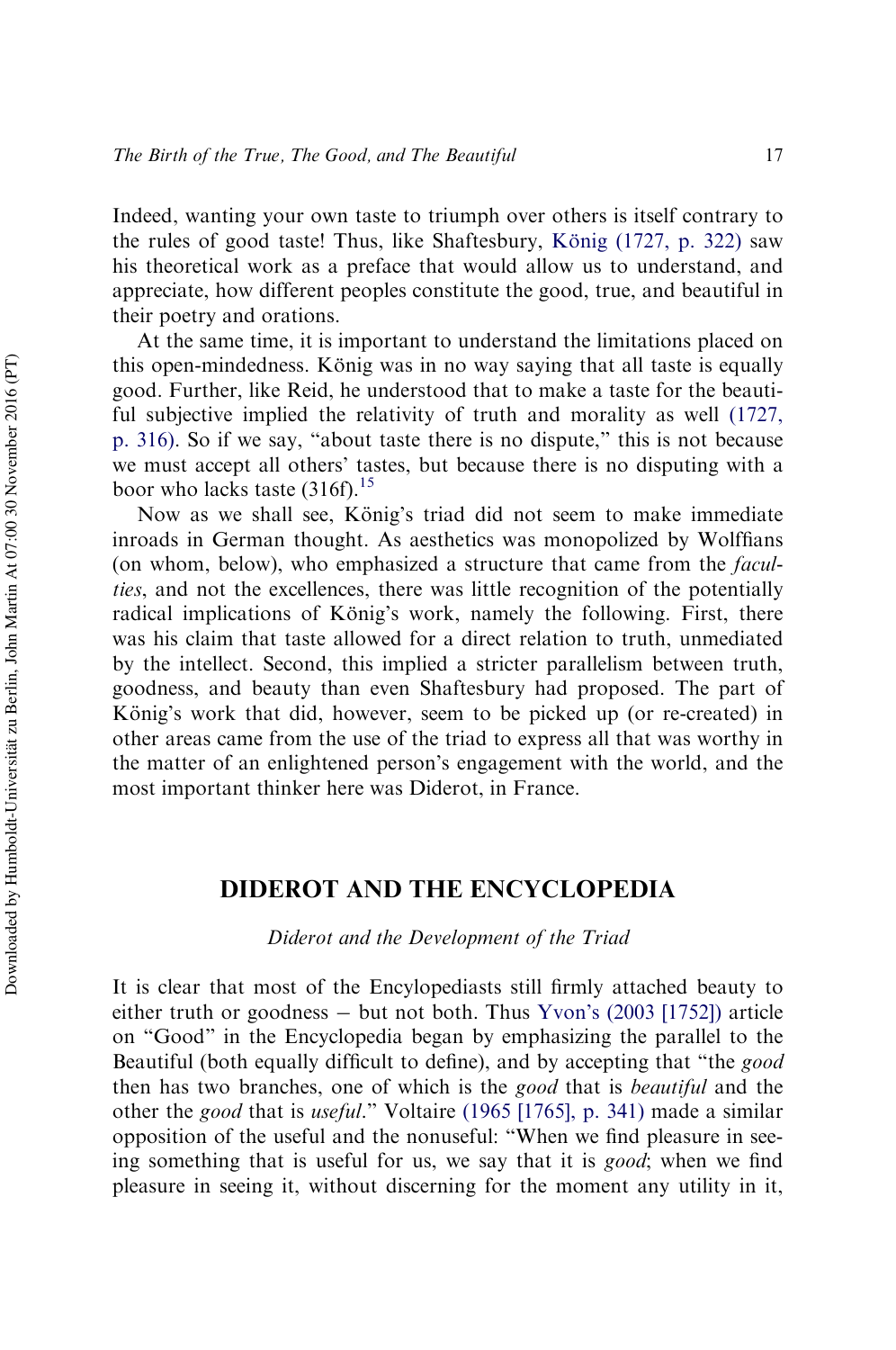Indeed, wanting your own taste to triumph over others is itself contrary to the rules of good taste! Thus, like Shaftesbury, König (1727, p. 322) saw his theoretical work as a preface that would allow us to understand, and appreciate, how different peoples constitute the good, true, and beautiful in their poetry and orations.

At the same time, it is important to understand the limitations placed on this open-mindedness. König was in no way saying that all taste is equally good. Further, like Reid, he understood that to make a taste for the beautiful subjective implied the relativity of truth and morality as well (1727, p. 316). So if we say, "about taste there is no dispute," this is not because we must accept all others' tastes, but because there is no disputing with a boor who lacks taste (316f).[15]

Now as we shall see, König's triad did not seem to make immediate inroads in German thought. As aesthetics was monopolized by Wolffians (on whom, below), who emphasized a structure that came from the *faculties*, and not the excellences, there was little recognition of the potentially radical implications of König's work, namely the following. First, there was his claim that taste allowed for a direct relation to truth, unmediated by the intellect. Second, this implied a stricter parallelism between truth, goodness, and beauty than even Shaftesbury had proposed. The part of König's work that did, however, seem to be picked up (or re-created) in other areas came from the use of the triad to express all that was worthy in the matter of an enlightened person's engagement with the world, and the most important thinker here was Diderot, in France.

## DIDEROT AND THE ENCYCLOPEDIA

### *Diderot and the Development of the Triad*

It is clear that most of the Encylopediasts still firmly attached beauty to either truth or goodness – but not both. Thus Yvon's (2003 [1752]) article on "Good" in the Encyclopedia began by emphasizing the parallel to the Beautiful (both equally difficult to define), and by accepting that "the *good* then has two branches, one of which is the *good* that is *beautiful* and the other the *good* that is *useful*." Voltaire (1965 [1765], p. 341) made a similar opposition of the useful and the nonuseful: "When we find pleasure in seeing something that is useful for us, we say that it is *good*; when we find pleasure in seeing it, without discerning for the moment any utility in it,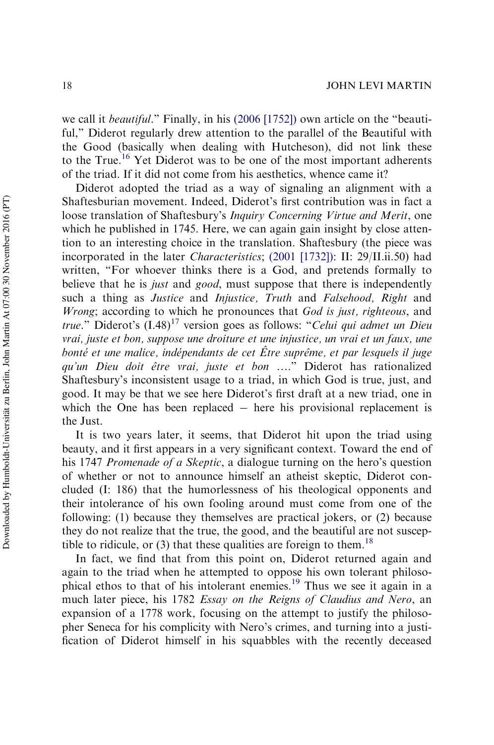we call it *beautiful*." Finally, in his (2006 [1752]) own article on the "beautiful," Diderot regularly drew attention to the parallel of the Beautiful with the Good (basically when dealing with Hutcheson), did not link these to the True.[16] Yet Diderot was to be one of the most important adherents of the triad. If it did not come from his aesthetics, whence came it?

Diderot adopted the triad as a way of signaling an alignment with a Shaftesburian movement. Indeed, Diderot's first contribution was in fact a loose translation of Shaftesbury's *Inquiry Concerning Virtue and Merit*, one which he published in 1745. Here, we can again gain insight by close attention to an interesting choice in the translation. Shaftesbury (the piece was incorporated in the later *Characteristics*; (2001 [1732]): II: 29/II.ii.50) had written, "For whoever thinks there is a God, and pretends formally to believe that he is *just* and *good*, must suppose that there is independently such a thing as *Justice* and *Injustice*, *Truth* and *Falsehood*, *Right* and *Wrong*; according to which he pronounces that *God is just*, *righteous*, and *true*." Diderot's (I.48)[17] version goes as follows: "*Celui qui admet un Dieu vrai, juste et bon, suppose une droiture et une injustice, un vrai et un faux, une bonté et une malice, indépendants de cet Être suprême, et par lesquels il juge qu'un Dieu doit être vrai, juste et bon* …." Diderot has rationalized Shaftesbury's inconsistent usage to a triad, in which God is true, just, and good. It may be that we see here Diderot's first draft at a new triad, one in which the One has been replaced – here his provisional replacement is the Just.

It is two years later, it seems, that Diderot hit upon the triad using beauty, and it first appears in a very significant context. Toward the end of his 1747 *Promenade of a Skeptic*, a dialogue turning on the hero's question of whether or not to announce himself an atheist skeptic, Diderot concluded (I: 186) that the humorlessness of his theological opponents and their intolerance of his own fooling around must come from one of the following: (1) because they themselves are practical jokers, or (2) because they do not realize that the true, the good, and the beautiful are not susceptible to ridicule, or (3) that these qualities are foreign to them.[18]

In fact, we find that from this point on, Diderot returned again and again to the triad when he attempted to oppose his own tolerant philosophical ethos to that of his intolerant enemies.[19] Thus we see it again in a much later piece, his 1782 *Essay on the Reigns of Claudius and Nero*, an expansion of a 1778 work, focusing on the attempt to justify the philosopher Seneca for his complicity with Nero's crimes, and turning into a justification of Diderot himself in his squabbles with the recently deceased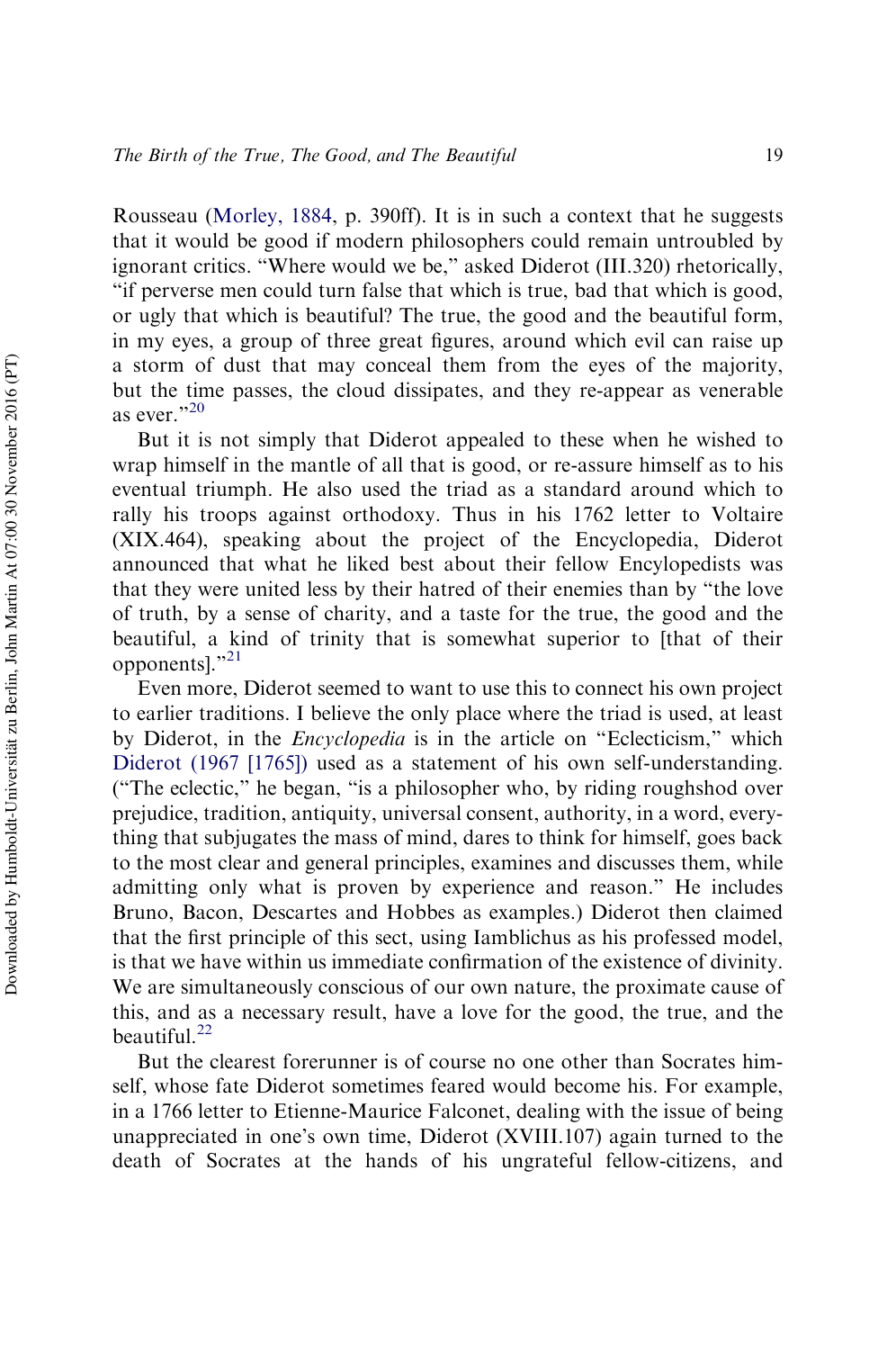Rousseau (Morley, 1884, p. 390ff). It is in such a context that he suggests that it would be good if modern philosophers could remain untroubled by ignorant critics. "Where would we be," asked Diderot (III.320) rhetorically, "if perverse men could turn false that which is true, bad that which is good, or ugly that which is beautiful? The true, the good and the beautiful form, in my eyes, a group of three great figures, around which evil can raise up a storm of dust that may conceal them from the eyes of the majority, but the time passes, the cloud dissipates, and they re-appear as venerable as ever."[20]

But it is not simply that Diderot appealed to these when he wished to wrap himself in the mantle of all that is good, or re-assure himself as to his eventual triumph. He also used the triad as a standard around which to rally his troops against orthodoxy. Thus in his 1762 letter to Voltaire (XIX.464), speaking about the project of the Encyclopedia, Diderot announced that what he liked best about their fellow Encylopedists was that they were united less by their hatred of their enemies than by "the love of truth, by a sense of charity, and a taste for the true, the good and the beautiful, a kind of trinity that is somewhat superior to [that of their opponents]."[21]

Even more, Diderot seemed to want to use this to connect his own project to earlier traditions. I believe the only place where the triad is used, at least by Diderot, in the *Encyclopedia* is in the article on "Eclecticism," which Diderot (1967 [1765]) used as a statement of his own self-understanding. ("The eclectic," he began, "is a philosopher who, by riding roughshod over prejudice, tradition, antiquity, universal consent, authority, in a word, everything that subjugates the mass of mind, dares to think for himself, goes back to the most clear and general principles, examines and discusses them, while admitting only what is proven by experience and reason." He includes Bruno, Bacon, Descartes and Hobbes as examples.) Diderot then claimed that the first principle of this sect, using Iamblichus as his professed model, is that we have within us immediate confirmation of the existence of divinity. We are simultaneously conscious of our own nature, the proximate cause of this, and as a necessary result, have a love for the good, the true, and the beautiful.[22]

But the clearest forerunner is of course no one other than Socrates himself, whose fate Diderot sometimes feared would become his. For example, in a 1766 letter to Etienne-Maurice Falconet, dealing with the issue of being unappreciated in one's own time, Diderot (XVIII.107) again turned to the death of Socrates at the hands of his ungrateful fellow-citizens, and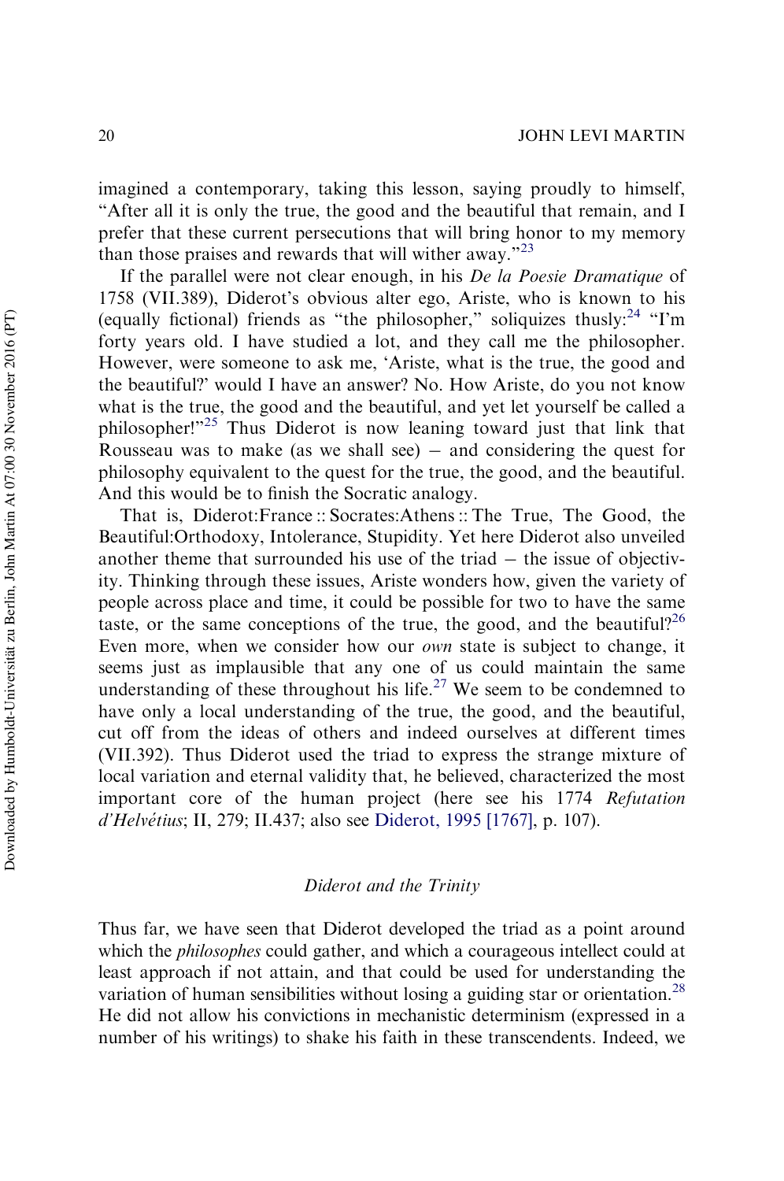imagined a contemporary, taking this lesson, saying proudly to himself, "After all it is only the true, the good and the beautiful that remain, and I prefer that these current persecutions that will bring honor to my memory than those praises and rewards that will wither away."[23]

If the parallel were not clear enough, in his *De la Poesie Dramatique* of 1758 (VII.389), Diderot's obvious alter ego, Ariste, who is known to his (equally fictional) friends as "the philosopher," soliquizes thusly:[24] "I'm forty years old. I have studied a lot, and they call me the philosopher. However, were someone to ask me, 'Ariste, what is the true, the good and the beautiful?' would I have an answer? No. How Ariste, do you not know what is the true, the good and the beautiful, and yet let yourself be called a philosopher!"[25] Thus Diderot is now leaning toward just that link that Rousseau was to make (as we shall see) – and considering the quest for philosophy equivalent to the quest for the true, the good, and the beautiful. And this would be to finish the Socratic analogy.

That is, Diderot:France :: Socrates:Athens :: The True, The Good, the Beautiful:Orthodoxy, Intolerance, Stupidity. Yet here Diderot also unveiled another theme that surrounded his use of the triad – the issue of objectivity. Thinking through these issues, Ariste wonders how, given the variety of people across place and time, it could be possible for two to have the same taste, or the same conceptions of the true, the good, and the beautiful?[26] Even more, when we consider how our *own* state is subject to change, it seems just as implausible that any one of us could maintain the same understanding of these throughout his life.[27] We seem to be condemned to have only a local understanding of the true, the good, and the beautiful, cut off from the ideas of others and indeed ourselves at different times (VII.392). Thus Diderot used the triad to express the strange mixture of local variation and eternal validity that, he believed, characterized the most important core of the human project (here see his 1774 *Refutation d'Helvétius*; II, 279; II.437; also see Diderot, 1995 [1767], p. 107).

### *Diderot and the Trinity*

Thus far, we have seen that Diderot developed the triad as a point around which the *philosophes* could gather, and which a courageous intellect could at least approach if not attain, and that could be used for understanding the variation of human sensibilities without losing a guiding star or orientation.[28] He did not allow his convictions in mechanistic determinism (expressed in a number of his writings) to shake his faith in these transcendents. Indeed, we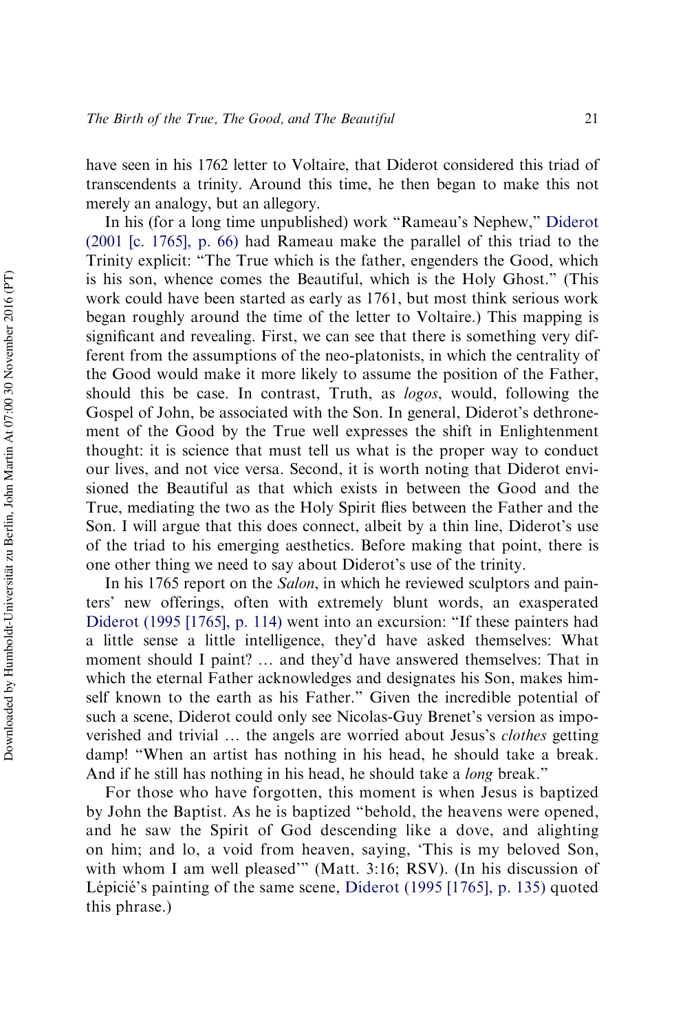have seen in his 1762 letter to Voltaire, that Diderot considered this triad of transcendents a trinity. Around this time, he then began to make this not merely an analogy, but an allegory.

In his (for a long time unpublished) work "Rameau's Nephew," Diderot (2001 [c. 1765], p. 66) had Rameau make the parallel of this triad to the Trinity explicit: "The True which is the father, engenders the Good, which is his son, whence comes the Beautiful, which is the Holy Ghost." (This work could have been started as early as 1761, but most think serious work began roughly around the time of the letter to Voltaire.) This mapping is significant and revealing. First, we can see that there is something very different from the assumptions of the neo-platonists, in which the centrality of the Good would make it more likely to assume the position of the Father, should this be case. In contrast, Truth, as *logos*, would, following the Gospel of John, be associated with the Son. In general, Diderot's dethronement of the Good by the True well expresses the shift in Enlightenment thought: it is science that must tell us what is the proper way to conduct our lives, and not vice versa. Second, it is worth noting that Diderot envisioned the Beautiful as that which exists in between the Good and the True, mediating the two as the Holy Spirit flies between the Father and the Son. I will argue that this does connect, albeit by a thin line, Diderot's use of the triad to his emerging aesthetics. Before making that point, there is one other thing we need to say about Diderot's use of the trinity.

In his 1765 report on the *Salon*, in which he reviewed sculptors and painters' new offerings, often with extremely blunt words, an exasperated Diderot (1995 [1765], p. 114) went into an excursion: "If these painters had a little sense a little intelligence, they'd have asked themselves: What moment should I paint? … and they'd have answered themselves: That in which the eternal Father acknowledges and designates his Son, makes himself known to the earth as his Father." Given the incredible potential of such a scene, Diderot could only see Nicolas-Guy Brenet's version as impoverished and trivial … the angels are worried about Jesus's *clothes* getting damp! "When an artist has nothing in his head, he should take a break. And if he still has nothing in his head, he should take a *long* break."

For those who have forgotten, this moment is when Jesus is baptized by John the Baptist. As he is baptized "behold, the heavens were opened, and he saw the Spirit of God descending like a dove, and alighting on him; and lo, a void from heaven, saying, 'This is my beloved Son, with whom I am well pleased'" (Matt. 3:16; RSV). (In his discussion of Lépicié's painting of the same scene, Diderot (1995 [1765], p. 135) quoted this phrase.)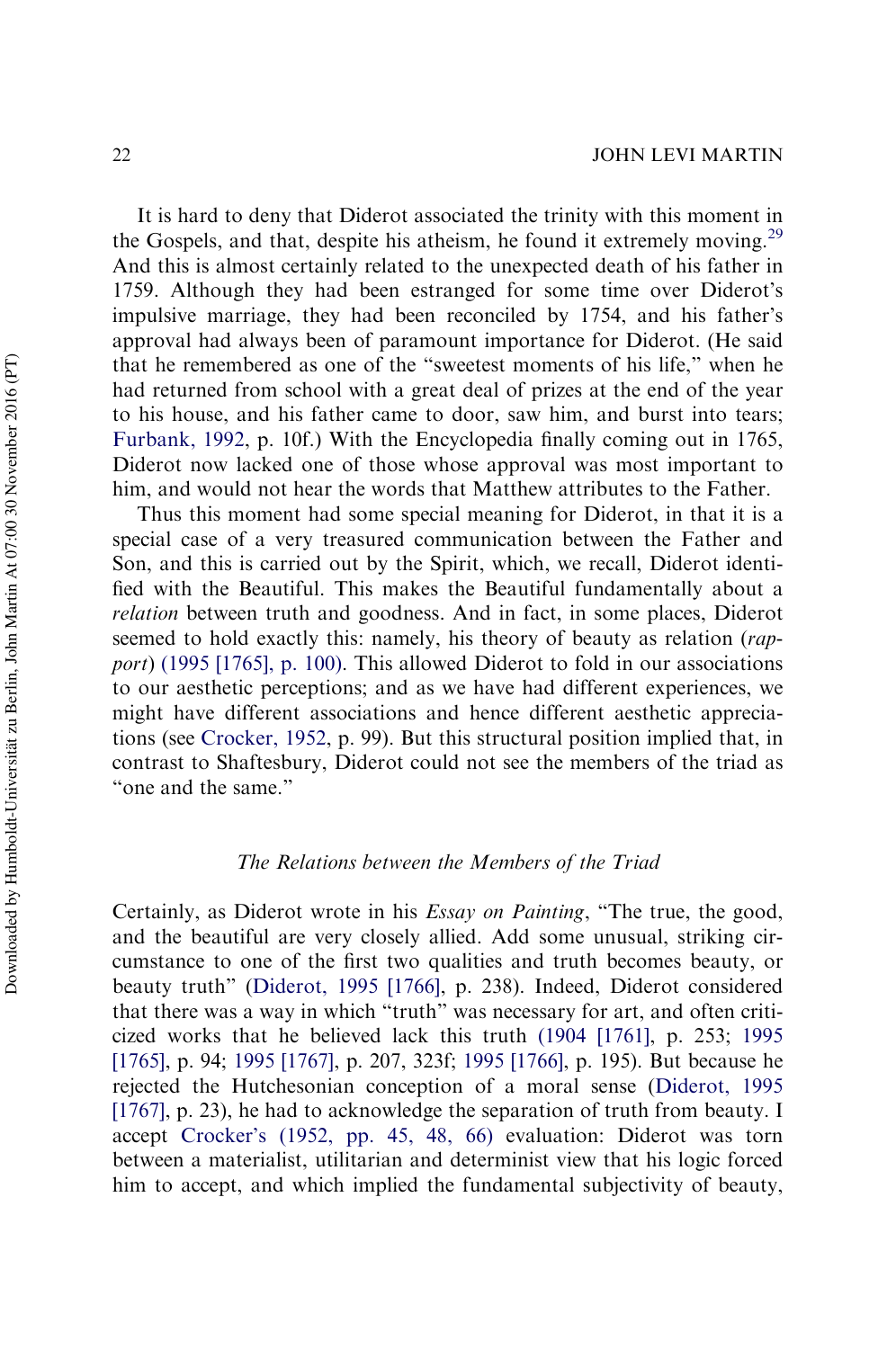It is hard to deny that Diderot associated the trinity with this moment in the Gospels, and that, despite his atheism, he found it extremely moving.[29] And this is almost certainly related to the unexpected death of his father in 1759. Although they had been estranged for some time over Diderot's impulsive marriage, they had been reconciled by 1754, and his father's approval had always been of paramount importance for Diderot. (He said that he remembered as one of the "sweetest moments of his life," when he had returned from school with a great deal of prizes at the end of the year to his house, and his father came to door, saw him, and burst into tears; Furbank, 1992, p. 10f.) With the Encyclopedia finally coming out in 1765, Diderot now lacked one of those whose approval was most important to him, and would not hear the words that Matthew attributes to the Father.

Thus this moment had some special meaning for Diderot, in that it is a special case of a very treasured communication between the Father and Son, and this is carried out by the Spirit, which, we recall, Diderot identified with the Beautiful. This makes the Beautiful fundamentally about a *relation* between truth and goodness. And in fact, in some places, Diderot seemed to hold exactly this: namely, his theory of beauty as relation (*rapport*) (1995 [1765], p. 100). This allowed Diderot to fold in our associations to our aesthetic perceptions; and as we have had different experiences, we might have different associations and hence different aesthetic appreciations (see Crocker, 1952, p. 99). But this structural position implied that, in contrast to Shaftesbury, Diderot could not see the members of the triad as "one and the same."

### *The Relations between the Members of the Triad*

Certainly, as Diderot wrote in his *Essay on Painting*, "The true, the good, and the beautiful are very closely allied. Add some unusual, striking circumstance to one of the first two qualities and truth becomes beauty, or beauty truth" (Diderot, 1995 [1766], p. 238). Indeed, Diderot considered that there was a way in which "truth" was necessary for art, and often criticized works that he believed lack this truth (1904 [1761], p. 253; 1995 [1765], p. 94; 1995 [1767], p. 207, 323f; 1995 [1766], p. 195). But because he rejected the Hutchesonian conception of a moral sense (Diderot, 1995 [1767], p. 23), he had to acknowledge the separation of truth from beauty. I accept Crocker's (1952, pp. 45, 48, 66) evaluation: Diderot was torn between a materialist, utilitarian and determinist view that his logic forced him to accept, and which implied the fundamental subjectivity of beauty,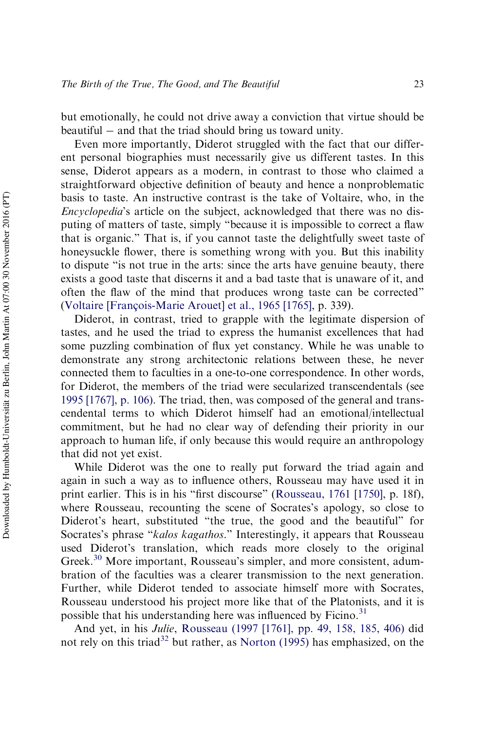but emotionally, he could not drive away a conviction that virtue should be beautiful – and that the triad should bring us toward unity.

Even more importantly, Diderot struggled with the fact that our different personal biographies must necessarily give us different tastes. In this sense, Diderot appears as a modern, in contrast to those who claimed a straightforward objective definition of beauty and hence a nonproblematic basis to taste. An instructive contrast is the take of Voltaire, who, in the *Encyclopedia*'s article on the subject, acknowledged that there was no disputing of matters of taste, simply "because it is impossible to correct a flaw that is organic." That is, if you cannot taste the delightfully sweet taste of honeysuckle flower, there is something wrong with you. But this inability to dispute "is not true in the arts: since the arts have genuine beauty, there exists a good taste that discerns it and a bad taste that is unaware of it, and often the flaw of the mind that produces wrong taste can be corrected" (Voltaire [François-Marie Arouet] et al., 1965 [1765], p. 339).

Diderot, in contrast, tried to grapple with the legitimate dispersion of tastes, and he used the triad to express the humanist excellences that had some puzzling combination of flux yet constancy. While he was unable to demonstrate any strong architectonic relations between these, he never connected them to faculties in a one-to-one correspondence. In other words, for Diderot, the members of the triad were secularized transcendentals (see 1995 [1767], p. 106). The triad, then, was composed of the general and transcendental terms to which Diderot himself had an emotional/intellectual commitment, but he had no clear way of defending their priority in our approach to human life, if only because this would require an anthropology that did not yet exist.

While Diderot was the one to really put forward the triad again and again in such a way as to influence others, Rousseau may have used it in print earlier. This is in his "first discourse" (Rousseau, 1761 [1750], p. 18f), where Rousseau, recounting the scene of Socrates's apology, so close to Diderot's heart, substituted "the true, the good and the beautiful" for Socrates's phrase "*kalos kagathos*." Interestingly, it appears that Rousseau used Diderot's translation, which reads more closely to the original Greek.[30] More important, Rousseau's simpler, and more consistent, adumbration of the faculties was a clearer transmission to the next generation. Further, while Diderot tended to associate himself more with Socrates, Rousseau understood his project more like that of the Platonists, and it is possible that his understanding here was influenced by Ficino.[31]

And yet, in his *Julie*, Rousseau (1997 [1761], pp. 49, 158, 185, 406) did not rely on this triad[32] but rather, as Norton (1995) has emphasized, on the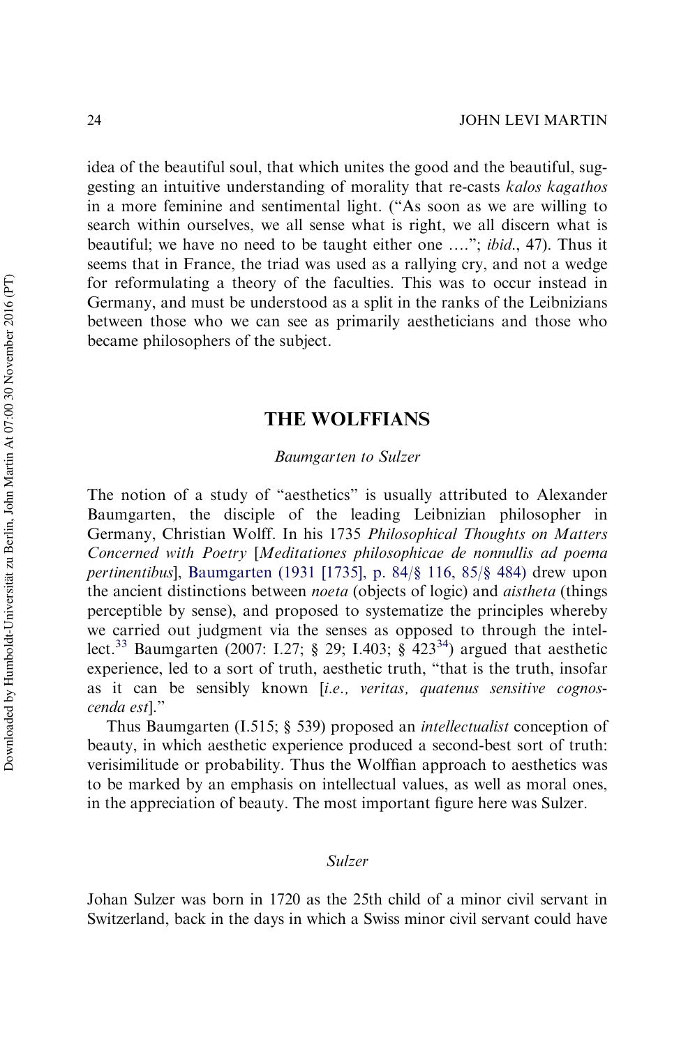idea of the beautiful soul, that which unites the good and the beautiful, suggesting an intuitive understanding of morality that re-casts *kalos kagathos* in a more feminine and sentimental light. ("As soon as we are willing to search within ourselves, we all sense what is right, we all discern what is beautiful; we have no need to be taught either one ...."; *ibid*., 47). Thus it seems that in France, the triad was used as a rallying cry, and not a wedge for reformulating a theory of the faculties. This was to occur instead in Germany, and must be understood as a split in the ranks of the Leibnizians between those who we can see as primarily aestheticians and those who became philosophers of the subject.

## THE WOLFFIANS

### *Baumgarten to Sulzer*

The notion of a study of "aesthetics" is usually attributed to Alexander Baumgarten, the disciple of the leading Leibnizian philosopher in Germany, Christian Wolff. In his 1735 *Philosophical Thoughts on Matters Concerned with Poetry* [*Meditationes philosophicae de nonnullis ad poema pertinentibus*], Baumgarten (1931 [1735], p. 84/§ 116, 85/§ 484) drew upon the ancient distinctions between *noeta* (objects of logic) and *aistheta* (things perceptible by sense), and proposed to systematize the principles whereby we carried out judgment via the senses as opposed to through the intellect.[33] Baumgarten (2007: I.27; § 29; I.403; § 423[34]) argued that aesthetic experience, led to a sort of truth, aesthetic truth, "that is the truth, insofar as it can be sensibly known [*i.e., veritas, quatenus sensitive cognoscenda est*]."

Thus Baumgarten (I.515; § 539) proposed an *intellectualist* conception of beauty, in which aesthetic experience produced a second-best sort of truth: verisimilitude or probability. Thus the Wolffian approach to aesthetics was to be marked by an emphasis on intellectual values, as well as moral ones, in the appreciation of beauty. The most important figure here was Sulzer.

### *Sulzer*

Johan Sulzer was born in 1720 as the 25th child of a minor civil servant in Switzerland, back in the days in which a Swiss minor civil servant could have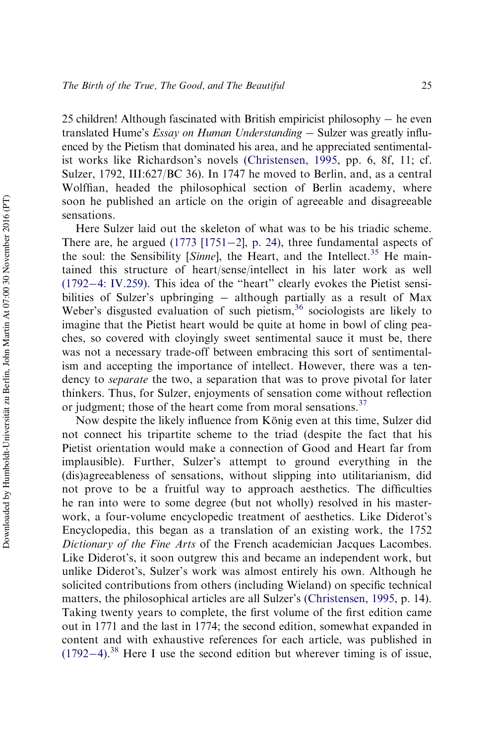25 children! Although fascinated with British empiricist philosophy – he even translated Hume's *Essay on Human Understanding* – Sulzer was greatly influenced by the Pietism that dominated his area, and he appreciated sentimentalist works like Richardson's novels (Christensen, 1995, pp. 6, 8f, 11; cf. Sulzer, 1792, III:627/BC 36). In 1747 he moved to Berlin, and, as a central Wolffian, headed the philosophical section of Berlin academy, where soon he published an article on the origin of agreeable and disagreeable sensations.

Here Sulzer laid out the skeleton of what was to be his triadic scheme. There are, he argued (1773 [1751–2], p. 24), three fundamental aspects of the soul: the Sensibility [*Sinne*], the Heart, and the Intellect.[35] He maintained this structure of heart/sense/intellect in his later work as well (1792–4: IV.259). This idea of the "heart" clearly evokes the Pietist sensibilities of Sulzer's upbringing – although partially as a result of Max Weber's disgusted evaluation of such pietism,[36] sociologists are likely to imagine that the Pietist heart would be quite at home in bowl of cling peaches, so covered with cloyingly sweet sentimental sauce it must be, there was not a necessary trade-off between embracing this sort of sentimentalism and accepting the importance of intellect. However, there was a tendency to *separate* the two, a separation that was to prove pivotal for later thinkers. Thus, for Sulzer, enjoyments of sensation come without reflection or judgment; those of the heart come from moral sensations.[37]

Now despite the likely influence from König even at this time, Sulzer did not connect his tripartite scheme to the triad (despite the fact that his Pietist orientation would make a connection of Good and Heart far from implausible). Further, Sulzer's attempt to ground everything in the (dis)agreeableness of sensations, without slipping into utilitarianism, did not prove to be a fruitful way to approach aesthetics. The difficulties he ran into were to some degree (but not wholly) resolved in his masterwork, a four-volume encyclopedic treatment of aesthetics. Like Diderot's Encyclopedia, this began as a translation of an existing work, the 1752 *Dictionary of the Fine Arts* of the French academician Jacques Lacombes. Like Diderot's, it soon outgrew this and became an independent work, but unlike Diderot's, Sulzer's work was almost entirely his own. Although he solicited contributions from others (including Wieland) on specific technical matters, the philosophical articles are all Sulzer's (Christensen, 1995, p. 14). Taking twenty years to complete, the first volume of the first edition came out in 1771 and the last in 1774; the second edition, somewhat expanded in content and with exhaustive references for each article, was published in (1792–4).[38] Here I use the second edition but wherever timing is of issue,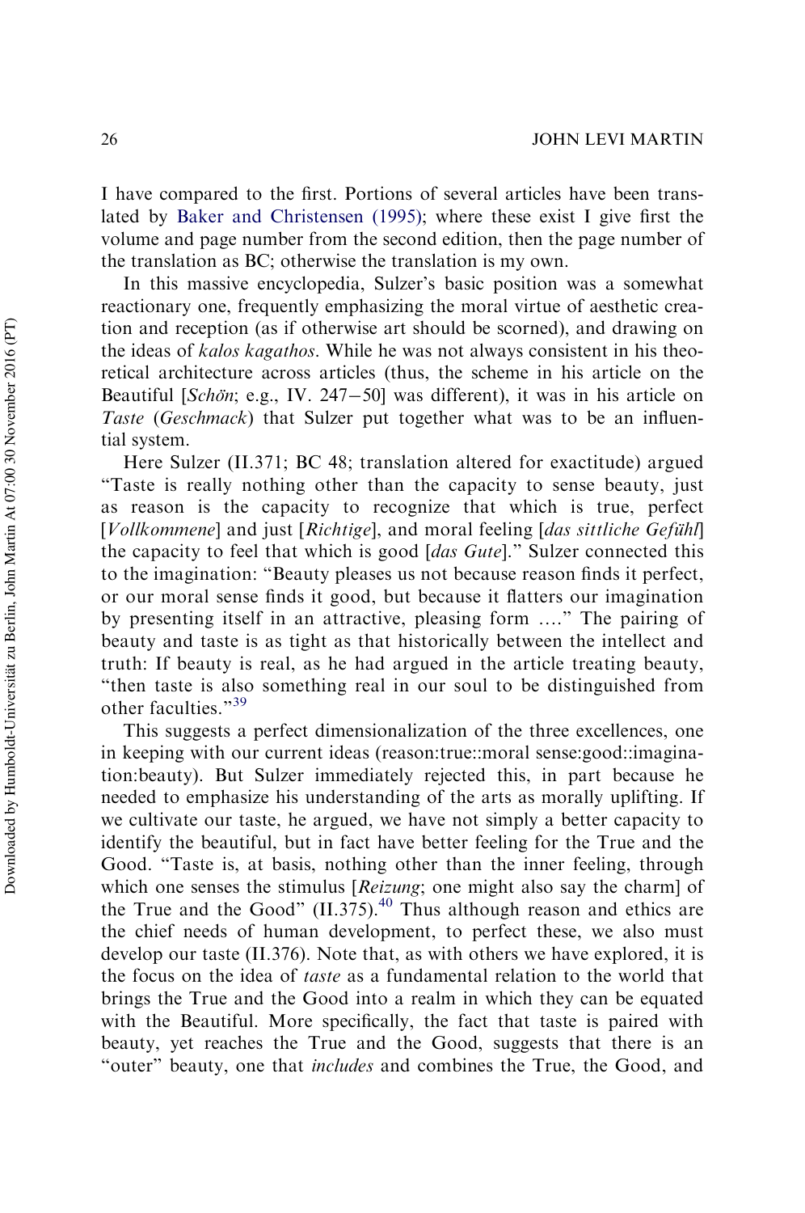I have compared to the first. Portions of several articles have been translated by Baker and Christensen (1995); where these exist I give first the volume and page number from the second edition, then the page number of the translation as BC; otherwise the translation is my own.

In this massive encyclopedia, Sulzer's basic position was a somewhat reactionary one, frequently emphasizing the moral virtue of aesthetic creation and reception (as if otherwise art should be scorned), and drawing on the ideas of *kalos kagathos*. While he was not always consistent in his theoretical architecture across articles (thus, the scheme in his article on the Beautiful [*Schön*; e.g., IV. 247–50] was different), it was in his article on *Taste* (*Geschmack*) that Sulzer put together what was to be an influential system.

Here Sulzer (II.371; BC 48; translation altered for exactitude) argued "Taste is really nothing other than the capacity to sense beauty, just as reason is the capacity to recognize that which is true, perfect [*Vollkommene*] and just [*Richtige*], and moral feeling [*das sittliche Gefühl*] the capacity to feel that which is good [*das Gute*]." Sulzer connected this to the imagination: "Beauty pleases us not because reason finds it perfect, or our moral sense finds it good, but because it flatters our imagination by presenting itself in an attractive, pleasing form ...." The pairing of beauty and taste is as tight as that historically between the intellect and truth: If beauty is real, as he had argued in the article treating beauty, "then taste is also something real in our soul to be distinguished from other faculties."[39]

This suggests a perfect dimensionalization of the three excellences, one in keeping with our current ideas (reason:true::moral sense:good::imagination:beauty). But Sulzer immediately rejected this, in part because he needed to emphasize his understanding of the arts as morally uplifting. If we cultivate our taste, he argued, we have not simply a better capacity to identify the beautiful, but in fact have better feeling for the True and the Good. "Taste is, at basis, nothing other than the inner feeling, through which one senses the stimulus [*Reizung*; one might also say the charm] of the True and the Good" (II.375).[40] Thus although reason and ethics are the chief needs of human development, to perfect these, we also must develop our taste (II.376). Note that, as with others we have explored, it is the focus on the idea of *taste* as a fundamental relation to the world that brings the True and the Good into a realm in which they can be equated with the Beautiful. More specifically, the fact that taste is paired with beauty, yet reaches the True and the Good, suggests that there is an "outer" beauty, one that *includes* and combines the True, the Good, and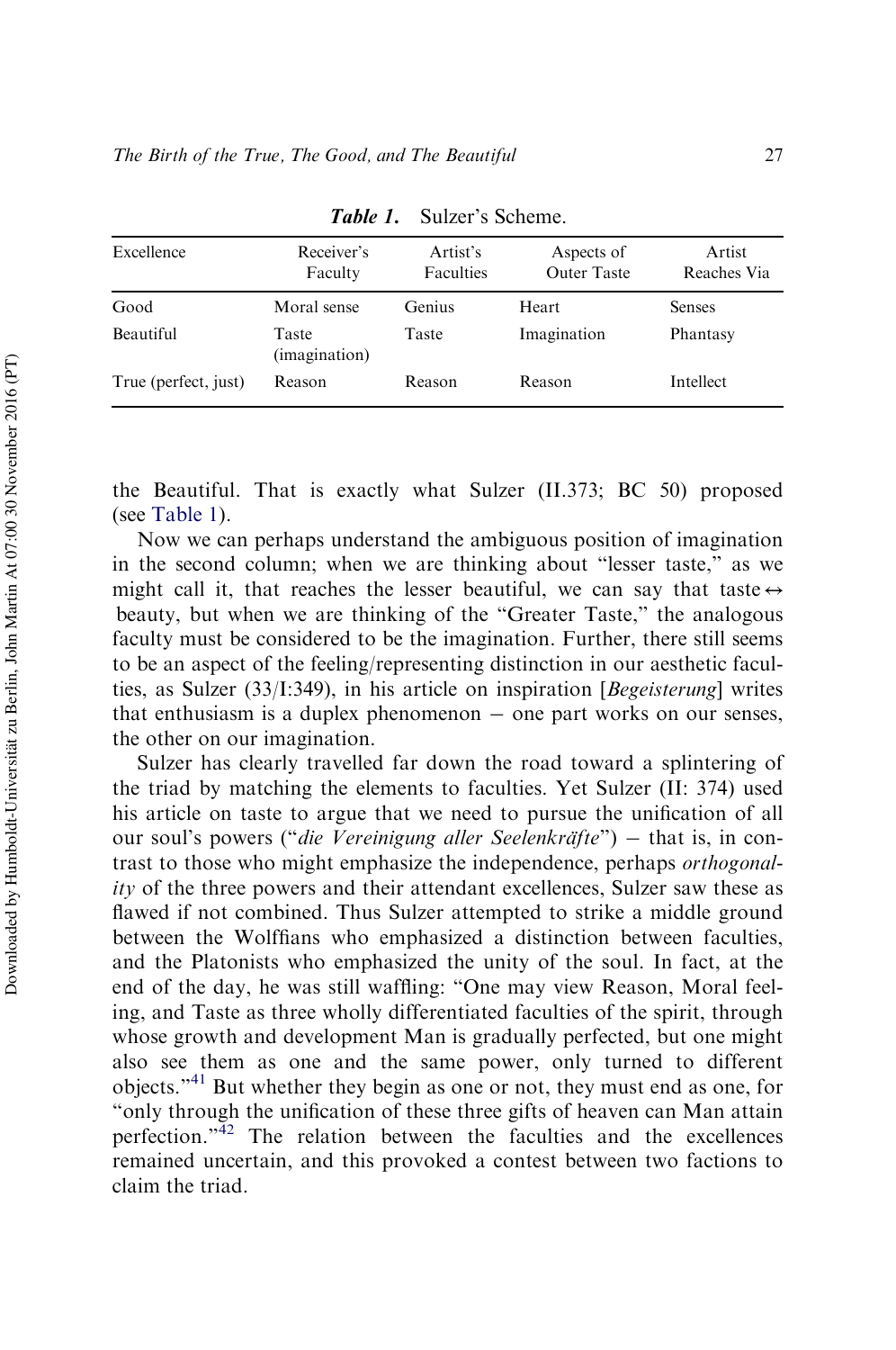*Table 1.* Sulzer's Scheme.

| Excellence | Receiver's Faculty | Artist's Faculties | Aspects of Outer Taste | Artist Reaches Via |
|---|---|---|---|---|
| Good | Moral sense | Genius | Heart | Senses |
| Beautiful | Taste (imagination) | Taste | Imagination | Phantasy |
| True (perfect, just) | Reason | Reason | Reason | Intellect |

the Beautiful. That is exactly what Sulzer (II.373; BC 50) proposed (see Table 1).

Now we can perhaps understand the ambiguous position of imagination in the second column; when we are thinking about "lesser taste," as we might call it, that reaches the lesser beautiful, we can say that taste $\leftrightarrow$ beauty, but when we are thinking of the "Greater Taste," the analogous faculty must be considered to be the imagination. Further, there still seems to be an aspect of the feeling/representing distinction in our aesthetic faculties, as Sulzer (33/I:349), in his article on inspiration [*Begeisterung*] writes that enthusiasm is a duplex phenomenon – one part works on our senses, the other on our imagination.

Sulzer has clearly travelled far down the road toward a splintering of the triad by matching the elements to faculties. Yet Sulzer (II: 374) used his article on taste to argue that we need to pursue the unification of all our soul's powers ("*die Vereinigung aller Seelenkräfte*") – that is, in contrast to those who might emphasize the independence, perhaps *orthogonality* of the three powers and their attendant excellences, Sulzer saw these as flawed if not combined. Thus Sulzer attempted to strike a middle ground between the Wolffians who emphasized a distinction between faculties, and the Platonists who emphasized the unity of the soul. In fact, at the end of the day, he was still waffling: "One may view Reason, Moral feeling, and Taste as three wholly differentiated faculties of the spirit, through whose growth and development Man is gradually perfected, but one might also see them as one and the same power, only turned to different objects."[41] But whether they begin as one or not, they must end as one, for "only through the unification of these three gifts of heaven can Man attain perfection."[42] The relation between the faculties and the excellences remained uncertain, and this provoked a contest between two factions to claim the triad.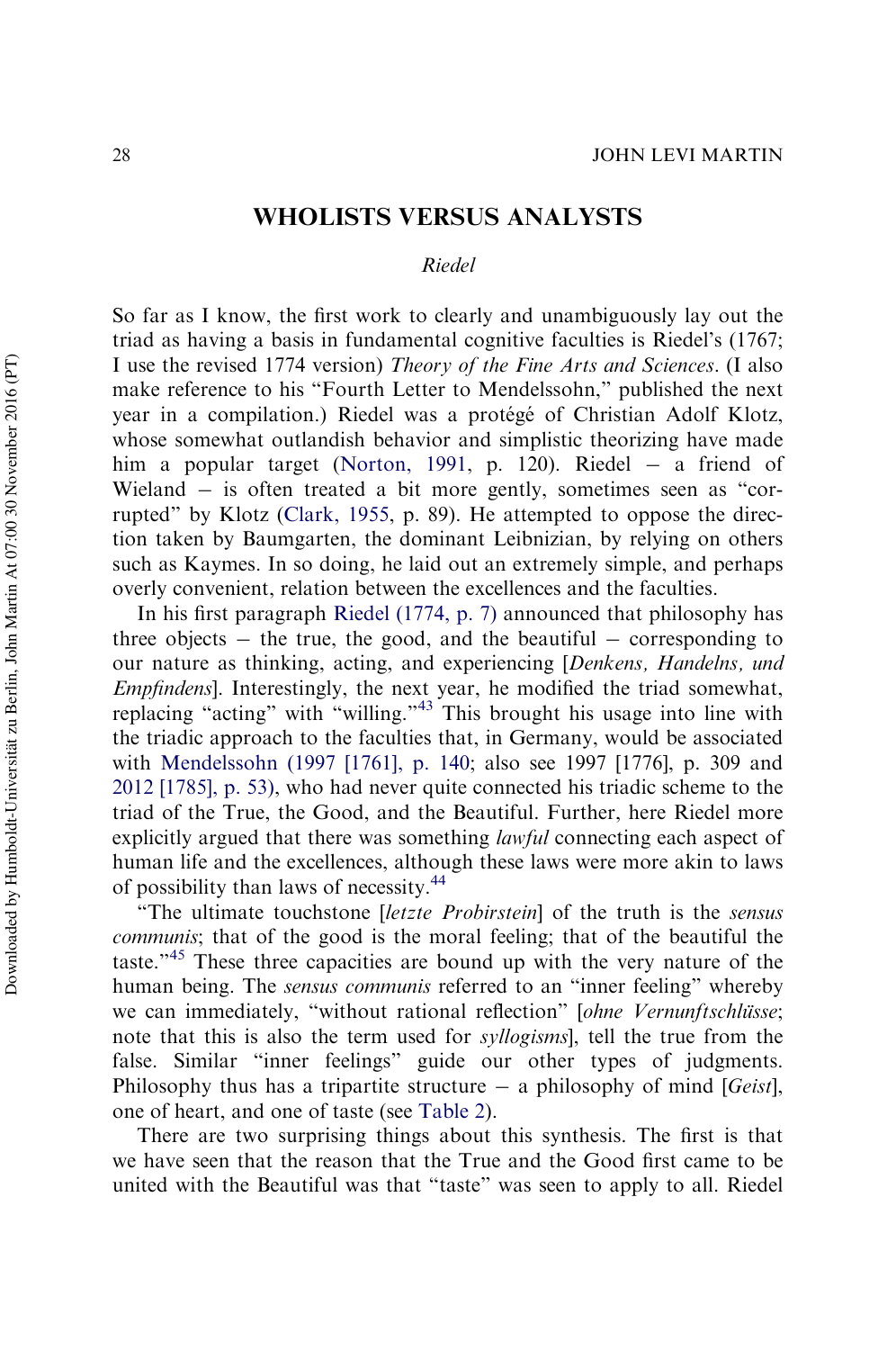## WHOLISTS VERSUS ANALYSTS

### *Riedel*

So far as I know, the first work to clearly and unambiguously lay out the triad as having a basis in fundamental cognitive faculties is Riedel's (1767; I use the revised 1774 version) *Theory of the Fine Arts and Sciences*. (I also make reference to his "Fourth Letter to Mendelssohn," published the next year in a compilation.) Riedel was a protégé of Christian Adolf Klotz, whose somewhat outlandish behavior and simplistic theorizing have made him a popular target (Norton, 1991, p. 120). Riedel – a friend of Wieland – is often treated a bit more gently, sometimes seen as "corrupted" by Klotz (Clark, 1955, p. 89). He attempted to oppose the direction taken by Baumgarten, the dominant Leibnizian, by relying on others such as Kaymes. In so doing, he laid out an extremely simple, and perhaps overly convenient, relation between the excellences and the faculties.

In his first paragraph Riedel (1774, p. 7) announced that philosophy has three objects – the true, the good, and the beautiful – corresponding to our nature as thinking, acting, and experiencing [*Denkens, Handelns, und Empfindens*]. Interestingly, the next year, he modified the triad somewhat, replacing "acting" with "willing."[43] This brought his usage into line with the triadic approach to the faculties that, in Germany, would be associated with Mendelssohn (1997 [1761], p. 140; also see 1997 [1776], p. 309 and 2012 [1785], p. 53), who had never quite connected his triadic scheme to the triad of the True, the Good, and the Beautiful. Further, here Riedel more explicitly argued that there was something *lawful* connecting each aspect of human life and the excellences, although these laws were more akin to laws of possibility than laws of necessity.[44]

"The ultimate touchstone [*letzte Probirstein*] of the truth is the *sensus communis*; that of the good is the moral feeling; that of the beautiful the taste."[45] These three capacities are bound up with the very nature of the human being. The *sensus communis* referred to an "inner feeling" whereby we can immediately, "without rational reflection" [*ohne Vernunftschlüsse*; note that this is also the term used for *syllogisms*], tell the true from the false. Similar "inner feelings" guide our other types of judgments. Philosophy thus has a tripartite structure – a philosophy of mind [*Geist*], one of heart, and one of taste (see Table 2).

There are two surprising things about this synthesis. The first is that we have seen that the reason that the True and the Good first came to be united with the Beautiful was that "taste" was seen to apply to all. Riedel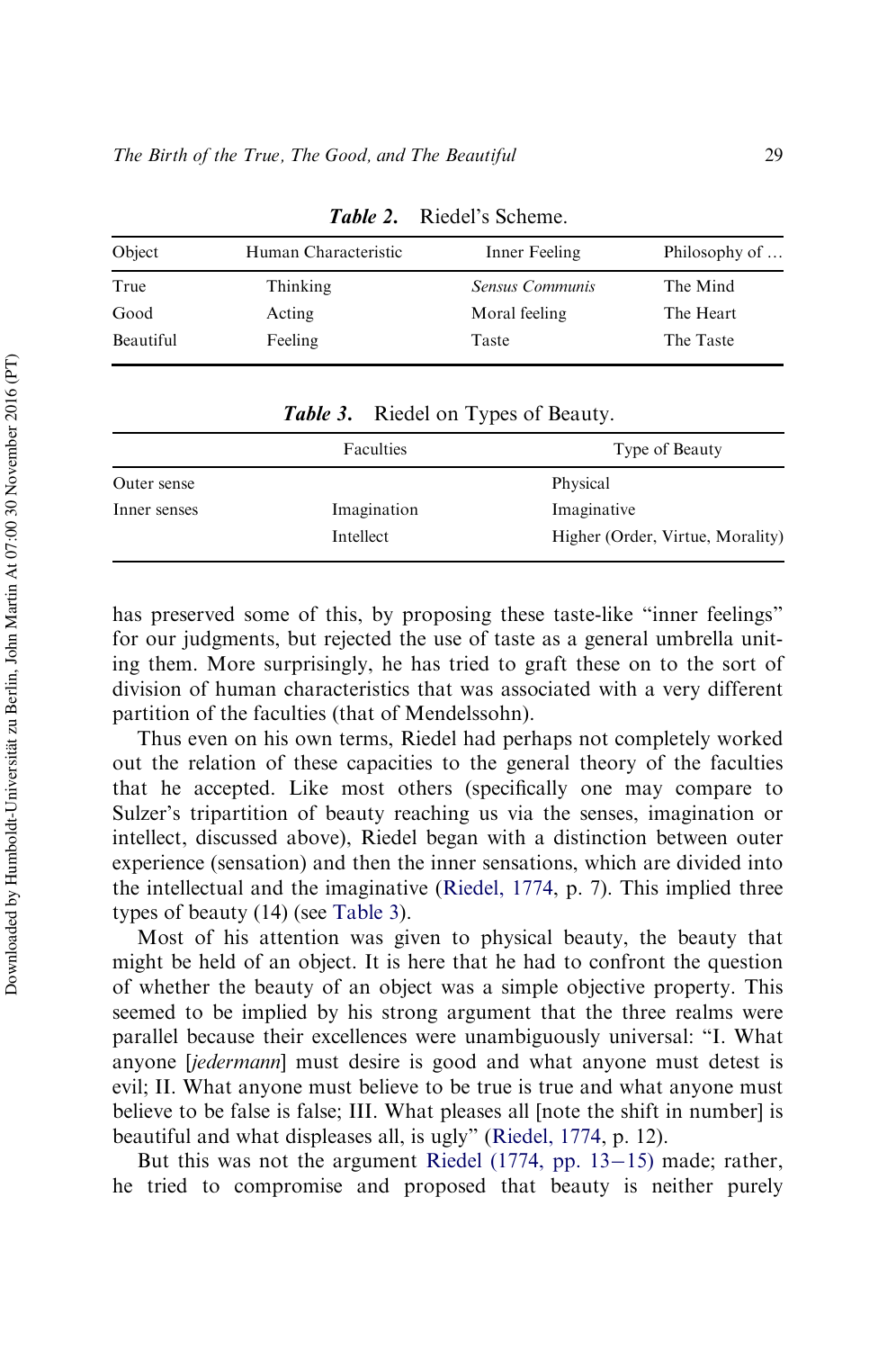***Table 2.*** Riedel's Scheme.

| Object | Human Characteristic | Inner Feeling | Philosophy of … |
|---|---|---|---|
| True | Thinking | *Sensus Communis* | The Mind |
| Good | Acting | Moral feeling | The Heart |
| Beautiful | Feeling | Taste | The Taste |

***Table 3.*** Riedel on Types of Beauty.

| | Faculties | Type of Beauty |
|---|---|---|
| Outer sense | | Physical |
| Inner senses | Imagination | Imaginative |
| | Intellect | Higher (Order, Virtue, Morality) |

has preserved some of this, by proposing these taste-like "inner feelings" for our judgments, but rejected the use of taste as a general umbrella uniting them. More surprisingly, he has tried to graft these on to the sort of division of human characteristics that was associated with a very different partition of the faculties (that of Mendelssohn).

Thus even on his own terms, Riedel had perhaps not completely worked out the relation of these capacities to the general theory of the faculties that he accepted. Like most others (specifically one may compare to Sulzer's tripartition of beauty reaching us via the senses, imagination or intellect, discussed above), Riedel began with a distinction between outer experience (sensation) and then the inner sensations, which are divided into the intellectual and the imaginative (Riedel, 1774, p. 7). This implied three types of beauty (14) (see Table 3).

Most of his attention was given to physical beauty, the beauty that might be held of an object. It is here that he had to confront the question of whether the beauty of an object was a simple objective property. This seemed to be implied by his strong argument that the three realms were parallel because their excellences were unambiguously universal: "I. What anyone [*jedermann*] must desire is good and what anyone must detest is evil; II. What anyone must believe to be true is true and what anyone must believe to be false is false; III. What pleases all [note the shift in number] is beautiful and what displeases all, is ugly" (Riedel, 1774, p. 12).

But this was not the argument Riedel (1774, pp. 13–15) made; rather, he tried to compromise and proposed that beauty is neither purely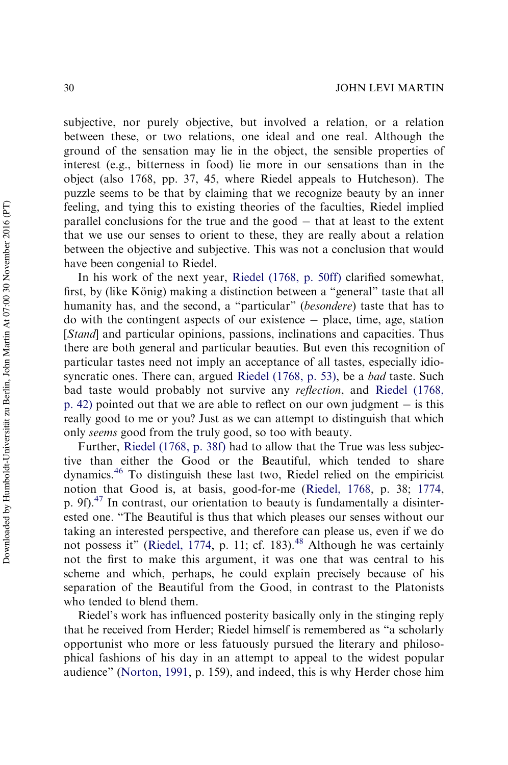subjective, nor purely objective, but involved a relation, or a relation between these, or two relations, one ideal and one real. Although the ground of the sensation may lie in the object, the sensible properties of interest (e.g., bitterness in food) lie more in our sensations than in the object (also 1768, pp. 37, 45, where Riedel appeals to Hutcheson). The puzzle seems to be that by claiming that we recognize beauty by an inner feeling, and tying this to existing theories of the faculties, Riedel implied parallel conclusions for the true and the good – that at least to the extent that we use our senses to orient to these, they are really about a relation between the objective and subjective. This was not a conclusion that would have been congenial to Riedel.

In his work of the next year, Riedel (1768, p. 50ff) clarified somewhat, first, by (like König) making a distinction between a "general" taste that all humanity has, and the second, a "particular" (*besondere*) taste that has to do with the contingent aspects of our existence – place, time, age, station [*Stand*] and particular opinions, passions, inclinations and capacities. Thus there are both general and particular beauties. But even this recognition of particular tastes need not imply an acceptance of all tastes, especially idiosyncratic ones. There can, argued Riedel (1768, p. 53), be a *bad* taste. Such bad taste would probably not survive any *reflection*, and Riedel (1768, p. 42) pointed out that we are able to reflect on our own judgment – is this really good to me or you? Just as we can attempt to distinguish that which only *seems* good from the truly good, so too with beauty.

Further, Riedel (1768, p. 38f) had to allow that the True was less subjective than either the Good or the Beautiful, which tended to share dynamics.[46] To distinguish these last two, Riedel relied on the empiricist notion that Good is, at basis, good-for-me (Riedel, 1768, p. 38; 1774, p. 9f).[47] In contrast, our orientation to beauty is fundamentally a disinterested one. "The Beautiful is thus that which pleases our senses without our taking an interested perspective, and therefore can please us, even if we do not possess it" (Riedel, 1774, p. 11; cf. 183).[48] Although he was certainly not the first to make this argument, it was one that was central to his scheme and which, perhaps, he could explain precisely because of his separation of the Beautiful from the Good, in contrast to the Platonists who tended to blend them.

Riedel's work has influenced posterity basically only in the stinging reply that he received from Herder; Riedel himself is remembered as "a scholarly opportunist who more or less fatuously pursued the literary and philosophical fashions of his day in an attempt to appeal to the widest popular audience" (Norton, 1991, p. 159), and indeed, this is why Herder chose him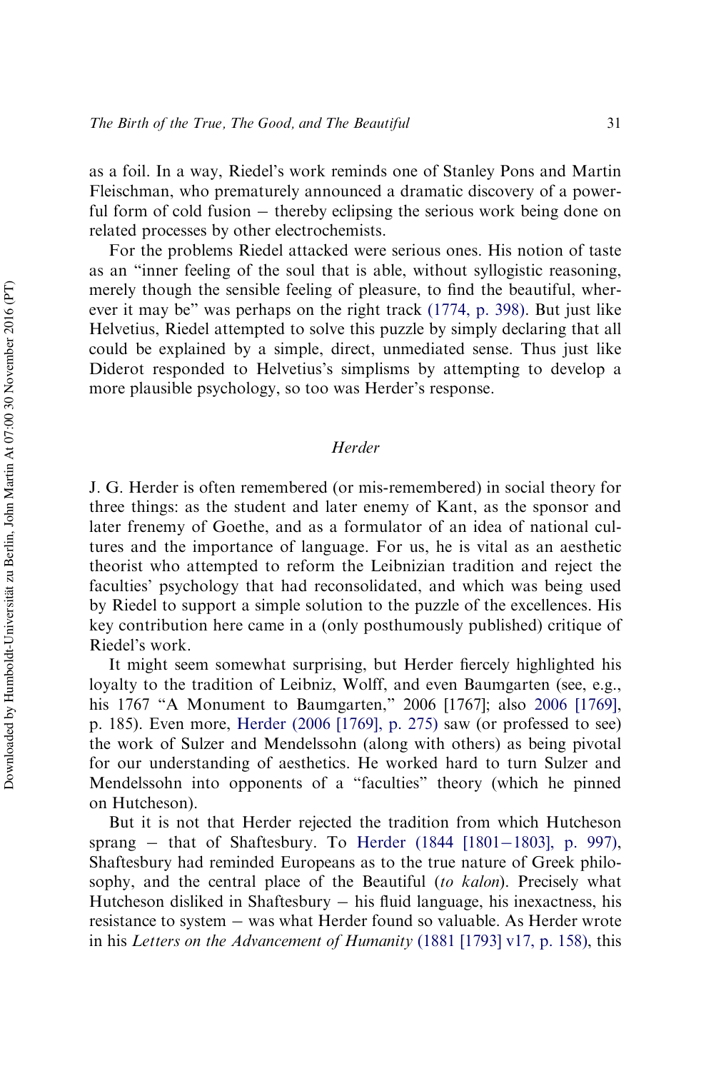as a foil. In a way, Riedel's work reminds one of Stanley Pons and Martin Fleischman, who prematurely announced a dramatic discovery of a powerful form of cold fusion – thereby eclipsing the serious work being done on related processes by other electrochemists.

For the problems Riedel attacked were serious ones. His notion of taste as an "inner feeling of the soul that is able, without syllogistic reasoning, merely though the sensible feeling of pleasure, to find the beautiful, wherever it may be" was perhaps on the right track (1774, p. 398). But just like Helvetius, Riedel attempted to solve this puzzle by simply declaring that all could be explained by a simple, direct, unmediated sense. Thus just like Diderot responded to Helvetius's simplisms by attempting to develop a more plausible psychology, so too was Herder's response.

## *Herder*

J. G. Herder is often remembered (or mis-remembered) in social theory for three things: as the student and later enemy of Kant, as the sponsor and later frenemy of Goethe, and as a formulator of an idea of national cultures and the importance of language. For us, he is vital as an aesthetic theorist who attempted to reform the Leibnizian tradition and reject the faculties' psychology that had reconsolidated, and which was being used by Riedel to support a simple solution to the puzzle of the excellences. His key contribution here came in a (only posthumously published) critique of Riedel's work.

It might seem surprising, but Herder fiercely highlighted his loyalty to the tradition of Leibniz, Wolff, and even Baumgarten (see, e.g., his 1767 "A Monument to Baumgarten," 2006 [1767]; also 2006 [1769], p. 185). Even more, Herder (2006 [1769], p. 275) saw (or professed to see) the work of Sulzer and Mendelssohn (along with others) as being pivotal for our understanding of aesthetics. He worked hard to turn Sulzer and Mendelssohn into opponents of a "faculties" theory (which he pinned on Hutcheson).

But it is not that Herder rejected the tradition from which Hutcheson sprang – that of Shaftesbury. To Herder (1844 [1801–1803], p. 997), Shaftesbury had reminded Europeans as to the true nature of Greek philosophy, and the central place of the Beautiful (*to kalon*). Precisely what Hutcheson disliked in Shaftesbury – his fluid language, his inexactness, his resistance to system – was what Herder found so valuable. As Herder wrote in his *Letters on the Advancement of Humanity* (1881 [1793] v17, p. 158), this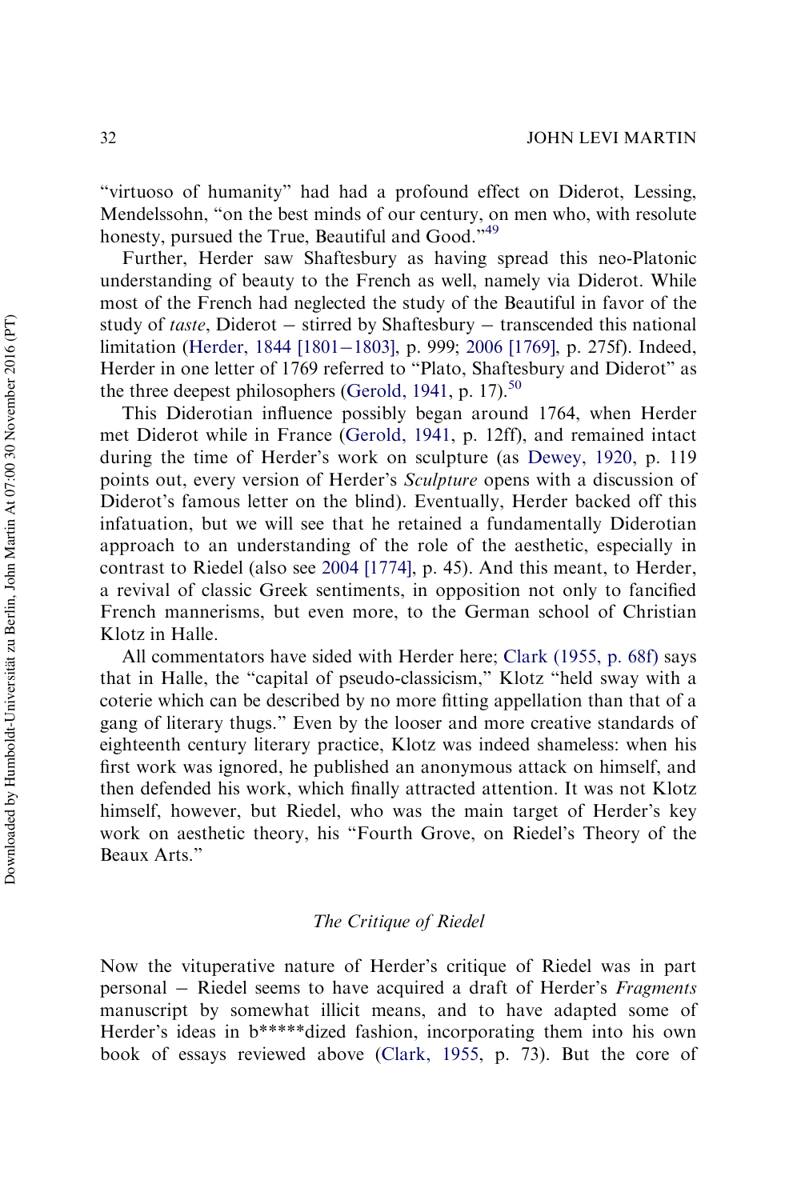"virtuoso of humanity" had had a profound effect on Diderot, Lessing, Mendelssohn, "on the best minds of our century, on men who, with resolute honesty, pursued the True, Beautiful and Good."[49]

Further, Herder saw Shaftesbury as having spread this neo-Platonic understanding of beauty to the French as well, namely via Diderot. While most of the French had neglected the study of the Beautiful in favor of the study of *taste*, Diderot – stirred by Shaftesbury – transcended this national limitation (Herder, 1844 [1801–1803], p. 999; 2006 [1769], p. 275f). Indeed, Herder in one letter of 1769 referred to "Plato, Shaftesbury and Diderot" as the three deepest philosophers (Gerold, 1941, p. 17).[50]

This Diderotian influence possibly began around 1764, when Herder met Diderot while in France (Gerold, 1941, p. 12ff), and remained intact during the time of Herder's work on sculpture (as Dewey, 1920, p. 119 points out, every version of Herder's *Sculpture* opens with a discussion of Diderot's famous letter on the blind). Eventually, Herder backed off this infatuation, but we will see that he retained a fundamentally Diderotian approach to an understanding of the role of the aesthetic, especially in contrast to Riedel (also see 2004 [1774], p. 45). And this meant, to Herder, a revival of classic Greek sentiments, in opposition not only to fancified French mannerisms, but even more, to the German school of Christian Klotz in Halle.

All commentators have sided with Herder here; Clark (1955, p. 68f) says that in Halle, the "capital of pseudo-classicism," Klotz "held sway with a coterie which can be described by no more fitting appellation than that of a gang of literary thugs." Even by the looser and more creative standards of eighteenth century literary practice, Klotz was indeed shameless: when his first work was ignored, he published an anonymous attack on himself, and then defended his work, which finally attracted attention. It was not Klotz himself, however, but Riedel, who was the main target of Herder's key work on aesthetic theory, his "Fourth Grove, on Riedel's Theory of the Beaux Arts."

### *The Critique of Riedel*

Now the vituperative nature of Herder's critique of Riedel was in part personal – Riedel seems to have acquired a draft of Herder's *Fragments* manuscript by somewhat illicit means, and to have adapted some of Herder's ideas in b*****dized fashion, incorporating them into his own book of essays reviewed above (Clark, 1955, p. 73). But the core of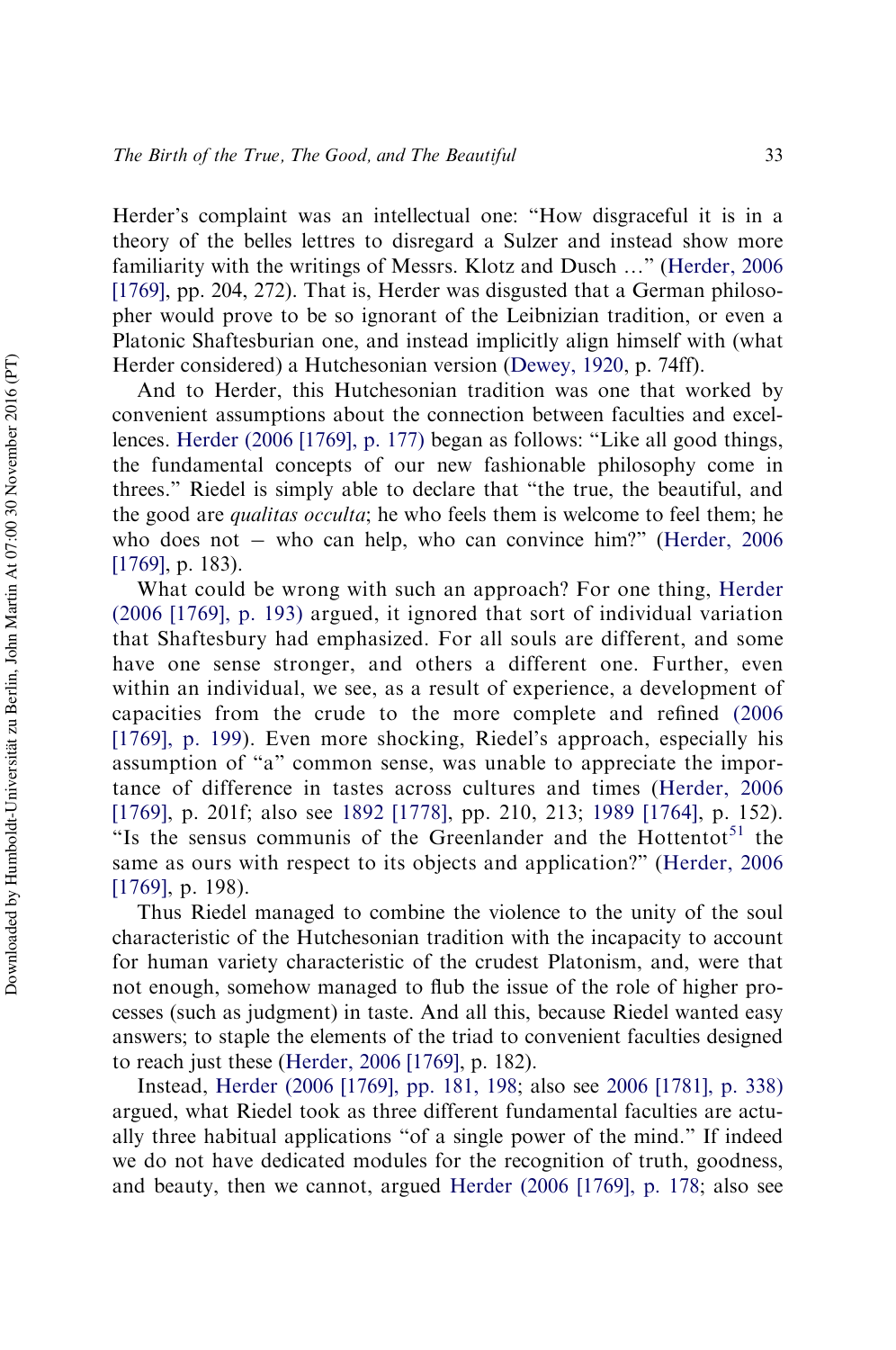Herder's complaint was an intellectual one: "How disgraceful it is in a theory of the belles lettres to disregard a Sulzer and instead show more familiarity with the writings of Messrs. Klotz and Dusch …" (Herder, 2006 [1769], pp. 204, 272). That is, Herder was disgusted that a German philosopher would prove to be so ignorant of the Leibnizian tradition, or even a Platonic Shaftesburian one, and instead implicitly align himself with (what Herder considered) a Hutchesonian version (Dewey, 1920, p. 74ff).

And to Herder, this Hutchesonian tradition was one that worked by convenient assumptions about the connection between faculties and excellences. Herder (2006 [1769], p. 177) began as follows: "Like all good things, the fundamental concepts of our new fashionable philosophy come in threes." Riedel is simply able to declare that "the true, the beautiful, and the good are *qualitas occulta*; he who feels them is welcome to feel them; he who does not – who can help, who can convince him?" (Herder, 2006 [1769], p. 183).

What could be wrong with such an approach? For one thing, Herder (2006 [1769], p. 193) argued, it ignored that sort of individual variation that Shaftesbury had emphasized. For all souls are different, and some have one sense stronger, and others a different one. Further, even within an individual, we see, as a result of experience, a development of capacities from the crude to the more complete and refined (2006 [1769], p. 199). Even more shocking, Riedel's approach, especially his assumption of "a" common sense, was unable to appreciate the importance of difference in tastes across cultures and times (Herder, 2006 [1769], p. 201f; also see 1892 [1778], pp. 210, 213; 1989 [1764], p. 152). "Is the sensus communis of the Greenlander and the Hottentot[51] the same as ours with respect to its objects and application?" (Herder, 2006 [1769], p. 198).

Thus Riedel managed to combine the violence to the unity of the soul characteristic of the Hutchesonian tradition with the incapacity to account for human variety characteristic of the crudest Platonism, and, were that not enough, somehow managed to flub the issue of the role of higher processes (such as judgment) in taste. And all this, because Riedel wanted easy answers; to staple the elements of the triad to convenient faculties designed to reach just these (Herder, 2006 [1769], p. 182).

Instead, Herder (2006 [1769], pp. 181, 198; also see 2006 [1781], p. 338) argued, what Riedel took as three different fundamental faculties are actually three habitual applications "of a single power of the mind." If indeed we do not have dedicated modules for the recognition of truth, goodness, and beauty, then we cannot, argued Herder (2006 [1769], p. 178; also see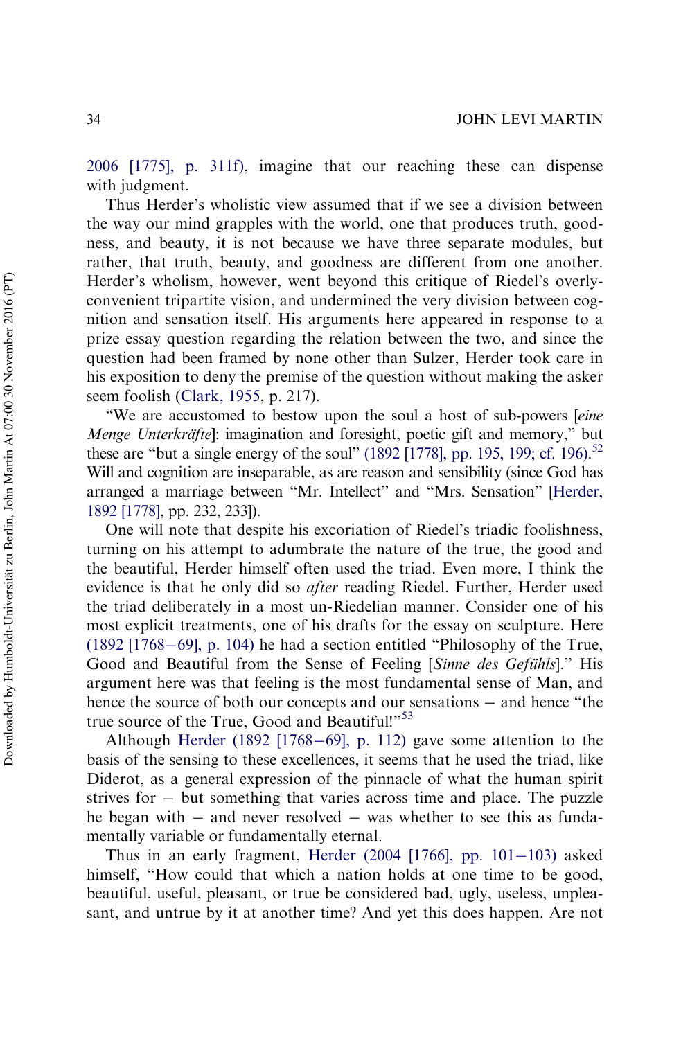2006 [1775], p. 311f), imagine that our reaching these can dispense with judgment.

Thus Herder's wholistic view assumed that if we see a division between the way our mind grapples with the world, one that produces truth, goodness, and beauty, it is not because we have three separate modules, but rather, that truth, beauty, and goodness are different from one another. Herder's wholism, however, went beyond this critique of Riedel's overly-convenient tripartite vision, and undermined the very division between cognition and sensation itself. His arguments here appeared in response to a prize essay question regarding the relation between the two, and since the question had been framed by none other than Sulzer, Herder took care in his exposition to deny the premise of the question without making the asker seem foolish (Clark, 1955, p. 217).

"We are accustomed to bestow upon the soul a host of sub-powers [*eine Menge Unterkräfte*]: imagination and foresight, poetic gift and memory," but these are "but a single energy of the soul" (1892 [1778], pp. 195, 199; cf. 196).[52] Will and cognition are inseparable, as are reason and sensibility (since God has arranged a marriage between "Mr. Intellect" and "Mrs. Sensation" [Herder, 1892 [1778], pp. 232, 233]).

One will note that despite his excoriation of Riedel's triadic foolishness, turning on his attempt to adumbrate the nature of the true, the good and the beautiful, Herder himself often used the triad. Even more, I think the evidence is that he only did so *after* reading Riedel. Further, Herder used the triad deliberately in a most un-Riedelian manner. Consider one of his most explicit treatments, one of his drafts for the essay on sculpture. Here (1892 [1768–69], p. 104) he had a section entitled "Philosophy of the True, Good and Beautiful from the Sense of Feeling [*Sinne des Gefühls*]." His argument here was that feeling is the most fundamental sense of Man, and hence the source of both our concepts and our sensations – and hence "the true source of the True, Good and Beautiful!"[53]

Although Herder (1892 [1768–69], p. 112) gave some attention to the basis of the sensing to these excellences, it seems that he used the triad, like Diderot, as a general expression of the pinnacle of what the human spirit strives for – but something that varies across time and place. The puzzle he began with – and never resolved – was whether to see this as fundamentally variable or fundamentally eternal.

Thus in an early fragment, Herder (2004 [1766], pp. 101–103) asked himself, "How could that which a nation holds at one time to be good, beautiful, useful, pleasant, or true be considered bad, ugly, useless, unpleasant, and untrue by it at another time? And yet this does happen. Are not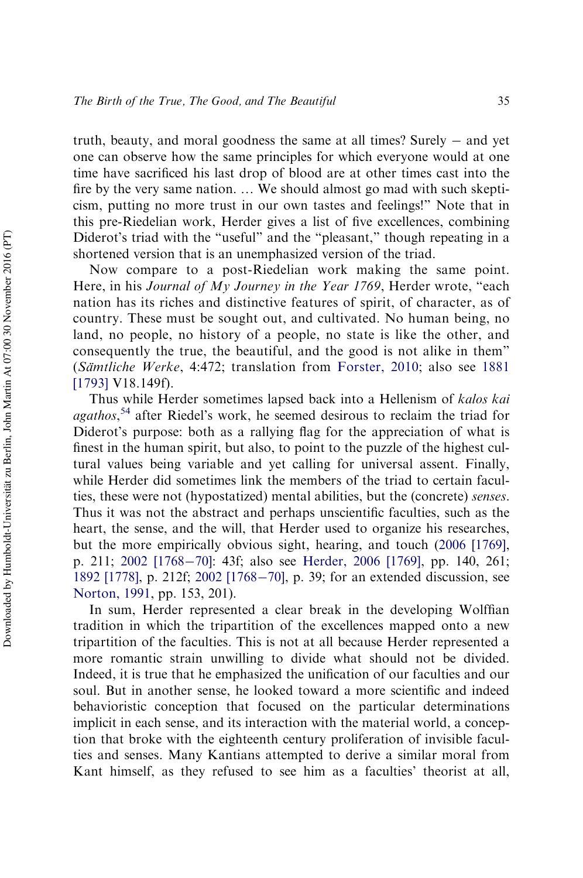truth, beauty, and moral goodness the same at all times? Surely – and yet one can observe how the same principles for which everyone would at one time have sacrificed his last drop of blood are at other times cast into the fire by the very same nation. … We should almost go mad with such skepticism, putting no more trust in our own tastes and feelings!" Note that in this pre-Riedelian work, Herder gives a list of five excellences, combining Diderot's triad with the "useful" and the "pleasant," though repeating in a shortened version that is an unemphasized version of the triad.

Now compare to a post-Riedelian work making the same point. Here, in his *Journal of My Journey in the Year 1769*, Herder wrote, "each nation has its riches and distinctive features of spirit, of character, as of country. These must be sought out, and cultivated. No human being, no land, no people, no history of a people, no state is like the other, and consequently the true, the beautiful, and the good is not alike in them" (*Sämtliche Werke*, 4:472; translation from Forster, 2010; also see 1881 [1793] V18.149f).

Thus while Herder sometimes lapsed back into a Hellenism of *kalos kai agathos*,[54] after Riedel's work, he seemed desirous to reclaim the triad for Diderot's purpose: both as a rallying flag for the appreciation of what is finest in the human spirit, but also, to point to the puzzle of the highest cultural values being variable and yet calling for universal assent. Finally, while Herder did sometimes link the members of the triad to certain faculties, these were not (hypostatized) mental abilities, but the (concrete) *senses*. Thus it was not the abstract and perhaps unscientific faculties, such as the heart, the sense, and the will, that Herder used to organize his researches, but the more empirically obvious sight, hearing, and touch (2006 [1769], p. 211; 2002 [1768–70]: 43f; also see Herder, 2006 [1769], pp. 140, 261; 1892 [1778], p. 212f; 2002 [1768–70], p. 39; for an extended discussion, see Norton, 1991, pp. 153, 201).

In sum, Herder represented a clear break in the developing Wolffian tradition in which the tripartition of the excellences mapped onto a new tripartition of the faculties. This is not at all because Herder represented a more romantic strain unwilling to divide what should not be divided. Indeed, it is true that he emphasized the unification of our faculties and our soul. But in another sense, he looked toward a more scientific and indeed behavioristic conception that focused on the particular determinations implicit in each sense, and its interaction with the material world, a conception that broke with the eighteenth century proliferation of invisible faculties and senses. Many Kantians attempted to derive a similar moral from Kant himself, as they refused to see him as a faculties' theorist at all,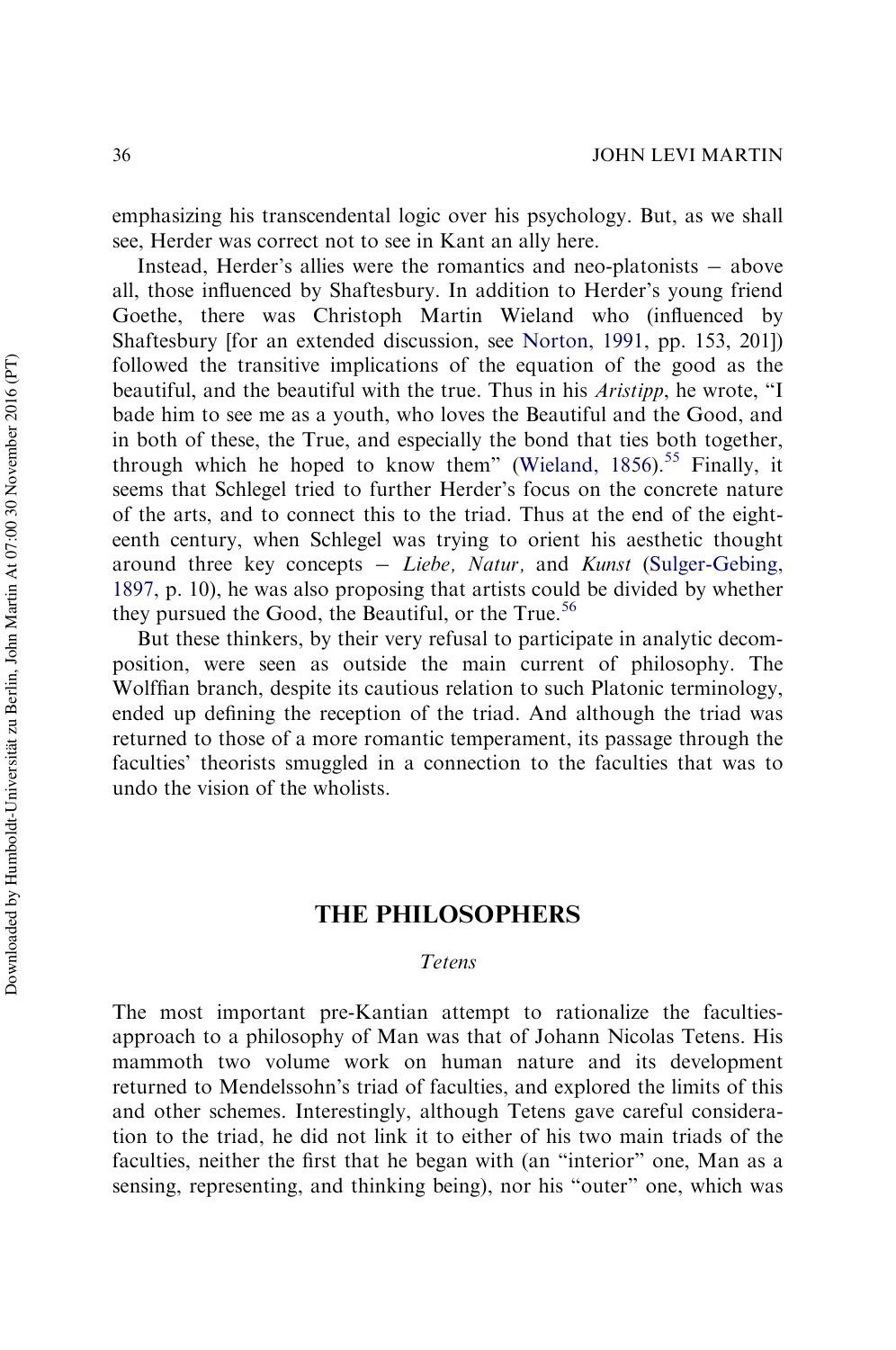emphasizing his transcendental logic over his psychology. But, as we shall see, Herder was correct not to see in Kant an ally here.

Instead, Herder's allies were the romantics and neo-platonists – above all, those influenced by Shaftesbury. In addition to Herder's young friend Goethe, there was Christoph Martin Wieland who (influenced by Shaftesbury [for an extended discussion, see Norton, 1991, pp. 153, 201]) followed the transitive implications of the equation of the good as the beautiful, and the beautiful with the true. Thus in his *Aristipp*, he wrote, "I bade him to see me as a youth, who loves the Beautiful and the Good, and in both of these, the True, and especially the bond that ties both together, through which he hoped to know them" (Wieland, 1856).[55] Finally, it seems that Schlegel tried to further Herder's focus on the concrete nature of the arts, and to connect this to the triad. Thus at the end of the eighteenth century, when Schlegel was trying to orient his aesthetic thought around three key concepts – *Liebe, Natur,* and *Kunst* (Sulger-Gebing, 1897, p. 10), he was also proposing that artists could be divided by whether they pursued the Good, the Beautiful, or the True.[56]

But these thinkers, by their very refusal to participate in analytic decomposition, were seen as outside the main current of philosophy. The Wolffian branch, despite its cautious relation to such Platonic terminology, ended up defining the reception of the triad. And although the triad was returned to those of a more romantic temperament, its passage through the faculties' theorists smuggled in a connection to the faculties that was to undo the vision of the wholists.

## THE PHILOSOPHERS

### *Tetens*

The most important pre-Kantian attempt to rationalize the faculties-approach to a philosophy of Man was that of Johann Nicolas Tetens. His mammoth two volume work on human nature and its development returned to Mendelssohn's triad of faculties, and explored the limits of this and other schemes. Interestingly, although Tetens gave careful consideration to the triad, he did not link it to either of his two main triads of the faculties, neither the first that he began with (an "interior" one, Man as a sensing, representing, and thinking being), nor his "outer" one, which was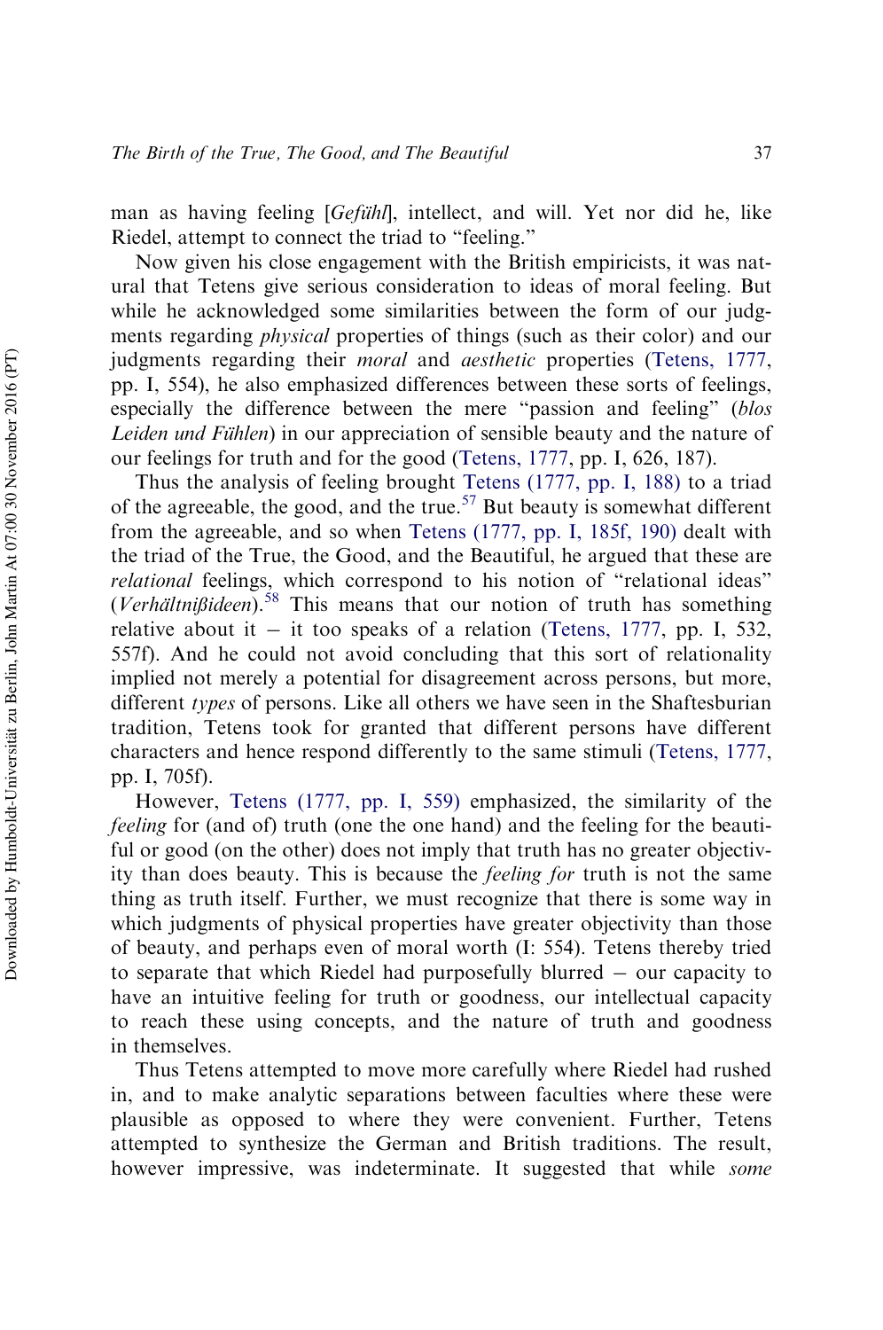man as having feeling [*Gefühl*], intellect, and will. Yet nor did he, like Riedel, attempt to connect the triad to "feeling."

Now given his close engagement with the British empiricists, it was natural that Tetens give serious consideration to ideas of moral feeling. But while he acknowledged some similarities between the form of our judgments regarding *physical* properties of things (such as their color) and our judgments regarding their *moral* and *aesthetic* properties (Tetens, 1777, pp. I, 554), he also emphasized differences between these sorts of feelings, especially the difference between the mere "passion and feeling" (*blos Leiden und Fühlen*) in our appreciation of sensible beauty and the nature of our feelings for truth and for the good (Tetens, 1777, pp. I, 626, 187).

Thus the analysis of feeling brought Tetens (1777, pp. I, 188) to a triad of the agreeable, the good, and the true.[57] But beauty is somewhat different from the agreeable, and so when Tetens (1777, pp. I, 185f, 190) dealt with the triad of the True, the Good, and the Beautiful, he argued that these are *relational* feelings, which correspond to his notion of "relational ideas" (*Verhältnißideen*).[58] This means that our notion of truth has something relative about it – it too speaks of a relation (Tetens, 1777, pp. I, 532, 557f). And he could not avoid concluding that this sort of relationality implied not merely a potential for disagreement across persons, but more, different *types* of persons. Like all others we have seen in the Shaftesburian tradition, Tetens took for granted that different persons have different characters and hence respond differently to the same stimuli (Tetens, 1777, pp. I, 705f).

However, Tetens (1777, pp. I, 559) emphasized, the similarity of the *feeling* for (and of) truth (one the one hand) and the feeling for the beautiful or good (on the other) does not imply that truth has no greater objectivity than does beauty. This is because the *feeling for* truth is not the same thing as truth itself. Further, we must recognize that there is some way in which judgments of physical properties have greater objectivity than those of beauty, and perhaps even of moral worth (I: 554). Tetens thereby tried to separate that which Riedel had purposefully blurred – our capacity to have an intuitive feeling for truth or goodness, our intellectual capacity to reach these using concepts, and the nature of truth and goodness in themselves.

Thus Tetens attempted to move more carefully where Riedel had rushed in, and to make analytic separations between faculties where these were plausible as opposed to where they were convenient. Further, Tetens attempted to synthesize the German and British traditions. The result, however impressive, was indeterminate. It suggested that while *some*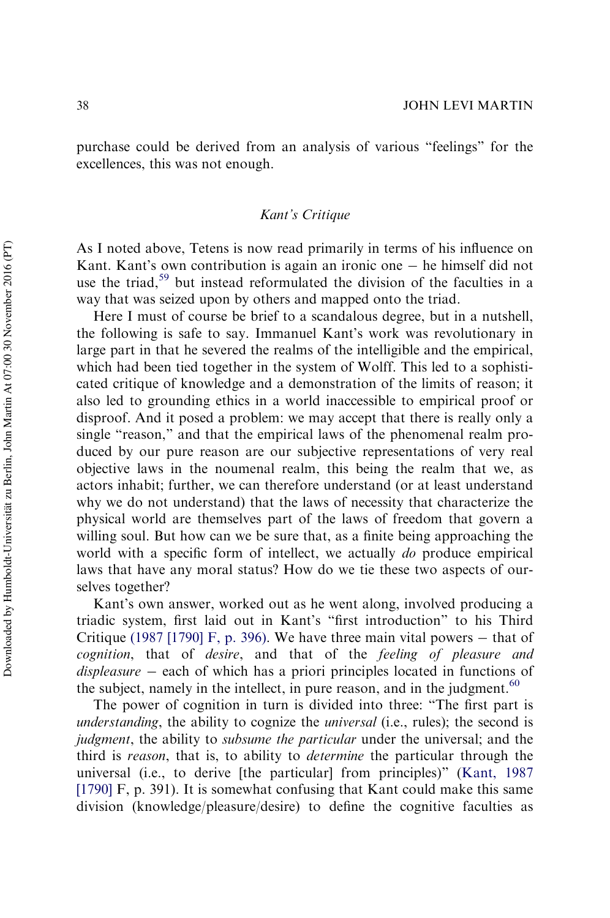purchase could be derived from an analysis of various "feelings" for the excellences, this was not enough.

### *Kant's Critique*

As I noted above, Tetens is now read primarily in terms of his influence on Kant. Kant's own contribution is again an ironic one – he himself did not use the triad,[59] but instead reformulated the division of the faculties in a way that was seized upon by others and mapped onto the triad.

Here I must of course be brief to a scandalous degree, but in a nutshell, the following is safe to say. Immanuel Kant's work was revolutionary in large part in that he severed the realms of the intelligible and the empirical, which had been tied together in the system of Wolff. This led to a sophisticated critique of knowledge and a demonstration of the limits of reason; it also led to grounding ethics in a world inaccessible to empirical proof or disproof. And it posed a problem: we may accept that there is really only a single "reason," and that the empirical laws of the phenomenal realm produced by our pure reason are our subjective representations of very real objective laws in the noumenal realm, this being the realm that we, as actors inhabit; further, we can therefore understand (or at least understand why we do not understand) that the laws of necessity that characterize the physical world are themselves part of the laws of freedom that govern a willing soul. But how can we be sure that, as a finite being approaching the world with a specific form of intellect, we actually *do* produce empirical laws that have any moral status? How do we tie these two aspects of ourselves together?

Kant's own answer, worked out as he went along, involved producing a triadic system, first laid out in Kant's "first introduction" to his Third Critique (1987 [1790] F, p. 396). We have three main vital powers – that of *cognition*, that of *desire*, and that of the *feeling of pleasure and displeasure* – each of which has a priori principles located in functions of the subject, namely in the intellect, in pure reason, and in the judgment.[60]

The power of cognition in turn is divided into three: "The first part is *understanding*, the ability to cognize the *universal* (i.e., rules); the second is *judgment*, the ability to *subsume the particular* under the universal; and the third is *reason*, that is, to ability to *determine* the particular through the universal (i.e., to derive [the particular] from principles)" (Kant, 1987 [1790] F, p. 391). It is somewhat confusing that Kant could make this same division (knowledge/pleasure/desire) to define the cognitive faculties as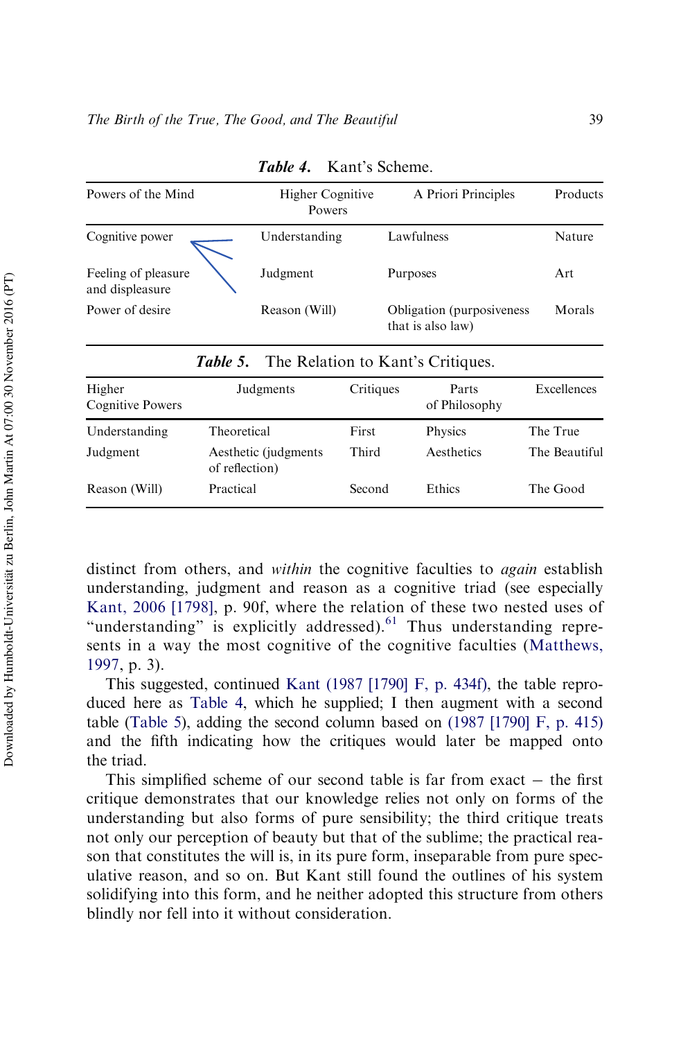*Table 4.* Kant's Scheme.

| Powers of the Mind | Higher Cognitive Powers | A Priori Principles | Products |
|---|---|---|---|
| Cognitive power | Understanding | Lawfulness | Nature |
| Feeling of pleasure and displeasure | Judgment | Purposes | Art |
| Power of desire | Reason (Will) | Obligation (purposiveness that is also law) | Morals |

*Table 5.* The Relation to Kant's Critiques.

| Higher Cognitive Powers | Judgments | Critiques | Parts of Philosophy | Excellences |
|---|---|---|---|---|
| Understanding | Theoretical | First | Physics | The True |
| Judgment | Aesthetic (judgments of reflection) | Third | Aesthetics | The Beautiful |
| Reason (Will) | Practical | Second | Ethics | The Good |

distinct from others, and *within* the cognitive faculties to *again* establish understanding, judgment and reason as a cognitive triad (see especially Kant, 2006 [1798], p. 90f, where the relation of these two nested uses of "understanding" is explicitly addressed).[61] Thus understanding represents in a way the most cognitive of the cognitive faculties (Matthews, 1997, p. 3).

This suggested, continued Kant (1987 [1790] F, p. 434f), the table reproduced here as Table 4, which he supplied; I then augment with a second table (Table 5), adding the second column based on (1987 [1790] F, p. 415) and the fifth indicating how the critiques would later be mapped onto the triad.

This simplified scheme of our second table is far from exact − the first critique demonstrates that our knowledge relies not only on forms of the understanding but also forms of pure sensibility; the third critique treats not only our perception of beauty but that of the sublime; the practical reason that constitutes the will is, in its pure form, inseparable from pure speculative reason, and so on. But Kant still found the outlines of his system solidifying into this form, and he neither adopted this structure from others blindly nor fell into it without consideration.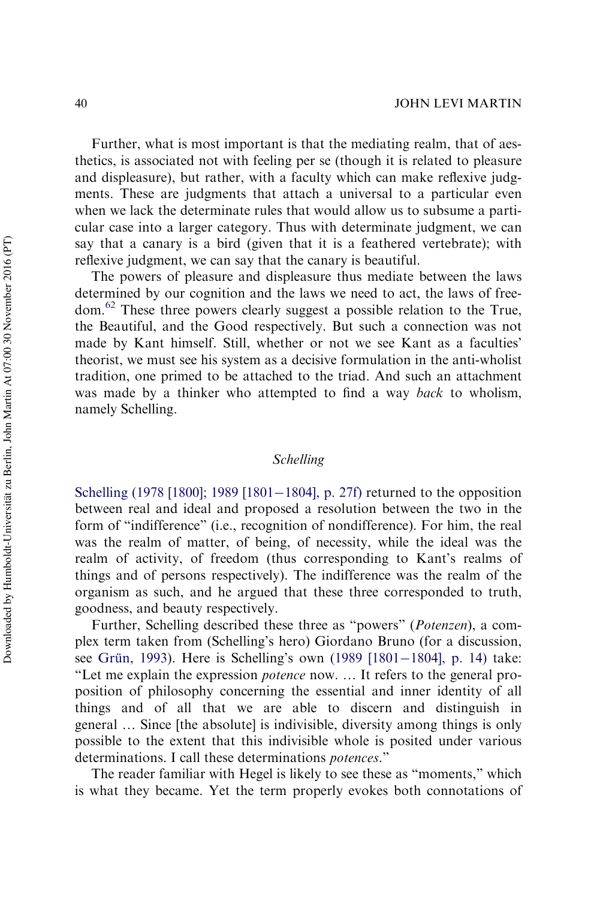Further, what is most important is that the mediating realm, that of aesthetics, is associated not with feeling per se (though it is related to pleasure and displeasure), but rather, with a faculty which can make reflexive judgments. These are judgments that attach a universal to a particular even when we lack the determinate rules that would allow us to subsume a particular case into a larger category. Thus with determinate judgment, we can say that a canary is a bird (given that it is a feathered vertebrate); with reflexive judgment, we can say that the canary is beautiful.

The powers of pleasure and displeasure thus mediate between the laws determined by our cognition and the laws we need to act, the laws of freedom.[62] These three powers clearly suggest a possible relation to the True, the Beautiful, and the Good respectively. But such a connection was not made by Kant himself. Still, whether or not we see Kant as a faculties' theorist, we must see his system as a decisive formulation in the anti-wholist tradition, one primed to be attached to the triad. And such an attachment was made by a thinker who attempted to find a way *back* to wholism, namely Schelling.

### *Schelling*

Schelling (1978 [1800]; 1989 [1801–1804], p. 27f) returned to the opposition between real and ideal and proposed a resolution between the two in the form of "indifference" (i.e., recognition of nondifference). For him, the real was the realm of matter, of being, of necessity, while the ideal was the realm of activity, of freedom (thus corresponding to Kant's realms of things and of persons respectively). The indifference was the realm of the organism as such, and he argued that these three corresponded to truth, goodness, and beauty respectively.

Further, Schelling described these three as "powers" (*Potenzen*), a complex term taken from (Schelling's hero) Giordano Bruno (for a discussion, see Grün, 1993). Here is Schelling's own (1989 [1801–1804], p. 14) take: "Let me explain the expression *potence* now. … It refers to the general proposition of philosophy concerning the essential and inner identity of all things and of all that we are able to discern and distinguish in general … Since [the absolute] is indivisible, diversity among things is only possible to the extent that this indivisible whole is posited under various determinations. I call these determinations *potences*."

The reader familiar with Hegel is likely to see these as "moments," which is what they became. Yet the term properly evokes both connotations of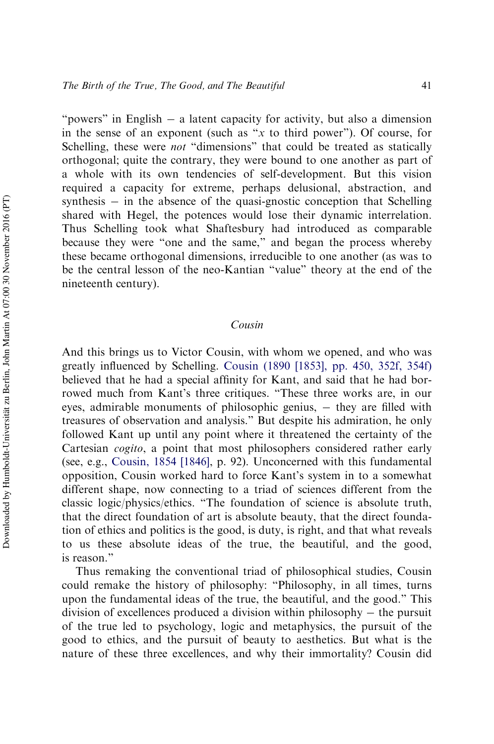"powers" in English – a latent capacity for activity, but also a dimension in the sense of an exponent (such as "$x$ to third power"). Of course, for Schelling, these were *not* "dimensions" that could be treated as statically orthogonal; quite the contrary, they were bound to one another as part of a whole with its own tendencies of self-development. But this vision required a capacity for extreme, perhaps delusional, abstraction, and synthesis – in the absence of the quasi-gnostic conception that Schelling shared with Hegel, the potences would lose their dynamic interrelation. Thus Schelling took what Shaftesbury had introduced as comparable because they were "one and the same," and began the process whereby these became orthogonal dimensions, irreducible to one another (as was to be the central lesson of the neo-Kantian "value" theory at the end of the nineteenth century).

## *Cousin*

And this brings us to Victor Cousin, with whom we opened, and who was greatly influenced by Schelling. Cousin (1890 [1853], pp. 450, 352f, 354f) believed that he had a special affinity for Kant, and said that he had borrowed much from Kant's three critiques. "These three works are, in our eyes, admirable monuments of philosophic genius, – they are filled with treasures of observation and analysis." But despite his admiration, he only followed Kant up until any point where it threatened the certainty of the Cartesian *cogito*, a point that most philosophers considered rather early (see, e.g., Cousin, 1854 [1846], p. 92). Unconcerned with this fundamental opposition, Cousin worked hard to force Kant's system in to a somewhat different shape, now connecting to a triad of sciences different from the classic logic/physics/ethics. "The foundation of science is absolute truth, that the direct foundation of art is absolute beauty, that the direct foundation of ethics and politics is the good, is duty, is right, and that what reveals to us these absolute ideas of the true, the beautiful, and the good, is reason."

Thus remaking the conventional triad of philosophical studies, Cousin could remake the history of philosophy: "Philosophy, in all times, turns upon the fundamental ideas of the true, the beautiful, and the good." This division of excellences produced a division within philosophy – the pursuit of the true led to psychology, logic and metaphysics, the pursuit of the good to ethics, and the pursuit of beauty to aesthetics. But what is the nature of these three excellences, and why their immortality? Cousin did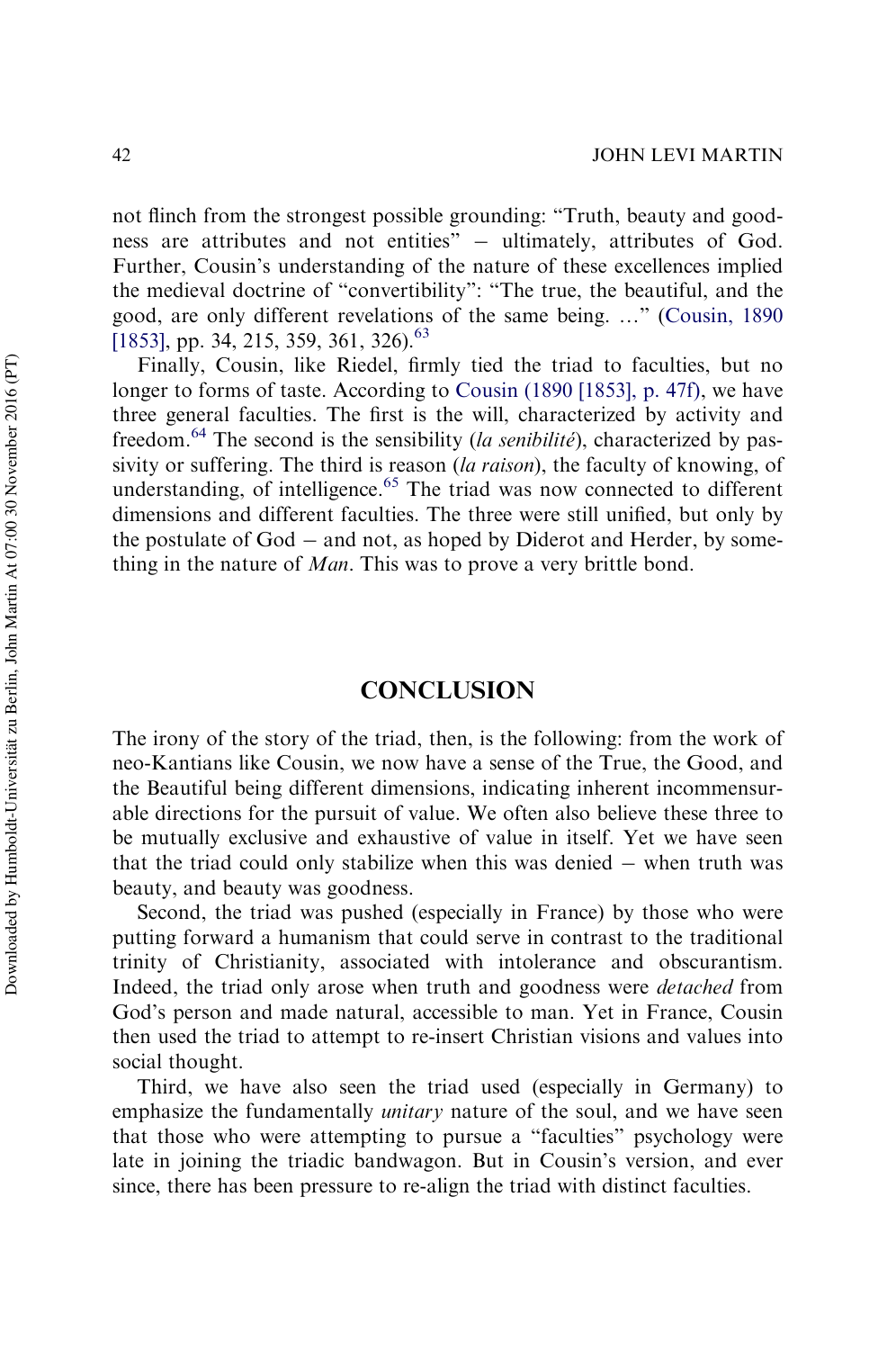not flinch from the strongest possible grounding: "Truth, beauty and goodness are attributes and not entities" – ultimately, attributes of God. Further, Cousin's understanding of the nature of these excellences implied the medieval doctrine of "convertibility": "The true, the beautiful, and the good, are only different revelations of the same being. …" (Cousin, 1890 [1853], pp. 34, 215, 359, 361, 326).[63]

Finally, Cousin, like Riedel, firmly tied the triad to faculties, but no longer to forms of taste. According to Cousin (1890 [1853], p. 47f), we have three general faculties. The first is the will, characterized by activity and freedom.[64] The second is the sensibility (*la senibilité*), characterized by passivity or suffering. The third is reason (*la raison*), the faculty of knowing, of understanding, of intelligence.[65] The triad was now connected to different dimensions and different faculties. The three were still unified, but only by the postulate of God – and not, as hoped by Diderot and Herder, by something in the nature of *Man*. This was to prove a very brittle bond.

## CONCLUSION

The irony of the story of the triad, then, is the following: from the work of neo-Kantians like Cousin, we now have a sense of the True, the Good, and the Beautiful being different dimensions, indicating inherent incommensurable directions for the pursuit of value. We often also believe these three to be mutually exclusive and exhaustive of value in itself. Yet we have seen that the triad could only stabilize when this was denied – when truth was beauty, and beauty was goodness.

Second, the triad was pushed (especially in France) by those who were putting forward a humanism that could serve in contrast to the traditional trinity of Christianity, associated with intolerance and obscurantism. Indeed, the triad only arose when truth and goodness were *detached* from God's person and made natural, accessible to man. Yet in France, Cousin then used the triad to attempt to re-insert Christian visions and values into social thought.

Third, we have also seen the triad used (especially in Germany) to emphasize the fundamentally *unitary* nature of the soul, and we have seen that those who were attempting to pursue a "faculties" psychology were late in joining the triadic bandwagon. But in Cousin's version, and ever since, there has been pressure to re-align the triad with distinct faculties.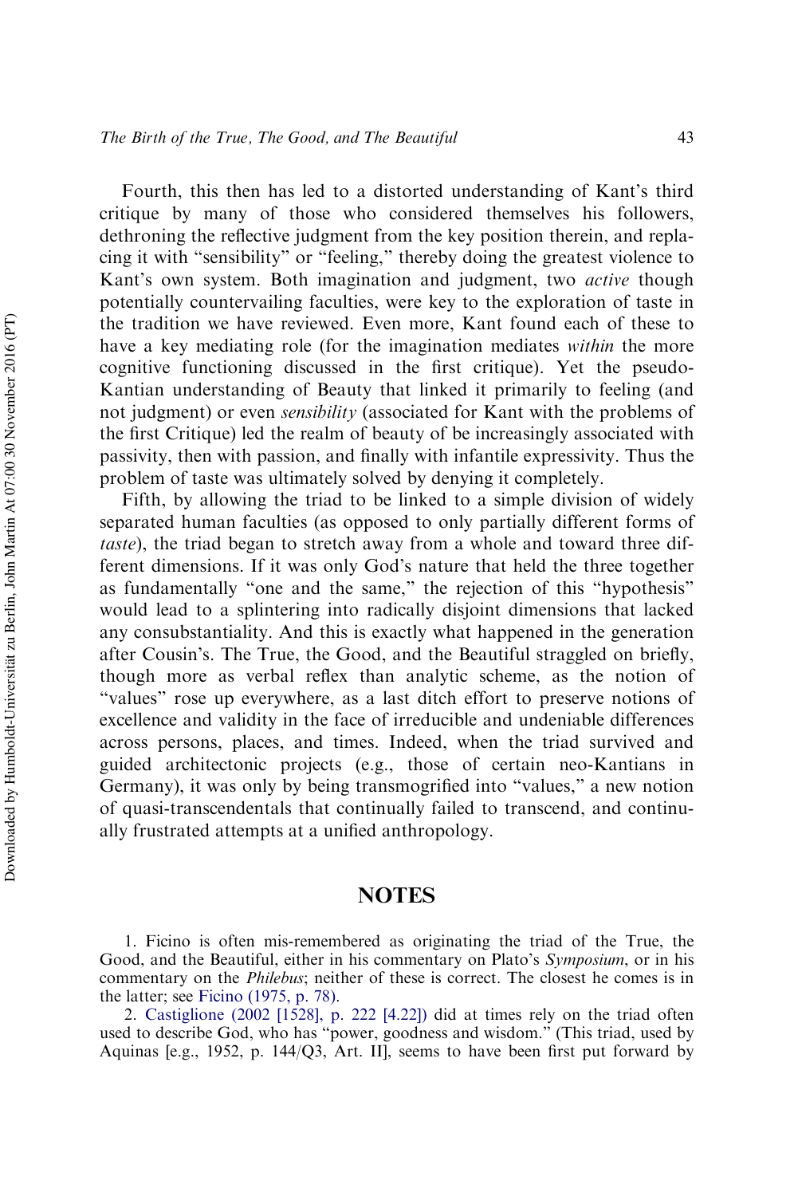Fourth, this then has led to a distorted understanding of Kant's third critique by many of those who considered themselves his followers, dethroning the reflective judgment from the key position therein, and replacing it with "sensibility" or "feeling," thereby doing the greatest violence to Kant's own system. Both imagination and judgment, two *active* though potentially countervailing faculties, were key to the exploration of taste in the tradition we have reviewed. Even more, Kant found each of these to have a key mediating role (for the imagination mediates *within* the more cognitive functioning discussed in the first critique). Yet the pseudo-Kantian understanding of Beauty that linked it primarily to feeling (and not judgment) or even *sensibility* (associated for Kant with the problems of the first Critique) led the realm of beauty of be increasingly associated with passivity, then with passion, and finally with infantile expressivity. Thus the problem of taste was ultimately solved by denying it completely.

Fifth, by allowing the triad to be linked to a simple division of widely separated human faculties (as opposed to only partially different forms of *taste*), the triad began to stretch away from a whole and toward three different dimensions. If it was only God's nature that held the three together as fundamentally "one and the same," the rejection of this "hypothesis" would lead to a splintering into radically disjoint dimensions that lacked any consubstantiality. And this is exactly what happened in the generation after Cousin's. The True, the Good, and the Beautiful straggled on briefly, though more as verbal reflex than analytic scheme, as the notion of "values" rose up everywhere, as a last ditch effort to preserve notions of excellence and validity in the face of irreducible and undeniable differences across persons, places, and times. Indeed, when the triad survived and guided architectonic projects (e.g., those of certain neo-Kantians in Germany), it was only by being transmogrified into "values," a new notion of quasi-transcendentals that continually failed to transcend, and continually frustrated attempts at a unified anthropology.

## NOTES

1. Ficino is often mis-remembered as originating the triad of the True, the Good, and the Beautiful, either in his commentary on Plato's *Symposium*, or in his commentary on the *Philebus*; neither of these is correct. The closest he comes is in the latter; see Ficino (1975, p. 78).

2. Castiglione (2002 [1528], p. 222 [4.22]) did at times rely on the triad often used to describe God, who has "power, goodness and wisdom." (This triad, used by Aquinas [e.g., 1952, p. 144/Q3, Art. II], seems to have been first put forward by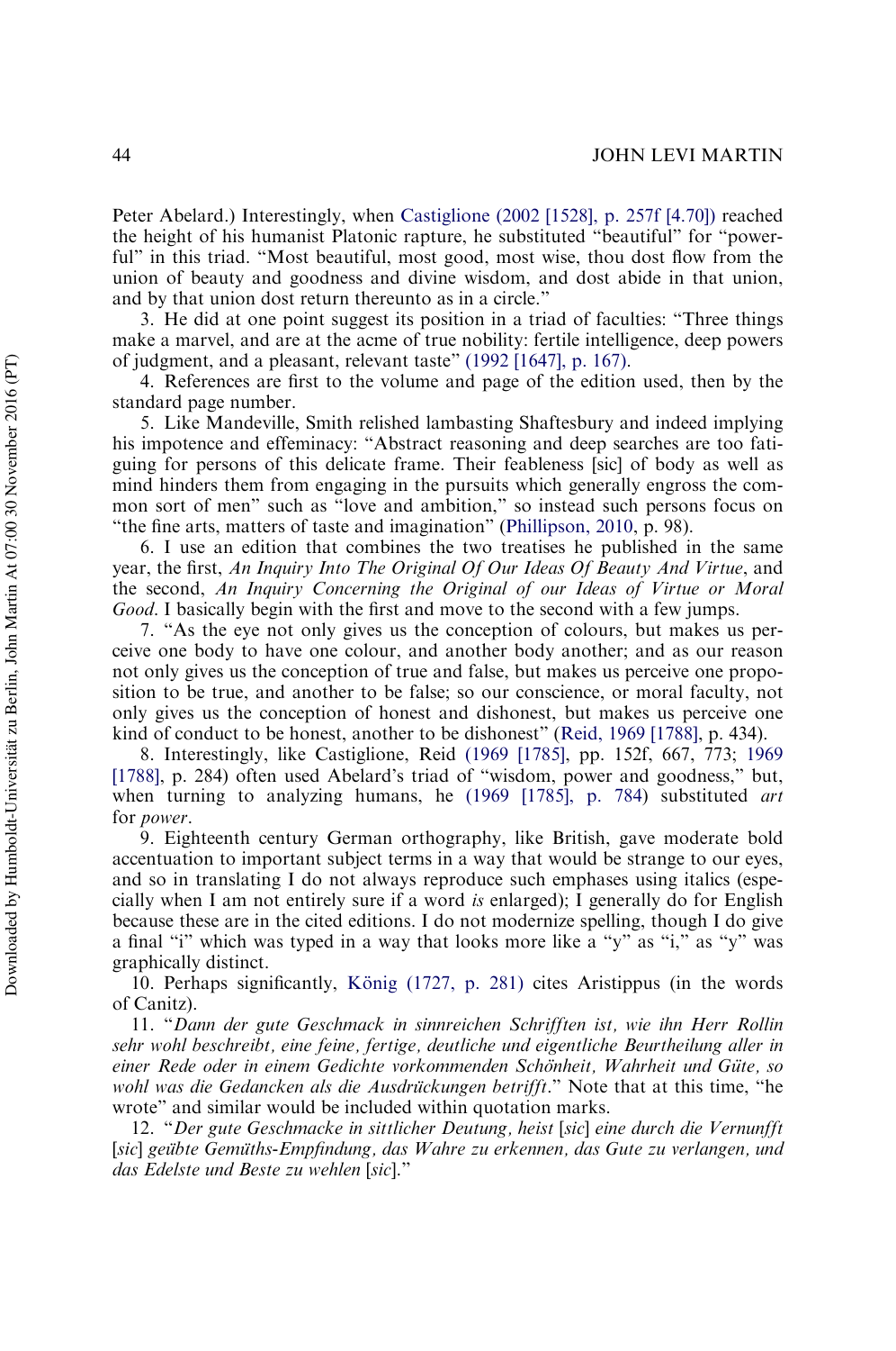Peter Abelard.) Interestingly, when Castiglione (2002 [1528], p. 257f [4.70]) reached the height of his humanist Platonic rapture, he substituted "beautiful" for "powerful" in this triad. "Most beautiful, most good, most wise, thou dost flow from the union of beauty and goodness and divine wisdom, and dost abide in that union, and by that union dost return thereunto as in a circle."

3. He did at one point suggest its position in a triad of faculties: "Three things make a marvel, and are at the acme of true nobility: fertile intelligence, deep powers of judgment, and a pleasant, relevant taste" (1992 [1647], p. 167).

4. References are first to the volume and page of the edition used, then by the standard page number.

5. Like Mandeville, Smith relished lambasting Shaftesbury and indeed implying his impotence and effeminacy: "Abstract reasoning and deep searches are too fatiguing for persons of this delicate frame. Their feableness [sic] of body as well as mind hinders them from engaging in the pursuits which generally engross the common sort of men" such as "love and ambition," so instead such persons focus on "the fine arts, matters of taste and imagination" (Phillipson, 2010, p. 98).

6. I use an edition that combines the two treatises he published in the same year, the first, *An Inquiry Into The Original Of Our Ideas Of Beauty And Virtue*, and the second, *An Inquiry Concerning the Original of our Ideas of Virtue or Moral Good*. I basically begin with the first and move to the second with a few jumps.

7. "As the eye not only gives us the conception of colours, but makes us perceive one body to have one colour, and another body another; and as our reason not only gives us the conception of true and false, but makes us perceive one proposition to be true, and another to be false; so our conscience, or moral faculty, not only gives us the conception of honest and dishonest, but makes us perceive one kind of conduct to be honest, another to be dishonest" (Reid, 1969 [1788], p. 434).

8. Interestingly, like Castiglione, Reid (1969 [1785], pp. 152f, 667, 773; 1969 [1788], p. 284) often used Abelard's triad of "wisdom, power and goodness," but, when turning to analyzing humans, he (1969 [1785], p. 784) substituted *art* for *power*.

9. Eighteenth century German orthography, like British, gave moderate bold accentuation to important subject terms in a way that would be strange to our eyes, and so in translating I do not always reproduce such emphases using italics (especially when I am not entirely sure if a word *is* enlarged); I generally do for English because these are in the cited editions. I do not modernize spelling, though I do give a final "i" which was typed in a way that looks more like a "y" as "i," as "y" was graphically distinct.

10. Perhaps significantly, König (1727, p. 281) cites Aristippus (in the words of Canitz).

11. "*Dann der gute Geschmack in sinnreichen Schrifften ist, wie ihn Herr Rollin sehr wohl beschreibt, eine feine, fertige, deutliche und eigentliche Beurtheilung aller in einer Rede oder in einem Gedichte vorkommenden Schönheit, Wahrheit und Güte, so wohl was die Gedancken als die Ausdrückungen betrifft*." Note that at this time, "he wrote" and similar would be included within quotation marks.

12. "*Der gute Geschmacke in sittlicher Deutung, heist* [*sic*] *eine durch die Vernunfft* [*sic*] *geübte Gemüths-Empfindung, das Wahre zu erkennen, das Gute zu verlangen, und das Edelste und Beste zu wehlen* [*sic*]."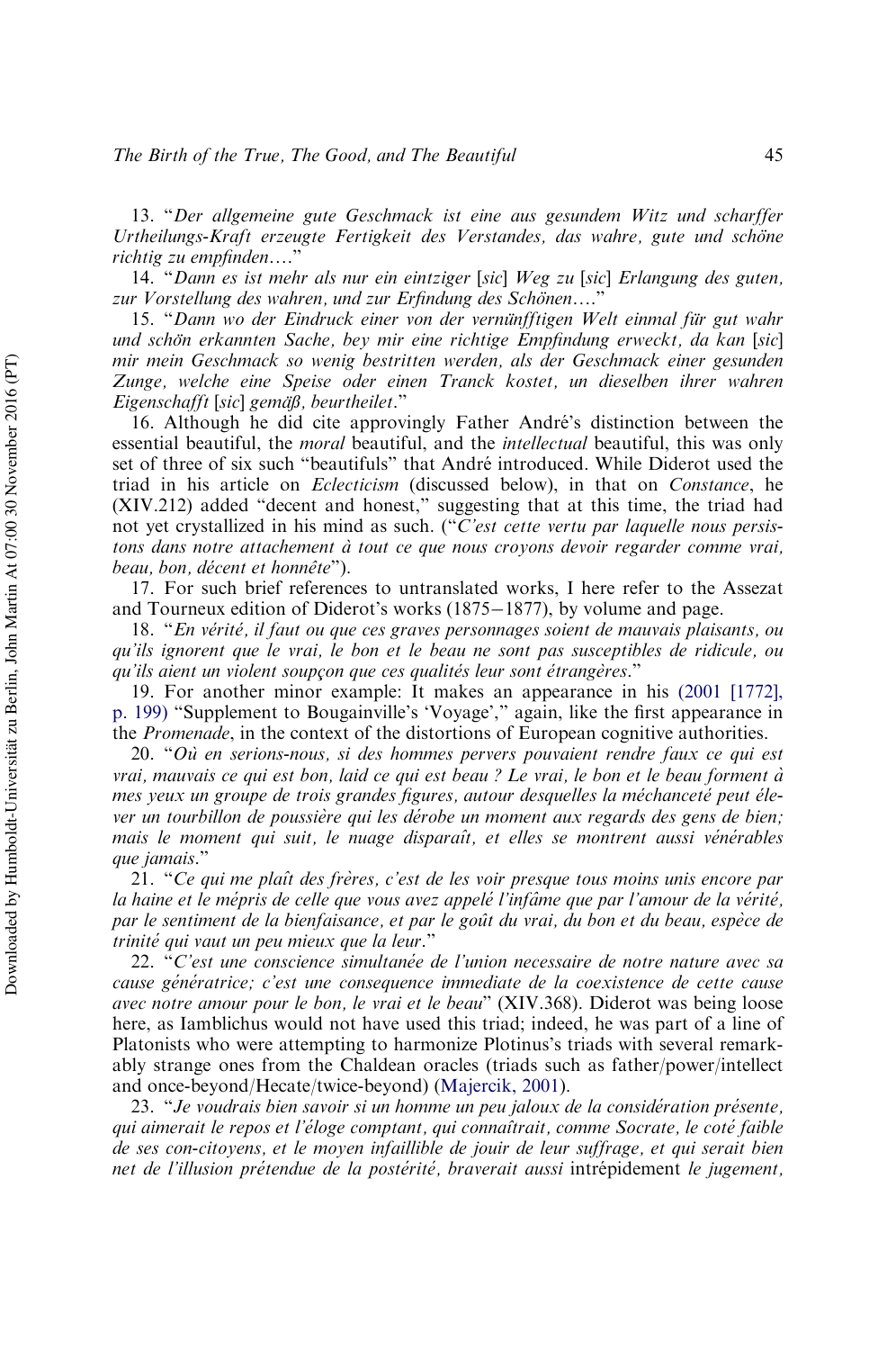13. "*Der allgemeine gute Geschmack ist eine aus gesundem Witz und scharffer Urtheilungs-Kraft erzeugte Fertigkeit des Verstandes, das wahre, gute und schöne richtig zu empfinden….*"

14. "*Dann es ist mehr als nur ein eintziger* [*sic*] *Weg zu* [*sic*] *Erlangung des guten, zur Vorstellung des wahren, und zur Erfindung des Schönen….*"

15. "*Dann wo der Eindruck einer von der vernünfftigen Welt einmal für gut wahr und schön erkannten Sache, bey mir eine richtige Empfindung erweckt, da kan* [*sic*] *mir mein Geschmack so wenig bestritten werden, als der Geschmack einer gesunden Zunge, welche eine Speise oder einen Tranck kostet, un dieselben ihrer wahren Eigenschafft* [*sic*] *gemäß, beurtheilet.*"

16. Although he did cite approvingly Father André's distinction between the essential beautiful, the *moral* beautiful, and the *intellectual* beautiful, this was only set of three of six such "beautifuls" that André introduced. While Diderot used the triad in his article on *Eclecticism* (discussed below), in that on *Constance*, he (XIV.212) added "decent and honest," suggesting that at this time, the triad had not yet crystallized in his mind as such. ("*C'est cette vertu par laquelle nous persistons dans notre attachement à tout ce que nous croyons devoir regarder comme vrai, beau, bon, décent et honnête*").

17. For such brief references to untranslated works, I here refer to the Assezat and Tourneux edition of Diderot's works (1875–1877), by volume and page.

18. "*En vérité, il faut ou que ces graves personnages soient de mauvais plaisants, ou qu'ils ignorent que le vrai, le bon et le beau ne sont pas susceptibles de ridicule, ou qu'ils aient un violent soupçon que ces qualités leur sont étrangères.*"

19. For another minor example: It makes an appearance in his (2001 [1772], p. 199) "Supplement to Bougainville's 'Voyage'," again, like the first appearance in the *Promenade*, in the context of the distortions of European cognitive authorities.

20. "*Où en serions-nous, si des hommes pervers pouvaient rendre faux ce qui est vrai, mauvais ce qui est bon, laid ce qui est beau ? Le vrai, le bon et le beau forment à mes yeux un groupe de trois grandes figures, autour desquelles la méchanceté peut élever un tourbillon de poussière qui les dérobe un moment aux regards des gens de bien; mais le moment qui suit, le nuage disparaît, et elles se montrent aussi vénérables que jamais.*"

21. "*Ce qui me plaît des frères, c'est de les voir presque tous moins unis encore par la haine et le mépris de celle que vous avez appelé l'infâme que par l'amour de la vérité, par le sentiment de la bienfaisance, et par le goût du vrai, du bon et du beau, espèce de trinité qui vaut un peu mieux que la leur.*"

22. "*C'est une conscience simultanée de l'union necessaire de notre nature avec sa cause génératrice; c'est une consequence immediate de la coexistence de cette cause avec notre amour pour le bon, le vrai et le beau*" (XIV.368). Diderot was being loose here, as Iamblichus would not have used this triad; indeed, he was part of a line of Platonists who were attempting to harmonize Plotinus's triads with several remarkably strange ones from the Chaldean oracles (triads such as father/power/intellect and once-beyond/Hecate/twice-beyond) (Majercik, 2001).

23. "*Je voudrais bien savoir si un homme un peu jaloux de la considération présente, qui aimerait le repos et l'éloge comptant, qui connaîtrait, comme Socrate, le coté faible de ses con-citoyens, et le moyen infaillible de jouir de leur suffrage, et qui serait bien net de l'illusion prétendue de la postérité, braverait aussi* intrépidement *le jugement,*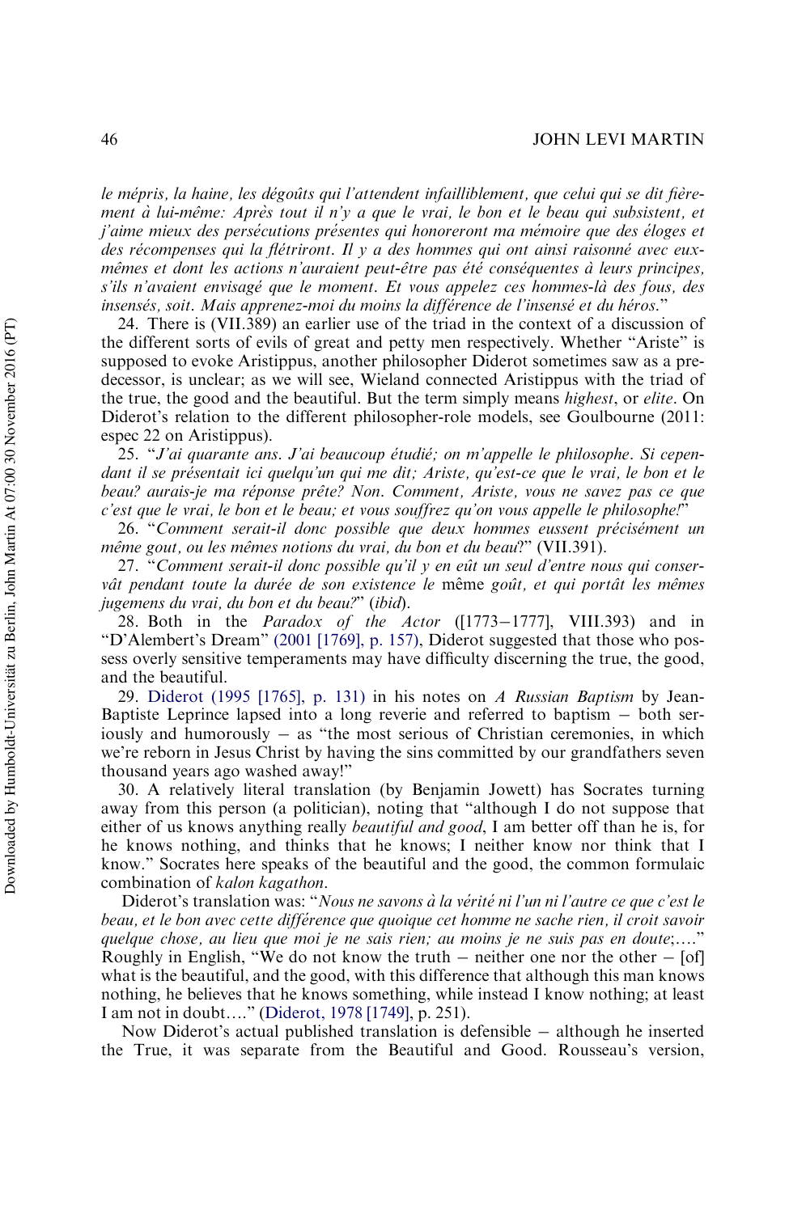*le mépris, la haine, les dégoûts qui l'attendent infailliblement, que celui qui se dit fièrement à lui-même: Après tout il n'y a que le vrai, le bon et le beau qui subsistent, et j'aime mieux des persécutions présentes qui honoreront ma mémoire que des éloges et des récompenses qui la flétriront. Il y a des hommes qui ont ainsi raisonné avec eux-mêmes et dont les actions n'auraient peut-être pas été conséquentes à leurs principes, s'ils n'avaient envisagé que le moment. Et vous appelez ces hommes-là des fous, des insensés, soit. Mais apprenez-moi du moins la différence de l'insensé et du héros.*"

24. There is (VII.389) an earlier use of the triad in the context of a discussion of the different sorts of evils of great and petty men respectively. Whether "Ariste" is supposed to evoke Aristippus, another philosopher Diderot sometimes saw as a predecessor, is unclear; as we will see, Wieland connected Aristippus with the triad of the true, the good and the beautiful. But the term simply means *highest*, or *elite*. On Diderot's relation to the different philosopher-role models, see Goulbourne (2011: espec 22 on Aristippus).

25. "*J'ai quarante ans. J'ai beaucoup étudié; on m'appelle le philosophe. Si cependant il se présentait ici quelqu'un qui me dit; Ariste, qu'est-ce que le vrai, le bon et le beau? aurais-je ma réponse prête? Non. Comment, Ariste, vous ne savez pas ce que c'est que le vrai, le bon et le beau; et vous souffrez qu'on vous appelle le philosophe!*"

26. "*Comment serait-il donc possible que deux hommes eussent précisément un même gout, ou les mêmes notions du vrai, du bon et du beau*?" (VII.391).

27. "*Comment serait-il donc possible qu'il y en eût un seul d'entre nous qui conservât pendant toute la durée de son existence le* même *goût, et qui portât les mêmes jugemens du vrai, du bon et du beau*?" (*ibid*).

28. Both in the *Paradox of the Actor* ([1773–1777], VIII.393) and in "D'Alembert's Dream" (2001 [1769], p. 157), Diderot suggested that those who possess overly sensitive temperaments may have difficulty discerning the true, the good, and the beautiful.

29. Diderot (1995 [1765], p. 131) in his notes on *A Russian Baptism* by Jean-Baptiste Leprince lapsed into a long reverie and referred to baptism – both seriously and humorously – as "the most serious of Christian ceremonies, in which we're reborn in Jesus Christ by having the sins committed by our grandfathers seven thousand years ago washed away!"

30. A relatively literal translation (by Benjamin Jowett) has Socrates turning away from this person (a politician), noting that "although I do not suppose that either of us knows anything really *beautiful and good*, I am better off than he is, for he knows nothing, and thinks that he knows; I neither know nor think that I know." Socrates here speaks of the beautiful and the good, the common formulaic combination of *kalon kagathon*.

Diderot's translation was: "*Nous ne savons à la vérité ni l'un ni l'autre ce que c'est le beau, et le bon avec cette différence que quoique cet homme ne sache rien, il croit savoir quelque chose, au lieu que moi je ne sais rien; au moins je ne suis pas en doute;*…." Roughly in English, "We do not know the truth – neither one nor the other – [of] what is the beautiful, and the good, with this difference that although this man knows nothing, he believes that he knows something, while instead I know nothing; at least I am not in doubt…." (Diderot, 1978 [1749], p. 251).

Now Diderot's actual published translation is defensible – although he inserted the True, it was separate from the Beautiful and Good. Rousseau's version,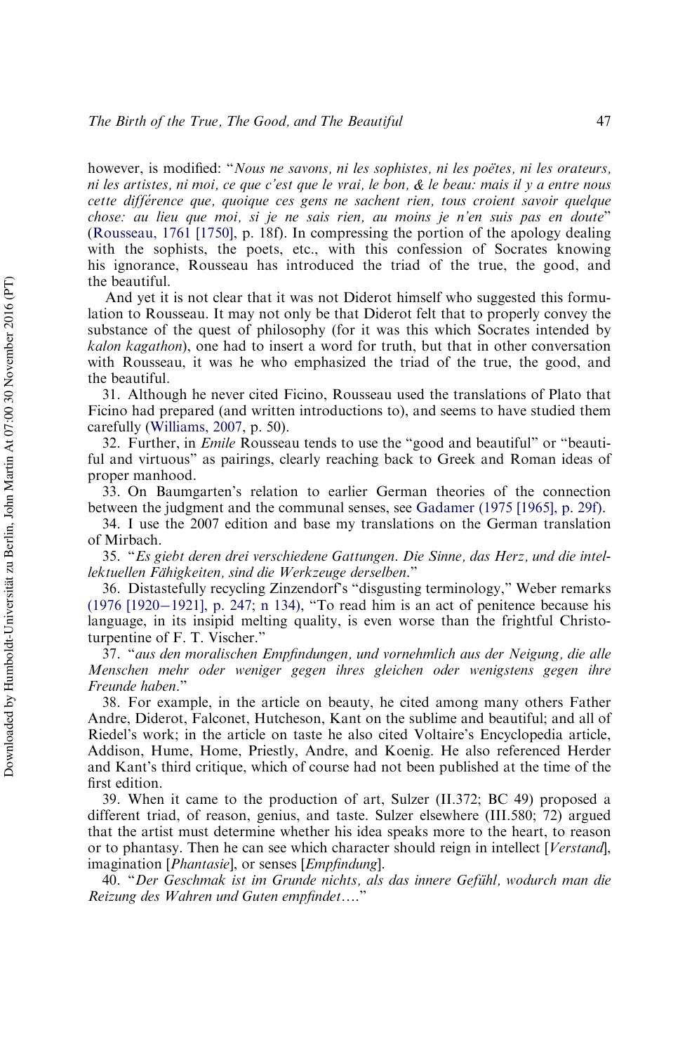however, is modified: "*Nous ne savons, ni les sophistes, ni les poëtes, ni les orateurs, ni les artistes, ni moi, ce que c'est que le vrai, le bon, & le beau: mais il y a entre nous cette différence que, quoique ces gens ne sachent rien, tous croient savoir quelque chose: au lieu que moi, si je ne sais rien, au moins je n'en suis pas en doute*" (Rousseau, 1761 [1750], p. 18f). In compressing the portion of the apology dealing with the sophists, the poets, etc., with this confession of Socrates knowing his ignorance, Rousseau has introduced the triad of the true, the good, and the beautiful.

And yet it is not clear that it was not Diderot himself who suggested this formulation to Rousseau. It may not only be that Diderot felt that to properly convey the substance of the quest of philosophy (for it was this which Socrates intended by *kalon kagathon*), one had to insert a word for truth, but that in other conversation with Rousseau, it was he who emphasized the triad of the true, the good, and the beautiful.

31. Although he never cited Ficino, Rousseau used the translations of Plato that Ficino had prepared (and written introductions to), and seems to have studied them carefully (Williams, 2007, p. 50).

32. Further, in *Emile* Rousseau tends to use the "good and beautiful" or "beautiful and virtuous" as pairings, clearly reaching back to Greek and Roman ideas of proper manhood.

33. On Baumgarten's relation to earlier German theories of the connection between the judgment and the communal senses, see Gadamer (1975 [1965], p. 29f).

34. I use the 2007 edition and base my translations on the German translation of Mirbach.

35. "*Es giebt deren drei verschiedene Gattungen. Die Sinne, das Herz, und die intellektuellen Fähigkeiten, sind die Werkzeuge derselben.*"

36. Distastefully recycling Zinzendorf's "disgusting terminology," Weber remarks (1976 [1920–1921], p. 247; n 134), "To read him is an act of penitence because his language, in its insipid melting quality, is even worse than the frightful Christoturpentine of F. T. Vischer."

37. "*aus den moralischen Empfindungen, und vornehmlich aus der Neigung, die alle Menschen mehr oder weniger gegen ihres gleichen oder wenigstens gegen ihre Freunde haben.*"

38. For example, in the article on beauty, he cited among many others Father Andre, Diderot, Falconet, Hutcheson, Kant on the sublime and beautiful; and all of Riedel's work; in the article on taste he also cited Voltaire's Encyclopedia article, Addison, Hume, Home, Priestly, Andre, and Koenig. He also referenced Herder and Kant's third critique, which of course had not been published at the time of the first edition.

39. When it came to the production of art, Sulzer (II.372; BC 49) proposed a different triad, of reason, genius, and taste. Sulzer elsewhere (III.580; 72) argued that the artist must determine whether his idea speaks more to the heart, to reason or to phantasy. Then he can see which character should reign in intellect [*Verstand*], imagination [*Phantasie*], or senses [*Empfindung*].

40. "*Der Geschmak ist im Grunde nichts, als das innere Gefühl, wodurch man die Reizung des Wahren und Guten empfindet*...."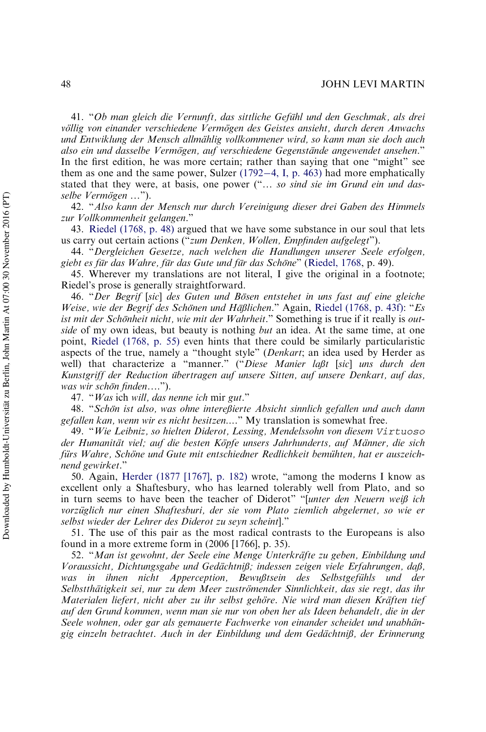41. "*Ob man gleich die Vernunft, das sittliche Gefühl und den Geschmak, als drei völlig von einander verschiedene Vermögen des Geistes ansieht, durch deren Anwachs und Entwiklung der Mensch allmählig vollkommener wird, so kann man sie doch auch also ein und dasselbe Vermögen, auf verschiedene Gegenstände angewendet ansehen.*" In the first edition, he was more certain; rather than saying that one "might" see them as one and the same power, Sulzer (1792–4, I, p. 463) had more emphatically stated that they were, at basis, one power ("*… so sind sie im Grund ein und dasselbe Vermögen …*").

42. "*Also kann der Mensch nur durch Vereinigung dieser drei Gaben des Himmels zur Vollkommenheit gelangen.*"

43. Riedel (1768, p. 48) argued that we have some substance in our soul that lets us carry out certain actions ("*zum Denken, Wollen, Empfinden aufgelegt*").

44. "*Dergleichen Gesetze, nach welchen die Handlungen unserer Seele erfolgen, giebt es für das Wahre, für das Gute und für das Schöne*" (Riedel, 1768, p. 49).

45. Wherever my translations are not literal, I give the original in a footnote; Riedel's prose is generally straightforward.

46. "*Der Begrif* [*sic*] *des Guten und Bösen entstehet in uns fast auf eine gleiche Weise, wie der Begrif des Schönen und Häßlichen.*" Again, Riedel (1768, p. 43f): "*Es ist mit der Schönheit nicht, wie mit der Wahrheit.*" Something is true if it really is *outside* of my own ideas, but beauty is nothing *but* an idea. At the same time, at one point, Riedel (1768, p. 55) even hints that there could be similarly particularistic aspects of the true, namely a "thought style" (*Denkart*; an idea used by Herder as well) that characterize a "manner." ("*Diese Manier laßt* [*sic*] *uns durch den Kunstgriff der Reduction übertragen auf unsere Sitten, auf unsere Denkart, auf das, was wir schön finden….*").

47. "*Was* ich *will, das nenne ich* mir *gut.*"

48. "*Schön ist also, was ohne intereßierte Absicht sinnlich gefallen und auch dann gefallen kan, wenn wir es nicht besitzen….*" My translation is somewhat free.

49. "*Wie Leibniz, so hielten Diderot, Lessing, Mendelssohn von diesem* `Virtuoso` *der Humanität viel; auf die besten Köpfe unsers Jahrhunderts, auf Männer, die sich fürs Wahre, Schöne und Gute mit entschiedner Redlichkeit bemühten, hat er auszeichnend gewirket.*"

50. Again, Herder (1877 [1767], p. 182) wrote, "among the moderns I know as excellent only a Shaftesbury, who has learned tolerably well from Plato, and so in turn seems to have been the teacher of Diderot" "[*unter den Neuern weiß ich vorzüglich nur einen Shaftesburi, der sie vom Plato ziemlich abgelernet, so wie er selbst wieder der Lehrer des Diderot zu seyn scheint*]."

51. The use of this pair as the most radical contrasts to the Europeans is also found in a more extreme form in (2006 [1766], p. 35).

52. "*Man ist gewohnt, der Seele eine Menge Unterkräfte zu geben, Einbildung und Voraussicht, Dichtungsgabe und Gedächtniß; indessen zeigen viele Erfahrungen, daß, was in ihnen nicht Apperception, Bewußtsein des Selbstgefühls und der Selbstthätigkeit sei, nur zu dem Meer zuströmender Sinnlichkeit, das sie regt, das ihr Materialen liefert, nicht aber zu ihr selbst gehöre. Nie wird man diesen Kräften tief auf den Grund kommen, wenn man sie nur von oben her als Ideen behandelt, die in der Seele wohnen, oder gar als gemauerte Fachwerke von einander scheidet und unabhängig einzeln betrachtet. Auch in der Einbildung und dem Gedächtniß, der Erinnerung*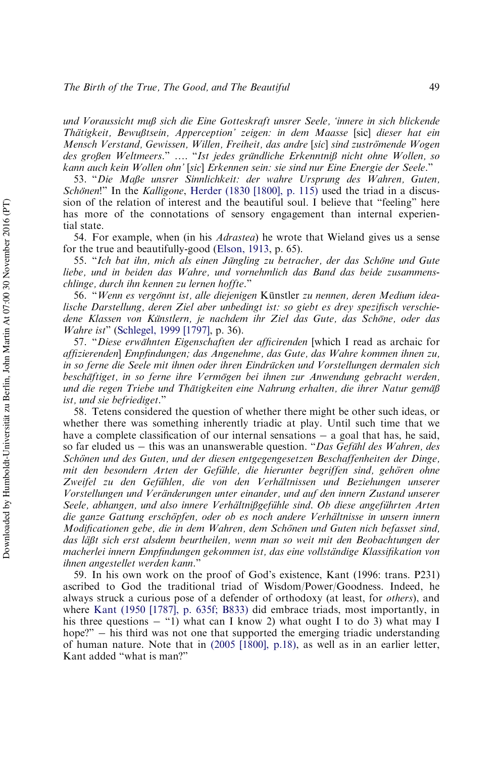*und Voraussicht muß sich die Eine Gotteskraft unsrer Seele, 'innere in sich blickende Thätigkeit, Bewußtsein, Apperception' zeigen: in dem Maasse* [sic] *dieser hat ein Mensch Verstand, Gewissen, Willen, Freiheit, das andre* [*sic*] *sind zuströmende Wogen des großen Weltmeers*." …. "*Ist jedes gründliche Erkenntniß nicht ohne Wollen, so kann auch kein Wollen ohn'* [*sic*] *Erkennen sein: sie sind nur Eine Energie der Seele*."

53. "*Die Maße unsrer Sinnlichkeit: der wahre Ursprung des Wahren, Guten, Schönen*!" In the *Kalligone*, Herder (1830 [1800], p. 115) used the triad in a discussion of the relation of interest and the beautiful soul. I believe that "feeling" here has more of the connotations of sensory engagement than internal experiential state.

54. For example, when (in his *Adrastea*) he wrote that Wieland gives us a sense for the true and beautifully-good (Elson, 1913, p. 65).

55. "*Ich bat ihn, mich als einen Jüngling zu betracher, der das Schöne und Gute liebe, und in beiden das Wahre, und vornehmlich das Band das beide zusammenschlinge, durch ihn kennen zu lernen hoffte*."

56. "*Wenn es vergönnt ist, alle diejenigen* Künstler *zu nennen, deren Medium idealische Darstellung, deren Ziel aber unbedingt ist: so giebt es drey spezifisch verschiedene Klassen von Künstlern, je nachdem ihr Ziel das Gute, das Schöne, oder das Wahre ist*" (Schlegel, 1999 [1797], p. 36).

57. "*Diese erwähnten Eigenschaften der afficirenden* [which I read as archaic for *affizierenden*] *Empfindungen; das Angenehme, das Gute, das Wahre kommen ihnen zu, in so ferne die Seele mit ihnen oder ihren Eindrücken und Vorstellungen dermalen sich beschäftiget, in so ferne ihre Vermögen bei ihnen zur Anwendung gebracht werden, und die regen Triebe und Thätigkeiten eine Nahrung erhalten, die ihrer Natur gemäß ist, und sie befriediget*."

58. Tetens considered the question of whether there might be other such ideas, or whether there was something inherently triadic at play. Until such time that we have a complete classification of our internal sensations – a goal that has, he said, so far eluded us – this was an unanswerable question. "*Das Gefühl des Wahren, des Schönen und des Guten, und der diesen entgegengesetzen Beschaffenheiten der Dinge, mit den besondern Arten der Gefühle, die hierunter begriffen sind, gehören ohne Zweifel zu den Gefühlen, die von den Verhältnissen und Beziehungen unserer Vorstellungen und Veränderungen unter einander, und auf den innern Zustand unserer Seele, abhangen, und also innere Verhältnißgefühle sind. Ob diese angeführten Arten die ganze Gattung erschöpfen, oder ob es noch andere Verhältnisse in unsern innern Modificationen gebe, die in dem Wahren, dem Schönen und Guten nich befasset sind, das läßt sich erst alsdenn beurtheilen, wenn man so weit mit den Beobachtungen der macherlei innern Empfindungen gekommen ist, das eine vollständige Klassifikation von ihnen angestellet werden kann*."

59. In his own work on the proof of God's existence, Kant (1996: trans. P231) ascribed to God the traditional triad of Wisdom/Power/Goodness. Indeed, he always struck a curious pose of a defender of orthodoxy (at least, for *others*), and where Kant (1950 [1787], p. 635f; B833) did embrace triads, most importantly, in his three questions – "1) what can I know 2) what ought I to do 3) what may I hope?" – his third was not one that supported the emerging triadic understanding of human nature. Note that in (2005 [1800], p.18), as well as in an earlier letter, Kant added "what is man?"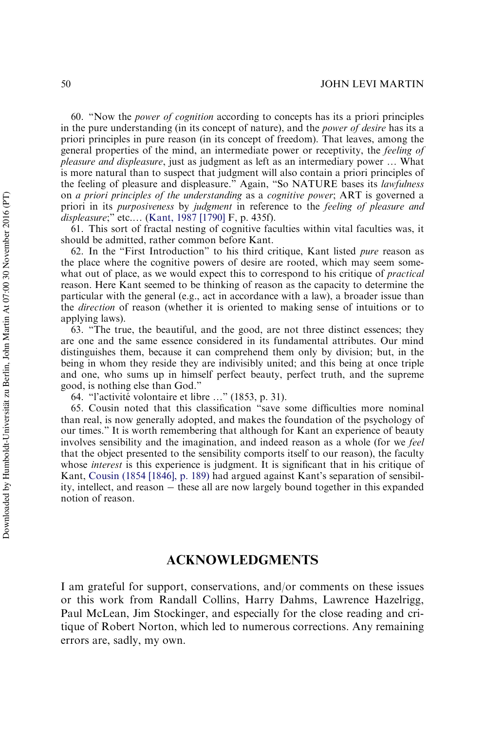60. "Now the *power of cognition* according to concepts has its a priori principles in the pure understanding (in its concept of nature), and the *power of desire* has its a priori principles in pure reason (in its concept of freedom). That leaves, among the general properties of the mind, an intermediate power or receptivity, the *feeling of pleasure and displeasure*, just as judgment as left as an intermediary power … What is more natural than to suspect that judgment will also contain a priori principles of the feeling of pleasure and displeasure." Again, "So NATURE bases its *lawfulness* on *a priori principles of the understanding* as a *cognitive power*; ART is governed a priori in its *purposiveness* by *judgment* in reference to the *feeling of pleasure and displeasure*;" etc.… (Kant, 1987 [1790] F, p. 435f).

61. This sort of fractal nesting of cognitive faculties within vital faculties was, it should be admitted, rather common before Kant.

62. In the "First Introduction" to his third critique, Kant listed *pure* reason as the place where the cognitive powers of desire are rooted, which may seem somewhat out of place, as we would expect this to correspond to his critique of *practical* reason. Here Kant seemed to be thinking of reason as the capacity to determine the particular with the general (e.g., act in accordance with a law), a broader issue than the *direction* of reason (whether it is oriented to making sense of intuitions or to applying laws).

63. "The true, the beautiful, and the good, are not three distinct essences; they are one and the same essence considered in its fundamental attributes. Our mind distinguishes them, because it can comprehend them only by division; but, in the being in whom they reside they are indivisibly united; and this being at once triple and one, who sums up in himself perfect beauty, perfect truth, and the supreme good, is nothing else than God."

64. "l'activité volontaire et libre …" (1853, p. 31).

65. Cousin noted that this classification "save some difficulties more nominal than real, is now generally adopted, and makes the foundation of the psychology of our times." It is worth remembering that although for Kant an experience of beauty involves sensibility and the imagination, and indeed reason as a whole (for we *feel* that the object presented to the sensibility comports itself to our reason), the faculty whose *interest* is this experience is judgment. It is significant that in his critique of Kant, Cousin (1854 [1846], p. 189) had argued against Kant's separation of sensibility, intellect, and reason – these all are now largely bound together in this expanded notion of reason.

## ACKNOWLEDGMENTS

I am grateful for support, conservations, and/or comments on these issues or this work from Randall Collins, Harry Dahms, Lawrence Hazelrigg, Paul McLean, Jim Stockinger, and especially for the close reading and critique of Robert Norton, which led to numerous corrections. Any remaining errors are, sadly, my own.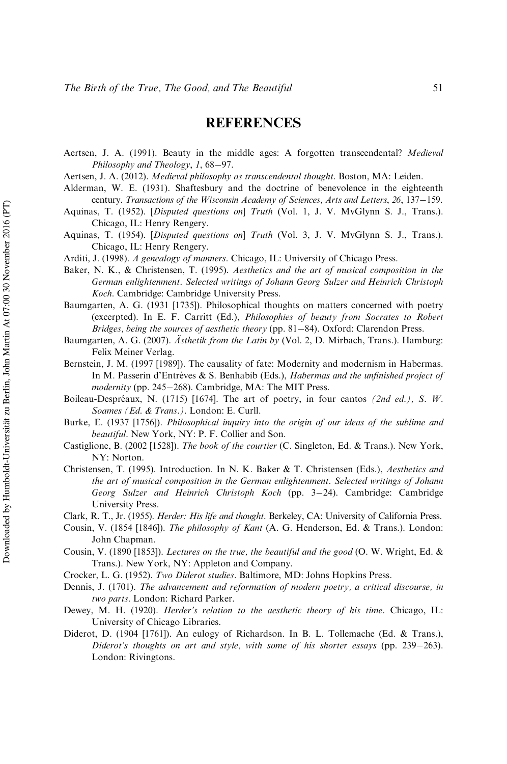## REFERENCES

Aertsen, J. A. (1991). Beauty in the middle ages: A forgotten transcendental? *Medieval Philosophy and Theology*, *1*, 68–97.

Aertsen, J. A. (2012). *Medieval philosophy as transcendental thought*. Boston, MA: Leiden.

Alderman, W. E. (1931). Shaftesbury and the doctrine of benevolence in the eighteenth century. *Transactions of the Wisconsin Academy of Sciences, Arts and Letters*, *26*, 137–159.

Aquinas, T. (1952). [*Disputed questions on*] *Truth* (Vol. 1, J. V. MvGlynn S. J., Trans.). Chicago, IL: Henry Rengery.

Aquinas, T. (1954). [*Disputed questions on*] *Truth* (Vol. 3, J. V. MvGlynn S. J., Trans.). Chicago, IL: Henry Rengery.

Arditi, J. (1998). *A genealogy of manners*. Chicago, IL: University of Chicago Press.

Baker, N. K., & Christensen, T. (1995). *Aesthetics and the art of musical composition in the German enlightenment. Selected writings of Johann Georg Sulzer and Heinrich Christoph Koch*. Cambridge: Cambridge University Press.

Baumgarten, A. G. (1931 [1735]). Philosophical thoughts on matters concerned with poetry (excerpted). In E. F. Carritt (Ed.), *Philosophies of beauty from Socrates to Robert Bridges, being the sources of aesthetic theory* (pp. 81–84). Oxford: Clarendon Press.

Baumgarten, A. G. (2007). *Ästhetik from the Latin by* (Vol. 2, D. Mirbach, Trans.). Hamburg: Felix Meiner Verlag.

Bernstein, J. M. (1997 [1989]). The causality of fate: Modernity and modernism in Habermas. In M. Passerin d'Entrèves & S. Benhabib (Eds.), *Habermas and the unfinished project of modernity* (pp. 245–268). Cambridge, MA: The MIT Press.

Boileau-Despréaux, N. (1715) [1674]. The art of poetry, in four cantos *(2nd ed.), S. W. Soames (Ed. & Trans.)*. London: E. Curll.

Burke, E. (1937 [1756]). *Philosophical inquiry into the origin of our ideas of the sublime and beautiful*. New York, NY: P. F. Collier and Son.

Castiglione, B. (2002 [1528]). *The book of the courtier* (C. Singleton, Ed. & Trans.). New York, NY: Norton.

Christensen, T. (1995). Introduction. In N. K. Baker & T. Christensen (Eds.), *Aesthetics and the art of musical composition in the German enlightenment. Selected writings of Johann Georg Sulzer and Heinrich Christoph Koch* (pp. 3–24). Cambridge: Cambridge University Press.

Clark, R. T., Jr. (1955). *Herder: His life and thought*. Berkeley, CA: University of California Press.

Cousin, V. (1854 [1846]). *The philosophy of Kant* (A. G. Henderson, Ed. & Trans.). London: John Chapman.

Cousin, V. (1890 [1853]). *Lectures on the true, the beautiful and the good* (O. W. Wright, Ed. & Trans.). New York, NY: Appleton and Company.

Crocker, L. G. (1952). *Two Diderot studies*. Baltimore, MD: Johns Hopkins Press.

Dennis, J. (1701). *The advancement and reformation of modern poetry, a critical discourse, in two parts*. London: Richard Parker.

Dewey, M. H. (1920). *Herder's relation to the aesthetic theory of his time*. Chicago, IL: University of Chicago Libraries.

Diderot, D. (1904 [1761]). An eulogy of Richardson. In B. L. Tollemache (Ed. & Trans.), *Diderot's thoughts on art and style, with some of his shorter essays* (pp. 239–263). London: Rivingtons.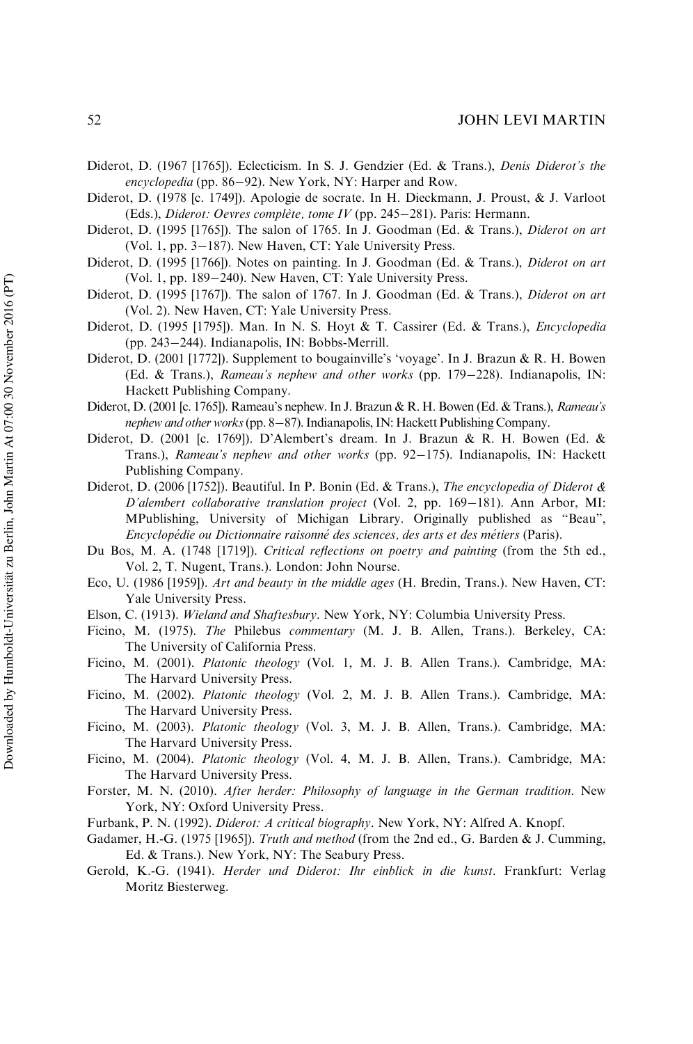Diderot, D. (1967 [1765]). Eclecticism. In S. J. Gendzier (Ed. & Trans.), *Denis Diderot's the encyclopedia* (pp. 86–92). New York, NY: Harper and Row.

Diderot, D. (1978 [c. 1749]). Apologie de socrate. In H. Dieckmann, J. Proust, & J. Varloot (Eds.), *Diderot: Oevres complète, tome IV* (pp. 245–281). Paris: Hermann.

Diderot, D. (1995 [1765]). The salon of 1765. In J. Goodman (Ed. & Trans.), *Diderot on art* (Vol. 1, pp. 3–187). New Haven, CT: Yale University Press.

Diderot, D. (1995 [1766]). Notes on painting. In J. Goodman (Ed. & Trans.), *Diderot on art* (Vol. 1, pp. 189–240). New Haven, CT: Yale University Press.

Diderot, D. (1995 [1767]). The salon of 1767. In J. Goodman (Ed. & Trans.), *Diderot on art* (Vol. 2). New Haven, CT: Yale University Press.

Diderot, D. (1995 [1795]). Man. In N. S. Hoyt & T. Cassirer (Ed. & Trans.), *Encyclopedia* (pp. 243–244). Indianapolis, IN: Bobbs-Merrill.

Diderot, D. (2001 [1772]). Supplement to bougainville's 'voyage'. In J. Brazun & R. H. Bowen (Ed. & Trans.), *Rameau's nephew and other works* (pp. 179–228). Indianapolis, IN: Hackett Publishing Company.

Diderot, D. (2001 [c. 1765]). Rameau's nephew. In J. Brazun & R. H. Bowen (Ed. & Trans.), *Rameau's nephew and other works* (pp. 8–87). Indianapolis, IN: Hackett Publishing Company.

Diderot, D. (2001 [c. 1769]). D'Alembert's dream. In J. Brazun & R. H. Bowen (Ed. & Trans.), *Rameau's nephew and other works* (pp. 92–175). Indianapolis, IN: Hackett Publishing Company.

Diderot, D. (2006 [1752]). Beautiful. In P. Bonin (Ed. & Trans.), *The encyclopedia of Diderot & D'alembert collaborative translation project* (Vol. 2, pp. 169–181). Ann Arbor, MI: MPublishing, University of Michigan Library. Originally published as "Beau", *Encyclopédie ou Dictionnaire raisonné des sciences, des arts et des métiers* (Paris).

Du Bos, M. A. (1748 [1719]). *Critical reflections on poetry and painting* (from the 5th ed., Vol. 2, T. Nugent, Trans.). London: John Nourse.

Eco, U. (1986 [1959]). *Art and beauty in the middle ages* (H. Bredin, Trans.). New Haven, CT: Yale University Press.

Elson, C. (1913). *Wieland and Shaftesbury*. New York, NY: Columbia University Press.

Ficino, M. (1975). *The* Philebus *commentary* (M. J. B. Allen, Trans.). Berkeley, CA: The University of California Press.

Ficino, M. (2001). *Platonic theology* (Vol. 1, M. J. B. Allen Trans.). Cambridge, MA: The Harvard University Press.

Ficino, M. (2002). *Platonic theology* (Vol. 2, M. J. B. Allen Trans.). Cambridge, MA: The Harvard University Press.

Ficino, M. (2003). *Platonic theology* (Vol. 3, M. J. B. Allen, Trans.). Cambridge, MA: The Harvard University Press.

Ficino, M. (2004). *Platonic theology* (Vol. 4, M. J. B. Allen, Trans.). Cambridge, MA: The Harvard University Press.

Forster, M. N. (2010). *After herder: Philosophy of language in the German tradition*. New York, NY: Oxford University Press.

Furbank, P. N. (1992). *Diderot: A critical biography*. New York, NY: Alfred A. Knopf.

Gadamer, H.-G. (1975 [1965]). *Truth and method* (from the 2nd ed., G. Barden & J. Cumming, Ed. & Trans.). New York, NY: The Seabury Press.

Gerold, K.-G. (1941). *Herder und Diderot: Ihr einblick in die kunst*. Frankfurt: Verlag Moritz Biesterweg.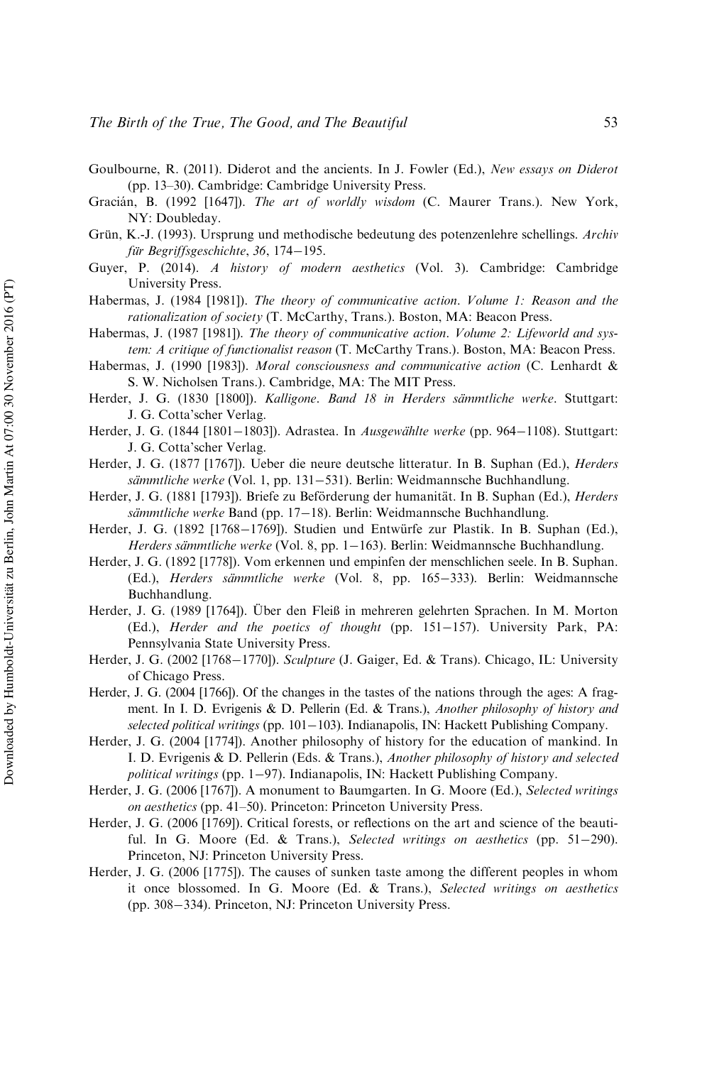Goulbourne, R. (2011). Diderot and the ancients. In J. Fowler (Ed.), *New essays on Diderot* (pp. 13–30). Cambridge: Cambridge University Press.

Gracián, B. (1992 [1647]). *The art of worldly wisdom* (C. Maurer Trans.). New York, NY: Doubleday.

Grün, K.-J. (1993). Ursprung und methodische bedeutung des potenzenlehre schellings. *Archiv für Begriffsgeschichte*, *36*, 174–195.

Guyer, P. (2014). *A history of modern aesthetics* (Vol. 3). Cambridge: Cambridge University Press.

Habermas, J. (1984 [1981]). *The theory of communicative action. Volume 1: Reason and the rationalization of society* (T. McCarthy, Trans.). Boston, MA: Beacon Press.

Habermas, J. (1987 [1981]). *The theory of communicative action. Volume 2: Lifeworld and system: A critique of functionalist reason* (T. McCarthy Trans.). Boston, MA: Beacon Press.

Habermas, J. (1990 [1983]). *Moral consciousness and communicative action* (C. Lenhardt & S. W. Nicholsen Trans.). Cambridge, MA: The MIT Press.

Herder, J. G. (1830 [1800]). *Kalligone*. *Band 18 in Herders sämmtliche werke*. Stuttgart: J. G. Cotta'scher Verlag.

Herder, J. G. (1844 [1801–1803]). Adrastea. In *Ausgewählte werke* (pp. 964–1108). Stuttgart: J. G. Cotta'scher Verlag.

Herder, J. G. (1877 [1767]). Ueber die neure deutsche litteratur. In B. Suphan (Ed.), *Herders sämmtliche werke* (Vol. 1, pp. 131–531). Berlin: Weidmannsche Buchhandlung.

Herder, J. G. (1881 [1793]). Briefe zu Beförderung der humanität. In B. Suphan (Ed.), *Herders sämmtliche werke* Band (pp. 17–18). Berlin: Weidmannsche Buchhandlung.

Herder, J. G. (1892 [1768–1769]). Studien und Entwürfe zur Plastik. In B. Suphan (Ed.), *Herders sämmtliche werke* (Vol. 8, pp. 1–163). Berlin: Weidmannsche Buchhandlung.

Herder, J. G. (1892 [1778]). Vom erkennen und empinfen der menschlichen seele. In B. Suphan. (Ed.), *Herders sämmtliche werke* (Vol. 8, pp. 165–333). Berlin: Weidmannsche Buchhandlung.

Herder, J. G. (1989 [1764]). Über den Fleiß in mehreren gelehrten Sprachen. In M. Morton (Ed.), *Herder and the poetics of thought* (pp. 151–157). University Park, PA: Pennsylvania State University Press.

Herder, J. G. (2002 [1768–1770]). *Sculpture* (J. Gaiger, Ed. & Trans). Chicago, IL: University of Chicago Press.

Herder, J. G. (2004 [1766]). Of the changes in the tastes of the nations through the ages: A fragment. In I. D. Evrigenis & D. Pellerin (Ed. & Trans.), *Another philosophy of history and selected political writings* (pp. 101–103). Indianapolis, IN: Hackett Publishing Company.

Herder, J. G. (2004 [1774]). Another philosophy of history for the education of mankind. In I. D. Evrigenis & D. Pellerin (Eds. & Trans.), *Another philosophy of history and selected political writings* (pp. 1–97). Indianapolis, IN: Hackett Publishing Company.

Herder, J. G. (2006 [1767]). A monument to Baumgarten. In G. Moore (Ed.), *Selected writings on aesthetics* (pp. 41–50). Princeton: Princeton University Press.

Herder, J. G. (2006 [1769]). Critical forests, or reflections on the art and science of the beautiful. In G. Moore (Ed. & Trans.), *Selected writings on aesthetics* (pp. 51–290). Princeton, NJ: Princeton University Press.

Herder, J. G. (2006 [1775]). The causes of sunken taste among the different peoples in whom it once blossomed. In G. Moore (Ed. & Trans.), *Selected writings on aesthetics* (pp. 308–334). Princeton, NJ: Princeton University Press.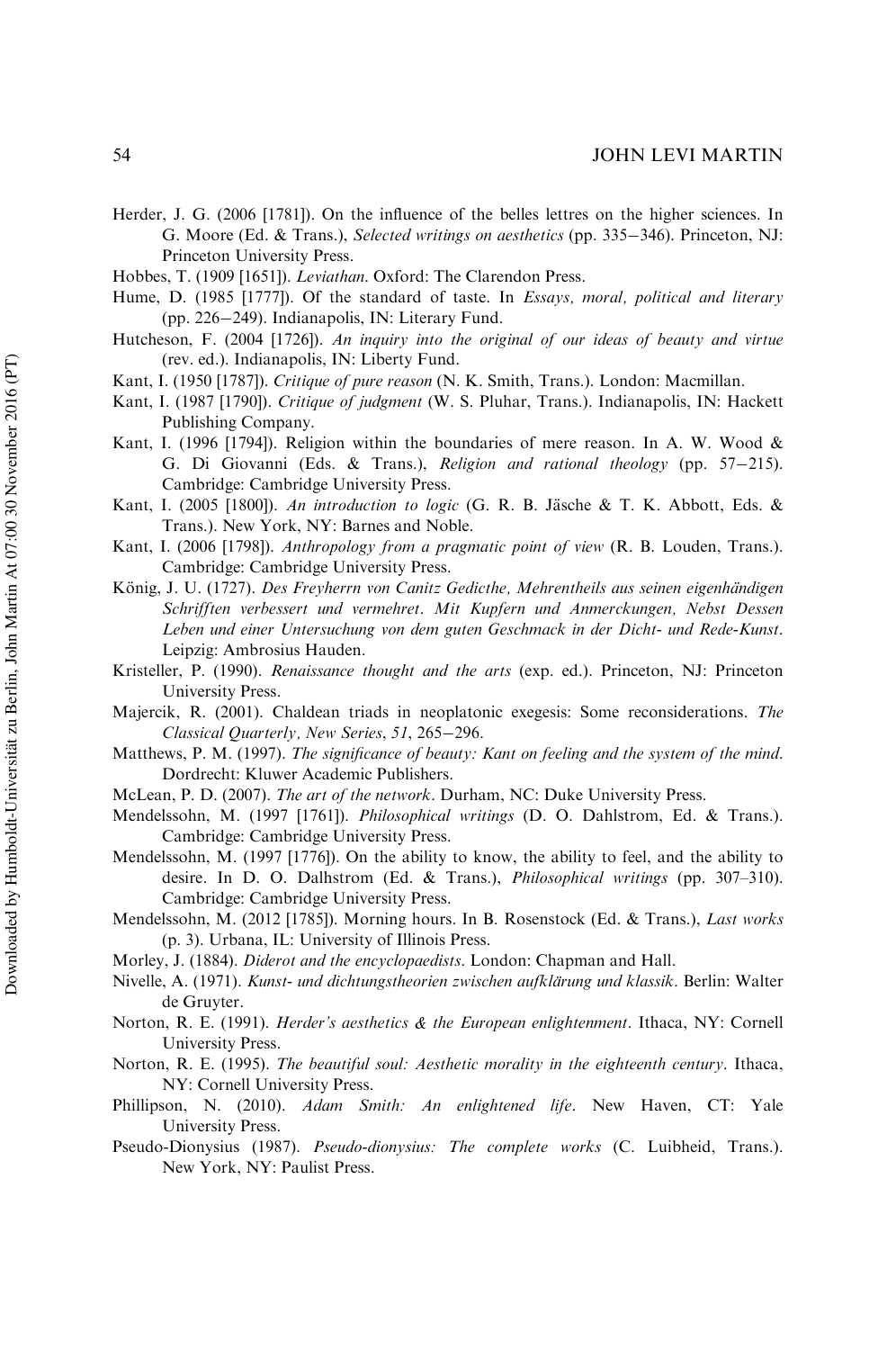Herder, J. G. (2006 [1781]). On the influence of the belles lettres on the higher sciences. In G. Moore (Ed. & Trans.), *Selected writings on aesthetics* (pp. 335–346). Princeton, NJ: Princeton University Press.

Hobbes, T. (1909 [1651]). *Leviathan*. Oxford: The Clarendon Press.

Hume, D. (1985 [1777]). Of the standard of taste. In *Essays, moral, political and literary* (pp. 226–249). Indianapolis, IN: Literary Fund.

Hutcheson, F. (2004 [1726]). *An inquiry into the original of our ideas of beauty and virtue* (rev. ed.). Indianapolis, IN: Liberty Fund.

Kant, I. (1950 [1787]). *Critique of pure reason* (N. K. Smith, Trans.). London: Macmillan.

Kant, I. (1987 [1790]). *Critique of judgment* (W. S. Pluhar, Trans.). Indianapolis, IN: Hackett Publishing Company.

Kant, I. (1996 [1794]). Religion within the boundaries of mere reason. In A. W. Wood & G. Di Giovanni (Eds. & Trans.), *Religion and rational theology* (pp. 57–215). Cambridge: Cambridge University Press.

Kant, I. (2005 [1800]). *An introduction to logic* (G. R. B. Jäsche & T. K. Abbott, Eds. & Trans.). New York, NY: Barnes and Noble.

Kant, I. (2006 [1798]). *Anthropology from a pragmatic point of view* (R. B. Louden, Trans.). Cambridge: Cambridge University Press.

König, J. U. (1727). *Des Freyherrn von Canitz Gedicthe, Mehrentheils aus seinen eigenhändigen Schrifften verbessert und vermehret. Mit Kupfern und Anmerckungen, Nebst Dessen Leben und einer Untersuchung von dem guten Geschmack in der Dicht- und Rede-Kunst*. Leipzig: Ambrosius Hauden.

Kristeller, P. (1990). *Renaissance thought and the arts* (exp. ed.). Princeton, NJ: Princeton University Press.

Majercik, R. (2001). Chaldean triads in neoplatonic exegesis: Some reconsiderations. *The Classical Quarterly, New Series*, *51*, 265–296.

Matthews, P. M. (1997). *The significance of beauty: Kant on feeling and the system of the mind*. Dordrecht: Kluwer Academic Publishers.

McLean, P. D. (2007). *The art of the network*. Durham, NC: Duke University Press.

Mendelssohn, M. (1997 [1761]). *Philosophical writings* (D. O. Dahlstrom, Ed. & Trans.). Cambridge: Cambridge University Press.

Mendelssohn, M. (1997 [1776]). On the ability to know, the ability to feel, and the ability to desire. In D. O. Dalhstrom (Ed. & Trans.), *Philosophical writings* (pp. 307–310). Cambridge: Cambridge University Press.

Mendelssohn, M. (2012 [1785]). Morning hours. In B. Rosenstock (Ed. & Trans.), *Last works* (p. 3). Urbana, IL: University of Illinois Press.

Morley, J. (1884). *Diderot and the encyclopaedists*. London: Chapman and Hall.

Nivelle, A. (1971). *Kunst- und dichtungstheorien zwischen aufklärung und klassik*. Berlin: Walter de Gruyter.

Norton, R. E. (1991). *Herder's aesthetics & the European enlightenment*. Ithaca, NY: Cornell University Press.

Norton, R. E. (1995). *The beautiful soul: Aesthetic morality in the eighteenth century*. Ithaca, NY: Cornell University Press.

Phillipson, N. (2010). *Adam Smith: An enlightened life*. New Haven, CT: Yale University Press.

Pseudo-Dionysius (1987). *Pseudo-dionysius: The complete works* (C. Luibheid, Trans.). New York, NY: Paulist Press.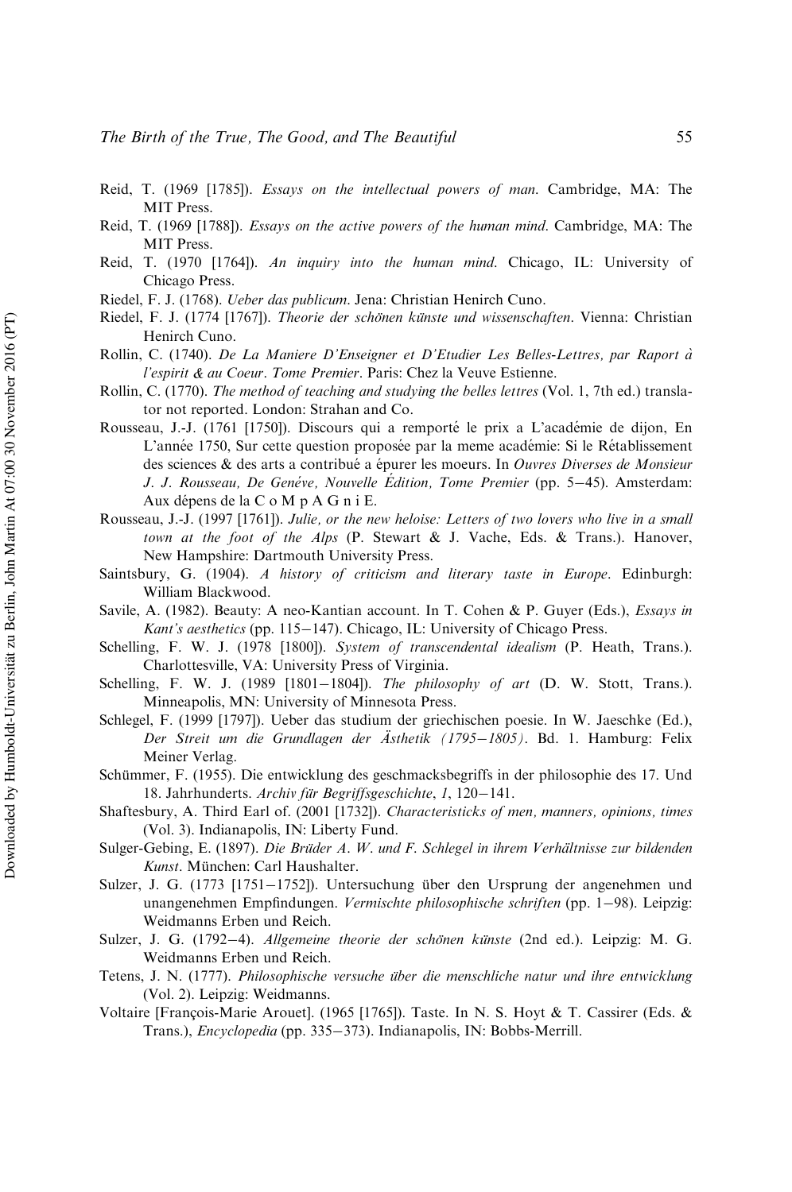Reid, T. (1969 [1785]). *Essays on the intellectual powers of man*. Cambridge, MA: The MIT Press.

Reid, T. (1969 [1788]). *Essays on the active powers of the human mind*. Cambridge, MA: The MIT Press.

Reid, T. (1970 [1764]). *An inquiry into the human mind*. Chicago, IL: University of Chicago Press.

Riedel, F. J. (1768). *Ueber das publicum*. Jena: Christian Henirch Cuno.

Riedel, F. J. (1774 [1767]). *Theorie der schönen künste und wissenschaften*. Vienna: Christian Henirch Cuno.

Rollin, C. (1740). *De La Maniere D'Enseigner et D'Etudier Les Belles-Lettres, par Raport à l'espirit & au Coeur. Tome Premier*. Paris: Chez la Veuve Estienne.

Rollin, C. (1770). *The method of teaching and studying the belles lettres* (Vol. 1, 7th ed.) translator not reported. London: Strahan and Co.

Rousseau, J.-J. (1761 [1750]). Discours qui a remporté le prix a L'académie de dijon, En L'année 1750, Sur cette question proposée par la meme académie: Si le Rétablissement des sciences & des arts a contribué a épurer les moeurs. In *Ouvres Diverses de Monsieur J. J. Rousseau, De Genéve, Nouvelle Édition, Tome Premier* (pp. 5–45). Amsterdam: Aux dépens de la C o M p A G n i E.

Rousseau, J.-J. (1997 [1761]). *Julie, or the new heloise: Letters of two lovers who live in a small town at the foot of the Alps* (P. Stewart & J. Vache, Eds. & Trans.). Hanover, New Hampshire: Dartmouth University Press.

Saintsbury, G. (1904). *A history of criticism and literary taste in Europe*. Edinburgh: William Blackwood.

Savile, A. (1982). Beauty: A neo-Kantian account. In T. Cohen & P. Guyer (Eds.), *Essays in Kant's aesthetics* (pp. 115–147). Chicago, IL: University of Chicago Press.

Schelling, F. W. J. (1978 [1800]). *System of transcendental idealism* (P. Heath, Trans.). Charlottesville, VA: University Press of Virginia.

Schelling, F. W. J. (1989 [1801–1804]). *The philosophy of art* (D. W. Stott, Trans.). Minneapolis, MN: University of Minnesota Press.

Schlegel, F. (1999 [1797]). Ueber das studium der griechischen poesie. In W. Jaeschke (Ed.), *Der Streit um die Grundlagen der Ästhetik (1795–1805)*. Bd. 1. Hamburg: Felix Meiner Verlag.

Schümmer, F. (1955). Die entwicklung des geschmacksbegriffs in der philosophie des 17. Und 18. Jahrhunderts. *Archiv für Begriffsgeschichte*, *1*, 120–141.

Shaftesbury, A. Third Earl of. (2001 [1732]). *Characteristicks of men, manners, opinions, times* (Vol. 3). Indianapolis, IN: Liberty Fund.

Sulger-Gebing, E. (1897). *Die Brüder A. W. und F. Schlegel in ihrem Verhältnisse zur bildenden Kunst*. München: Carl Haushalter.

Sulzer, J. G. (1773 [1751–1752]). Untersuchung über den Ursprung der angenehmen und unangenehmen Empfindungen. *Vermischte philosophische schriften* (pp. 1–98). Leipzig: Weidmanns Erben und Reich.

Sulzer, J. G. (1792–4). *Allgemeine theorie der schönen künste* (2nd ed.). Leipzig: M. G. Weidmanns Erben und Reich.

Tetens, J. N. (1777). *Philosophische versuche über die menschliche natur und ihre entwicklung* (Vol. 2). Leipzig: Weidmanns.

Voltaire [François-Marie Arouet]. (1965 [1765]). Taste. In N. S. Hoyt & T. Cassirer (Eds. & Trans.), *Encyclopedia* (pp. 335–373). Indianapolis, IN: Bobbs-Merrill.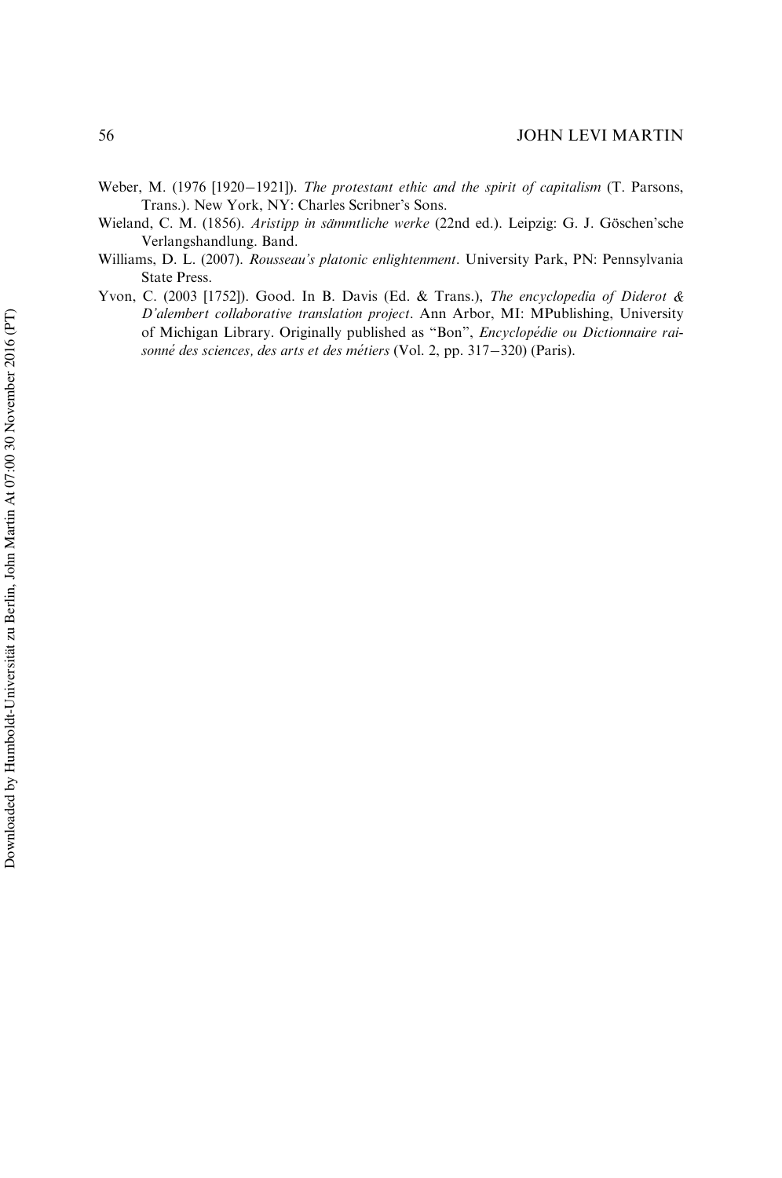Weber, M. (1976 [1920–1921]). *The protestant ethic and the spirit of capitalism* (T. Parsons, Trans.). New York, NY: Charles Scribner's Sons.

Wieland, C. M. (1856). *Aristipp in sämmtliche werke* (22nd ed.). Leipzig: G. J. Göschen'sche Verlangshandlung. Band.

Williams, D. L. (2007). *Rousseau's platonic enlightenment*. University Park, PN: Pennsylvania State Press.

Yvon, C. (2003 [1752]). Good. In B. Davis (Ed. & Trans.), *The encyclopedia of Diderot & D'alembert collaborative translation project*. Ann Arbor, MI: MPublishing, University of Michigan Library. Originally published as "Bon", *Encyclopédie ou Dictionnaire raisonné des sciences, des arts et des métiers* (Vol. 2, pp. 317–320) (Paris).